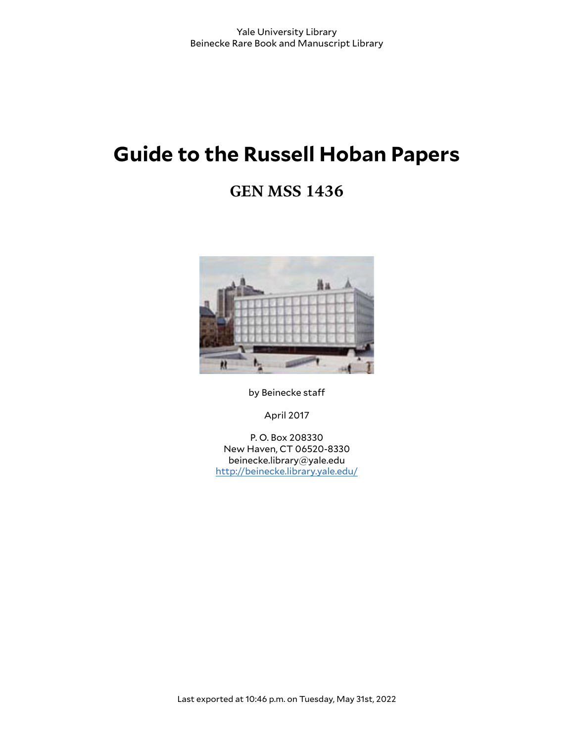Yale University Library
Beinecke Rare Book and Manuscript Library

# Guide to the Russell Hoban Papers

## GEN MSS 1436

by Beinecke staff

April 2017

P. O. Box 208330
New Haven, CT 06520-8330
beinecke.library@yale.edu
http://beinecke.library.yale.edu/

Last exported at 10:46 p.m. on Tuesday, May 31st, 2022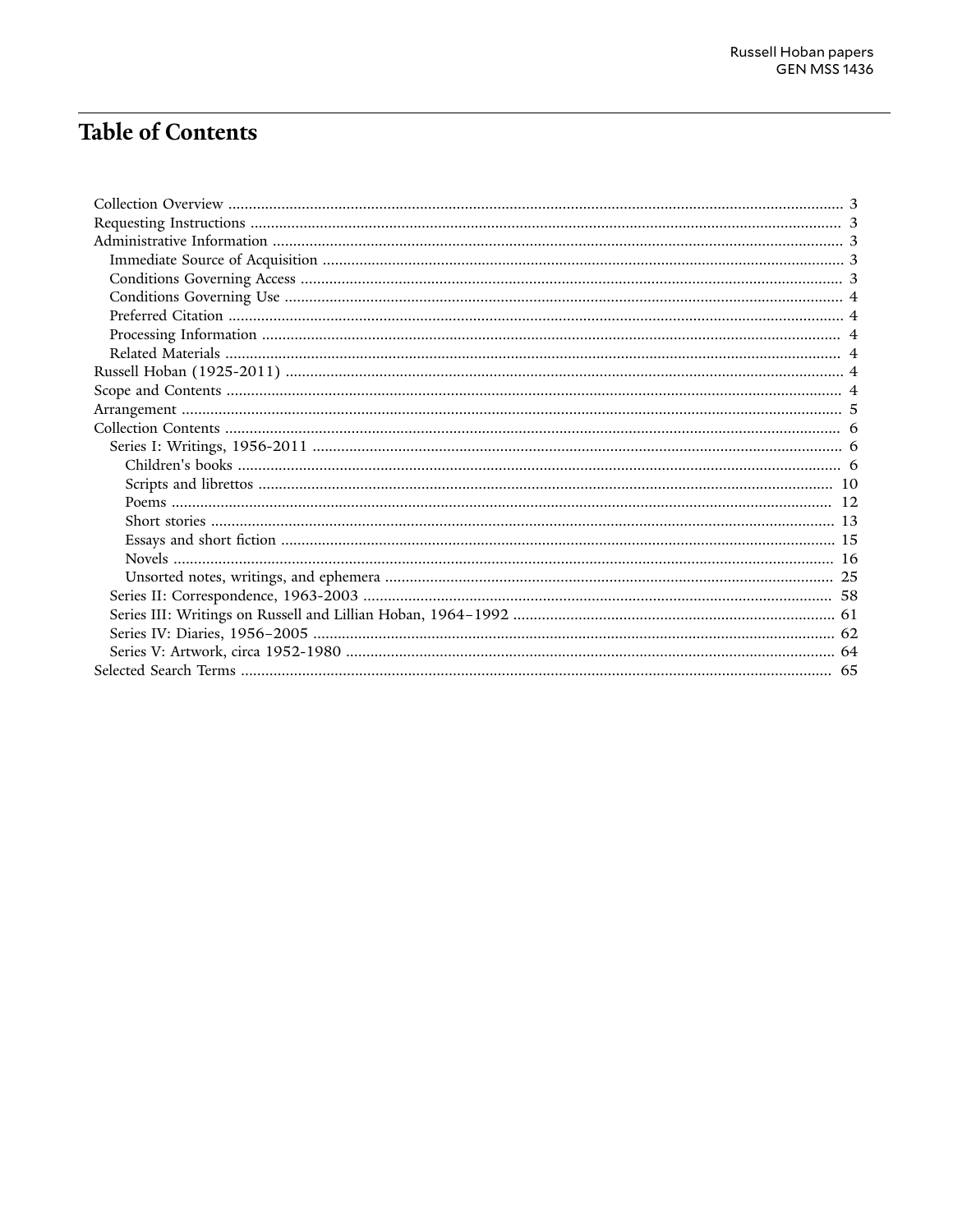# Table of Contents

- Collection Overview ........ 3
- Requesting Instructions ........ 3
- Administrative Information ........ 3
  - Immediate Source of Acquisition ........ 3
  - Conditions Governing Access ........ 3
  - Conditions Governing Use ........ 4
  - Preferred Citation ........ 4
  - Processing Information ........ 4
  - Related Materials ........ 4
- Russell Hoban (1925-2011) ........ 4
- Scope and Contents ........ 4
- Arrangement ........ 5
- Collection Contents ........ 6
  - Series I: Writings, 1956-2011 ........ 6
    - Children's books ........ 6
    - Scripts and librettos ........ 10
    - Poems ........ 12
    - Short stories ........ 13
    - Essays and short fiction ........ 15
    - Novels ........ 16
    - Unsorted notes, writings, and ephemera ........ 25
  - Series II: Correspondence, 1963-2003 ........ 58
  - Series III: Writings on Russell and Lillian Hoban, 1964–1992 ........ 61
  - Series IV: Diaries, 1956–2005 ........ 62
  - Series V: Artwork, circa 1952-1980 ........ 64
- Selected Search Terms ........ 65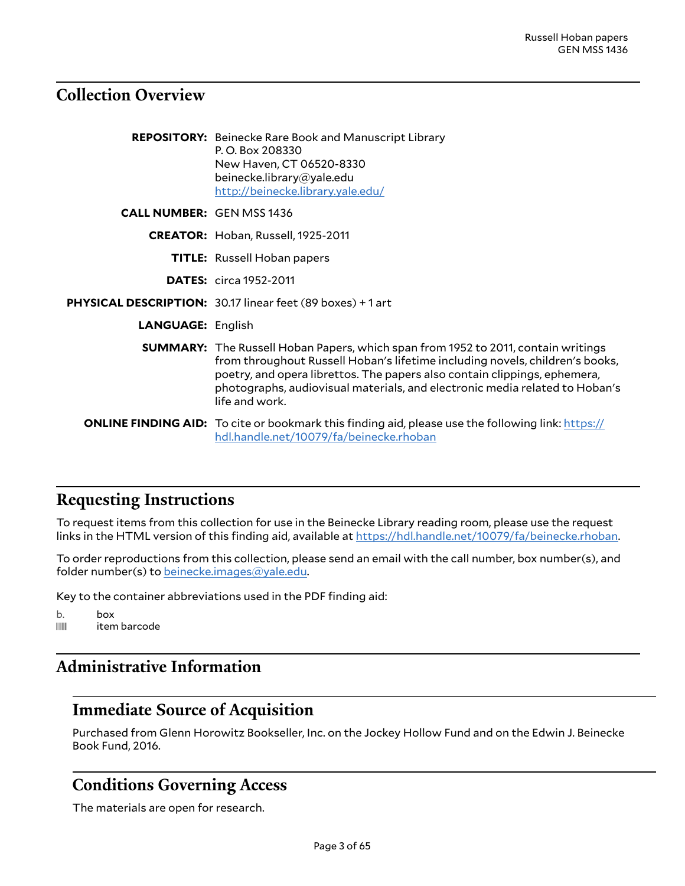## Collection Overview

**REPOSITORY:** Beinecke Rare Book and Manuscript Library
P. O. Box 208330
New Haven, CT 06520-8330
beinecke.library@yale.edu
http://beinecke.library.yale.edu/

**CALL NUMBER:** GEN MSS 1436

**CREATOR:** Hoban, Russell, 1925-2011

**TITLE:** Russell Hoban papers

**DATES:** circa 1952-2011

**PHYSICAL DESCRIPTION:** 30.17 linear feet (89 boxes) + 1 art

**LANGUAGE:** English

**SUMMARY:** The Russell Hoban Papers, which span from 1952 to 2011, contain writings from throughout Russell Hoban's lifetime including novels, children's books, poetry, and opera librettos. The papers also contain clippings, ephemera, photographs, audiovisual materials, and electronic media related to Hoban's life and work.

**ONLINE FINDING AID:** To cite or bookmark this finding aid, please use the following link: https://hdl.handle.net/10079/fa/beinecke.rhoban

## Requesting Instructions

To request items from this collection for use in the Beinecke Library reading room, please use the request links in the HTML version of this finding aid, available at https://hdl.handle.net/10079/fa/beinecke.rhoban.

To order reproductions from this collection, please send an email with the call number, box number(s), and folder number(s) to beinecke.images@yale.edu.

Key to the container abbreviations used in the PDF finding aid:

b. box
|||||| item barcode

## Administrative Information

### Immediate Source of Acquisition

Purchased from Glenn Horowitz Bookseller, Inc. on the Jockey Hollow Fund and on the Edwin J. Beinecke Book Fund, 2016.

### Conditions Governing Access

The materials are open for research.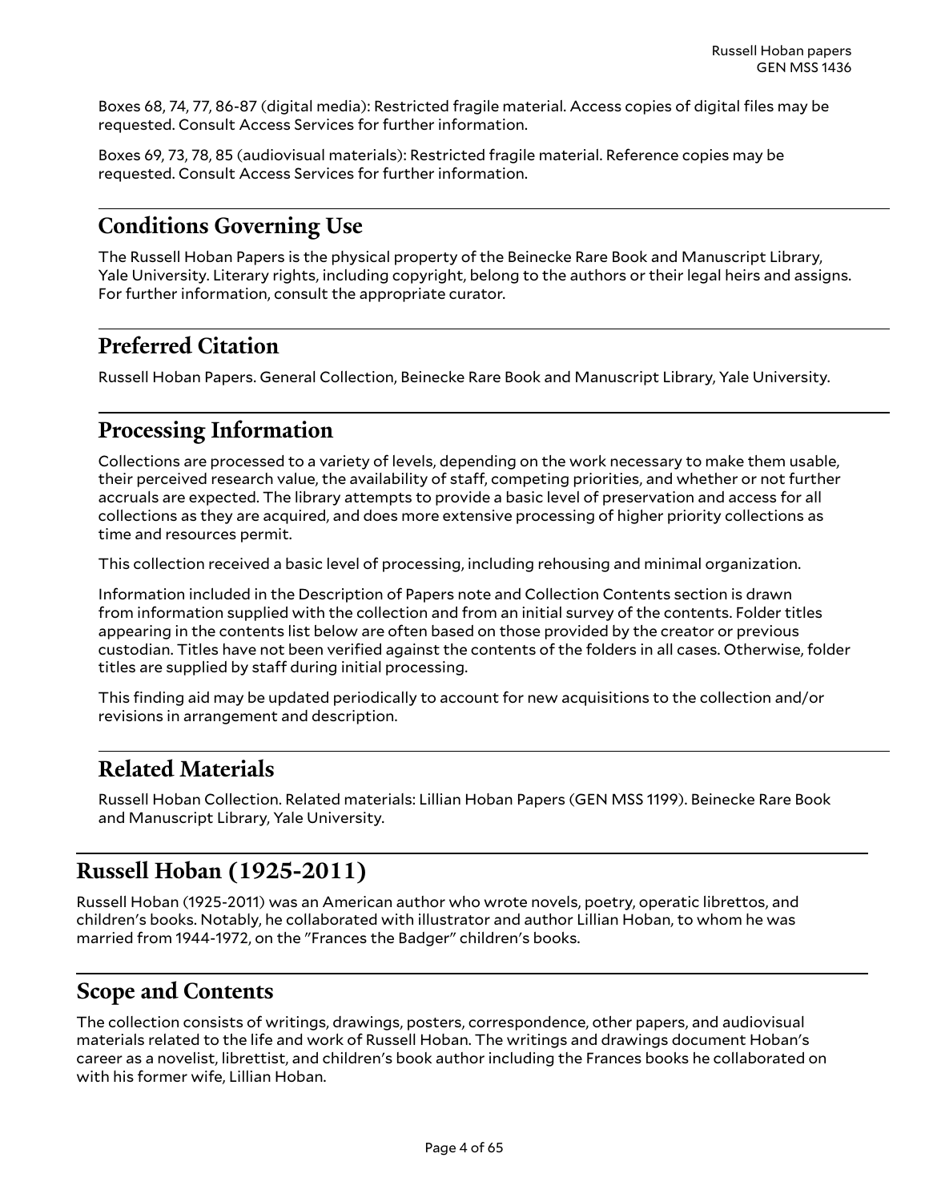Boxes 68, 74, 77, 86-87 (digital media): Restricted fragile material. Access copies of digital files may be requested. Consult Access Services for further information.

Boxes 69, 73, 78, 85 (audiovisual materials): Restricted fragile material. Reference copies may be requested. Consult Access Services for further information.

## Conditions Governing Use

The Russell Hoban Papers is the physical property of the Beinecke Rare Book and Manuscript Library, Yale University. Literary rights, including copyright, belong to the authors or their legal heirs and assigns. For further information, consult the appropriate curator.

## Preferred Citation

Russell Hoban Papers. General Collection, Beinecke Rare Book and Manuscript Library, Yale University.

## Processing Information

Collections are processed to a variety of levels, depending on the work necessary to make them usable, their perceived research value, the availability of staff, competing priorities, and whether or not further accruals are expected. The library attempts to provide a basic level of preservation and access for all collections as they are acquired, and does more extensive processing of higher priority collections as time and resources permit.

This collection received a basic level of processing, including rehousing and minimal organization.

Information included in the Description of Papers note and Collection Contents section is drawn from information supplied with the collection and from an initial survey of the contents. Folder titles appearing in the contents list below are often based on those provided by the creator or previous custodian. Titles have not been verified against the contents of the folders in all cases. Otherwise, folder titles are supplied by staff during initial processing.

This finding aid may be updated periodically to account for new acquisitions to the collection and/or revisions in arrangement and description.

## Related Materials

Russell Hoban Collection. Related materials: Lillian Hoban Papers (GEN MSS 1199). Beinecke Rare Book and Manuscript Library, Yale University.

# Russell Hoban (1925-2011)

Russell Hoban (1925-2011) was an American author who wrote novels, poetry, operatic librettos, and children's books. Notably, he collaborated with illustrator and author Lillian Hoban, to whom he was married from 1944-1972, on the "Frances the Badger" children's books.

# Scope and Contents

The collection consists of writings, drawings, posters, correspondence, other papers, and audiovisual materials related to the life and work of Russell Hoban. The writings and drawings document Hoban's career as a novelist, librettist, and children's book author including the Frances books he collaborated on with his former wife, Lillian Hoban.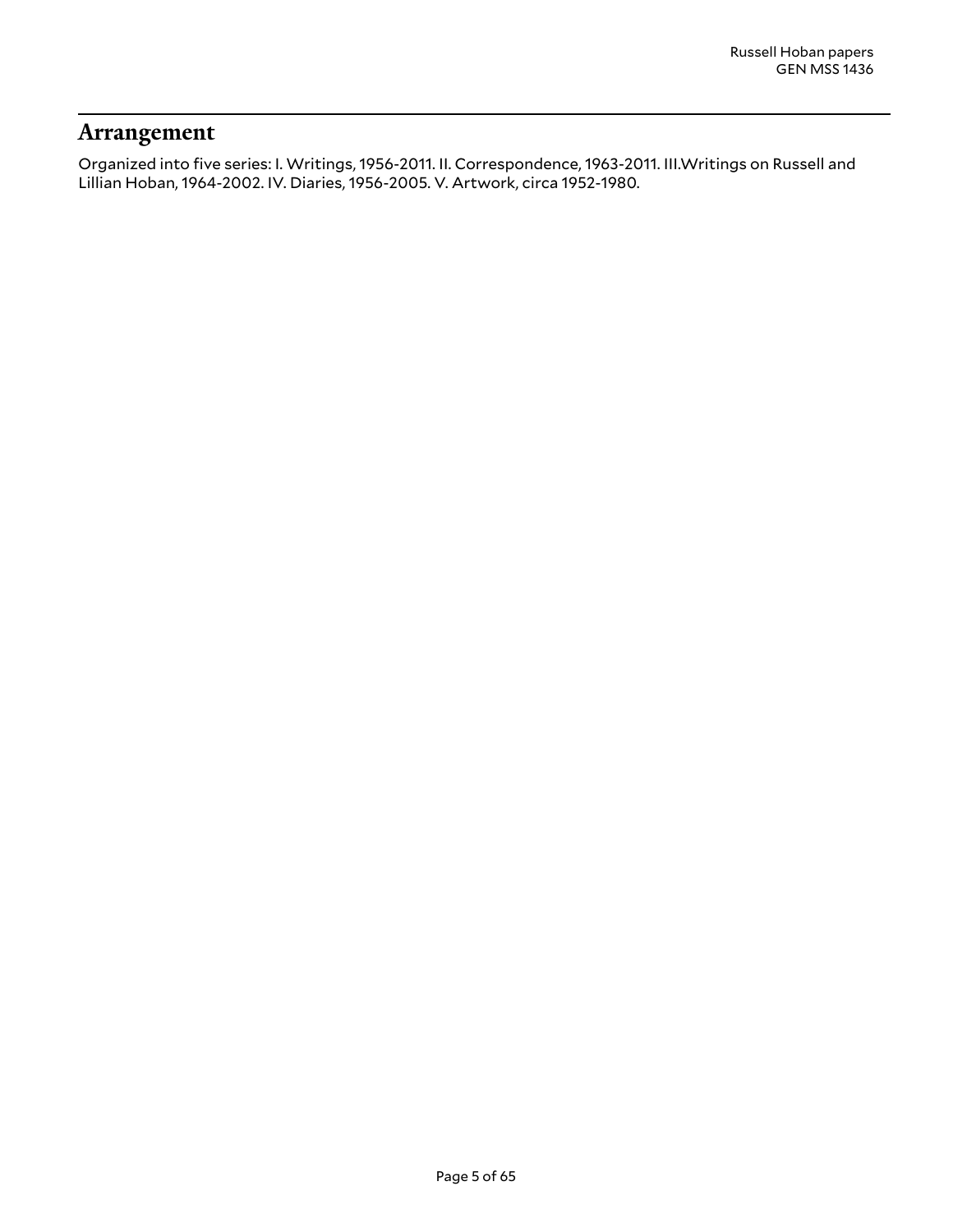## Arrangement

Organized into five series: I. Writings, 1956-2011. II. Correspondence, 1963-2011. III.Writings on Russell and Lillian Hoban, 1964-2002. IV. Diaries, 1956-2005. V. Artwork, circa 1952-1980.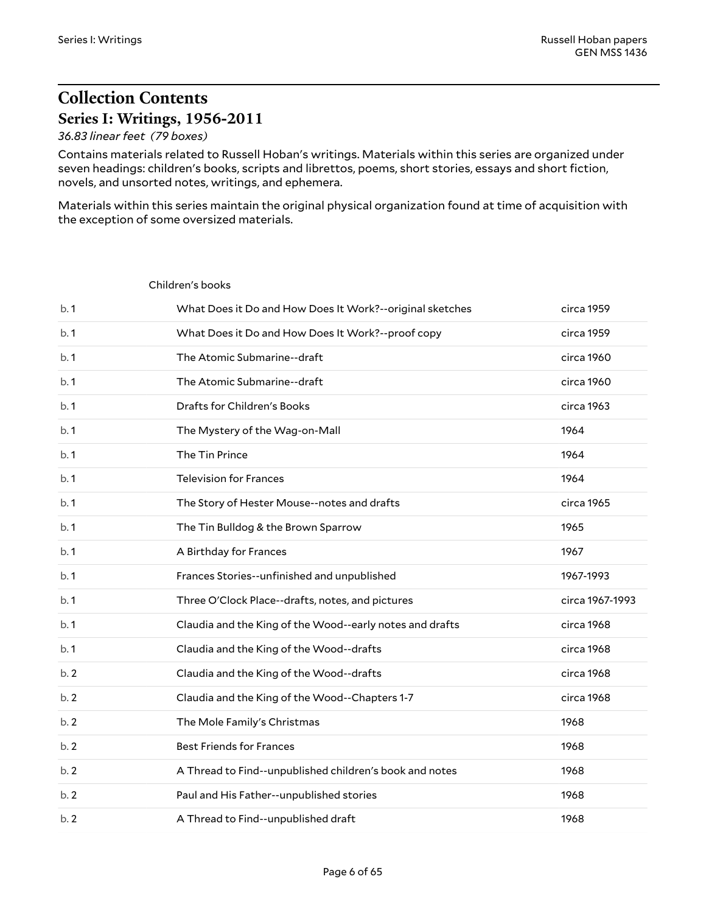# Collection Contents

## Series I: Writings, 1956-2011

*36.83 linear feet (79 boxes)*

Contains materials related to Russell Hoban's writings. Materials within this series are organized under seven headings: children's books, scripts and librettos, poems, short stories, essays and short fiction, novels, and unsorted notes, writings, and ephemera.

Materials within this series maintain the original physical organization found at time of acquisition with the exception of some oversized materials.

Children's books

| | | |
|---|---|---|
| b. 1 | What Does it Do and How Does It Work?--original sketches | circa 1959 |
| b. 1 | What Does it Do and How Does It Work?--proof copy | circa 1959 |
| b. 1 | The Atomic Submarine--draft | circa 1960 |
| b. 1 | The Atomic Submarine--draft | circa 1960 |
| b. 1 | Drafts for Children's Books | circa 1963 |
| b. 1 | The Mystery of the Wag-on-Mall | 1964 |
| b. 1 | The Tin Prince | 1964 |
| b. 1 | Television for Frances | 1964 |
| b. 1 | The Story of Hester Mouse--notes and drafts | circa 1965 |
| b. 1 | The Tin Bulldog & the Brown Sparrow | 1965 |
| b. 1 | A Birthday for Frances | 1967 |
| b. 1 | Frances Stories--unfinished and unpublished | 1967-1993 |
| b. 1 | Three O'Clock Place--drafts, notes, and pictures | circa 1967-1993 |
| b. 1 | Claudia and the King of the Wood--early notes and drafts | circa 1968 |
| b. 1 | Claudia and the King of the Wood--drafts | circa 1968 |
| b. 2 | Claudia and the King of the Wood--drafts | circa 1968 |
| b. 2 | Claudia and the King of the Wood--Chapters 1-7 | circa 1968 |
| b. 2 | The Mole Family's Christmas | 1968 |
| b. 2 | Best Friends for Frances | 1968 |
| b. 2 | A Thread to Find--unpublished children's book and notes | 1968 |
| b. 2 | Paul and His Father--unpublished stories | 1968 |
| b. 2 | A Thread to Find--unpublished draft | 1968 |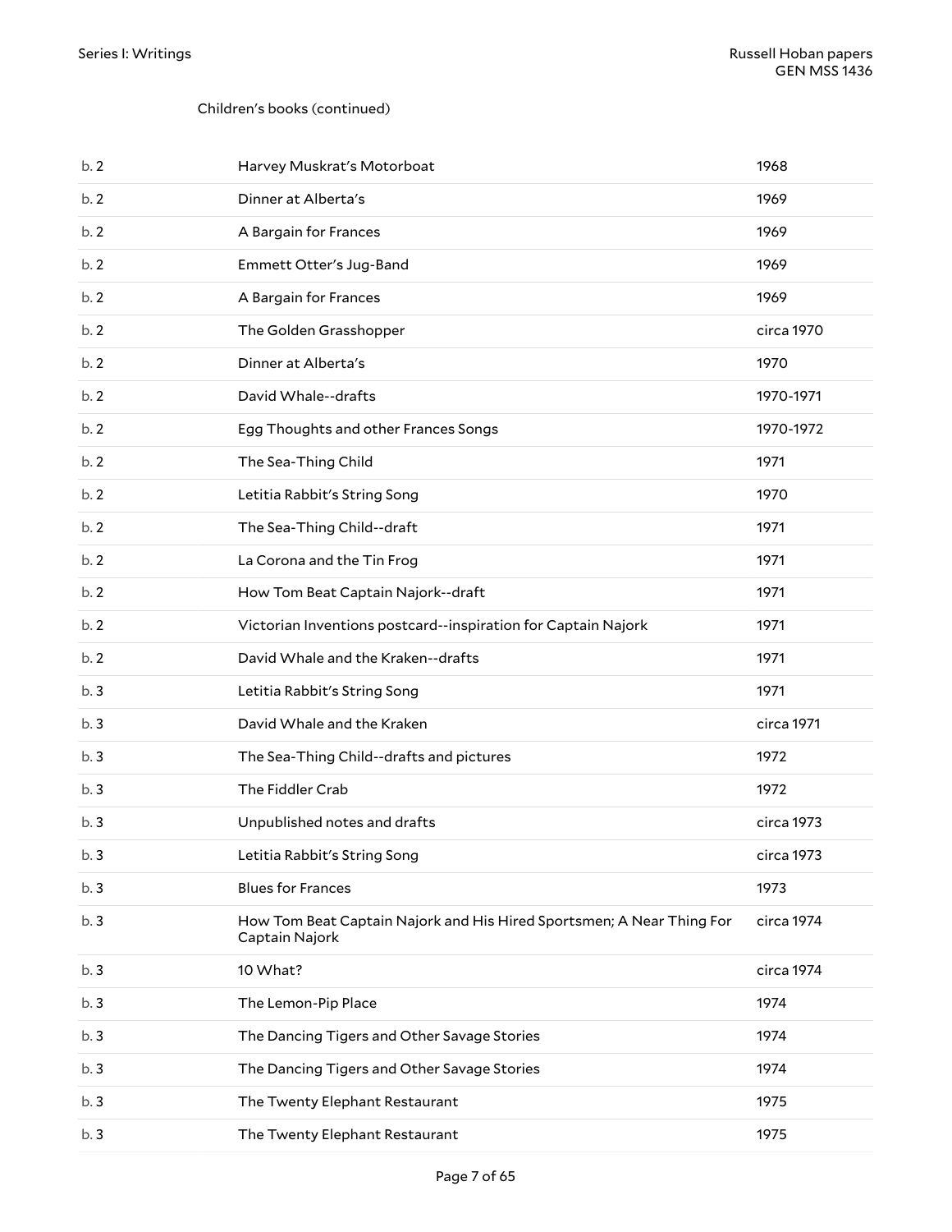Children's books (continued)

| | | |
|---|---|---|
| b. 2 | Harvey Muskrat's Motorboat | 1968 |
| b. 2 | Dinner at Alberta's | 1969 |
| b. 2 | A Bargain for Frances | 1969 |
| b. 2 | Emmett Otter's Jug-Band | 1969 |
| b. 2 | A Bargain for Frances | 1969 |
| b. 2 | The Golden Grasshopper | circa 1970 |
| b. 2 | Dinner at Alberta's | 1970 |
| b. 2 | David Whale--drafts | 1970-1971 |
| b. 2 | Egg Thoughts and other Frances Songs | 1970-1972 |
| b. 2 | The Sea-Thing Child | 1971 |
| b. 2 | Letitia Rabbit's String Song | 1970 |
| b. 2 | The Sea-Thing Child--draft | 1971 |
| b. 2 | La Corona and the Tin Frog | 1971 |
| b. 2 | How Tom Beat Captain Najork--draft | 1971 |
| b. 2 | Victorian Inventions postcard--inspiration for Captain Najork | 1971 |
| b. 2 | David Whale and the Kraken--drafts | 1971 |
| b. 3 | Letitia Rabbit's String Song | 1971 |
| b. 3 | David Whale and the Kraken | circa 1971 |
| b. 3 | The Sea-Thing Child--drafts and pictures | 1972 |
| b. 3 | The Fiddler Crab | 1972 |
| b. 3 | Unpublished notes and drafts | circa 1973 |
| b. 3 | Letitia Rabbit's String Song | circa 1973 |
| b. 3 | Blues for Frances | 1973 |
| b. 3 | How Tom Beat Captain Najork and His Hired Sportsmen; A Near Thing For Captain Najork | circa 1974 |
| b. 3 | 10 What? | circa 1974 |
| b. 3 | The Lemon-Pip Place | 1974 |
| b. 3 | The Dancing Tigers and Other Savage Stories | 1974 |
| b. 3 | The Dancing Tigers and Other Savage Stories | 1974 |
| b. 3 | The Twenty Elephant Restaurant | 1975 |
| b. 3 | The Twenty Elephant Restaurant | 1975 |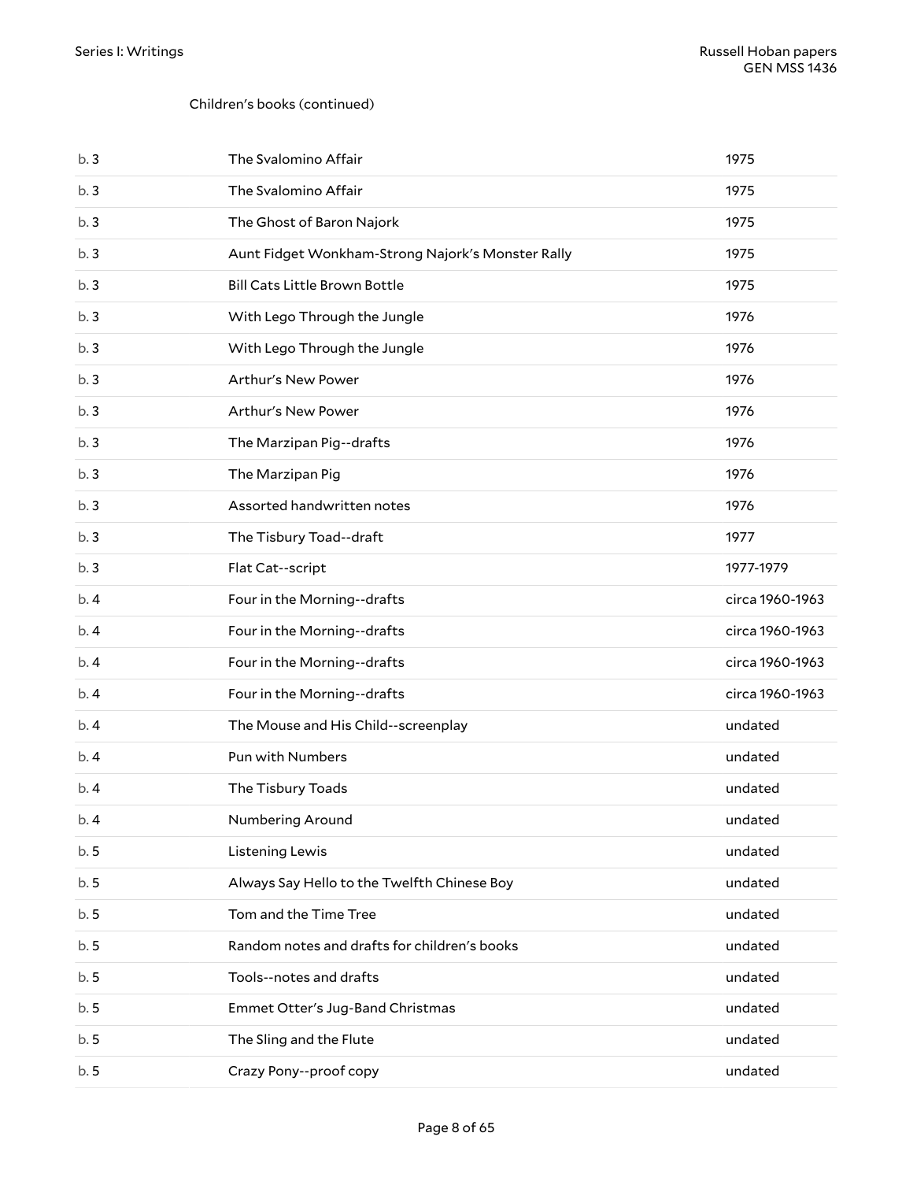Children's books (continued)

| | | |
|---|---|---|
| b. 3 | The Svalomino Affair | 1975 |
| b. 3 | The Svalomino Affair | 1975 |
| b. 3 | The Ghost of Baron Najork | 1975 |
| b. 3 | Aunt Fidget Wonkham-Strong Najork's Monster Rally | 1975 |
| b. 3 | Bill Cats Little Brown Bottle | 1975 |
| b. 3 | With Lego Through the Jungle | 1976 |
| b. 3 | With Lego Through the Jungle | 1976 |
| b. 3 | Arthur's New Power | 1976 |
| b. 3 | Arthur's New Power | 1976 |
| b. 3 | The Marzipan Pig--drafts | 1976 |
| b. 3 | The Marzipan Pig | 1976 |
| b. 3 | Assorted handwritten notes | 1976 |
| b. 3 | The Tisbury Toad--draft | 1977 |
| b. 3 | Flat Cat--script | 1977-1979 |
| b. 4 | Four in the Morning--drafts | circa 1960-1963 |
| b. 4 | Four in the Morning--drafts | circa 1960-1963 |
| b. 4 | Four in the Morning--drafts | circa 1960-1963 |
| b. 4 | Four in the Morning--drafts | circa 1960-1963 |
| b. 4 | The Mouse and His Child--screenplay | undated |
| b. 4 | Pun with Numbers | undated |
| b. 4 | The Tisbury Toads | undated |
| b. 4 | Numbering Around | undated |
| b. 5 | Listening Lewis | undated |
| b. 5 | Always Say Hello to the Twelfth Chinese Boy | undated |
| b. 5 | Tom and the Time Tree | undated |
| b. 5 | Random notes and drafts for children's books | undated |
| b. 5 | Tools--notes and drafts | undated |
| b. 5 | Emmet Otter's Jug-Band Christmas | undated |
| b. 5 | The Sling and the Flute | undated |
| b. 5 | Crazy Pony--proof copy | undated |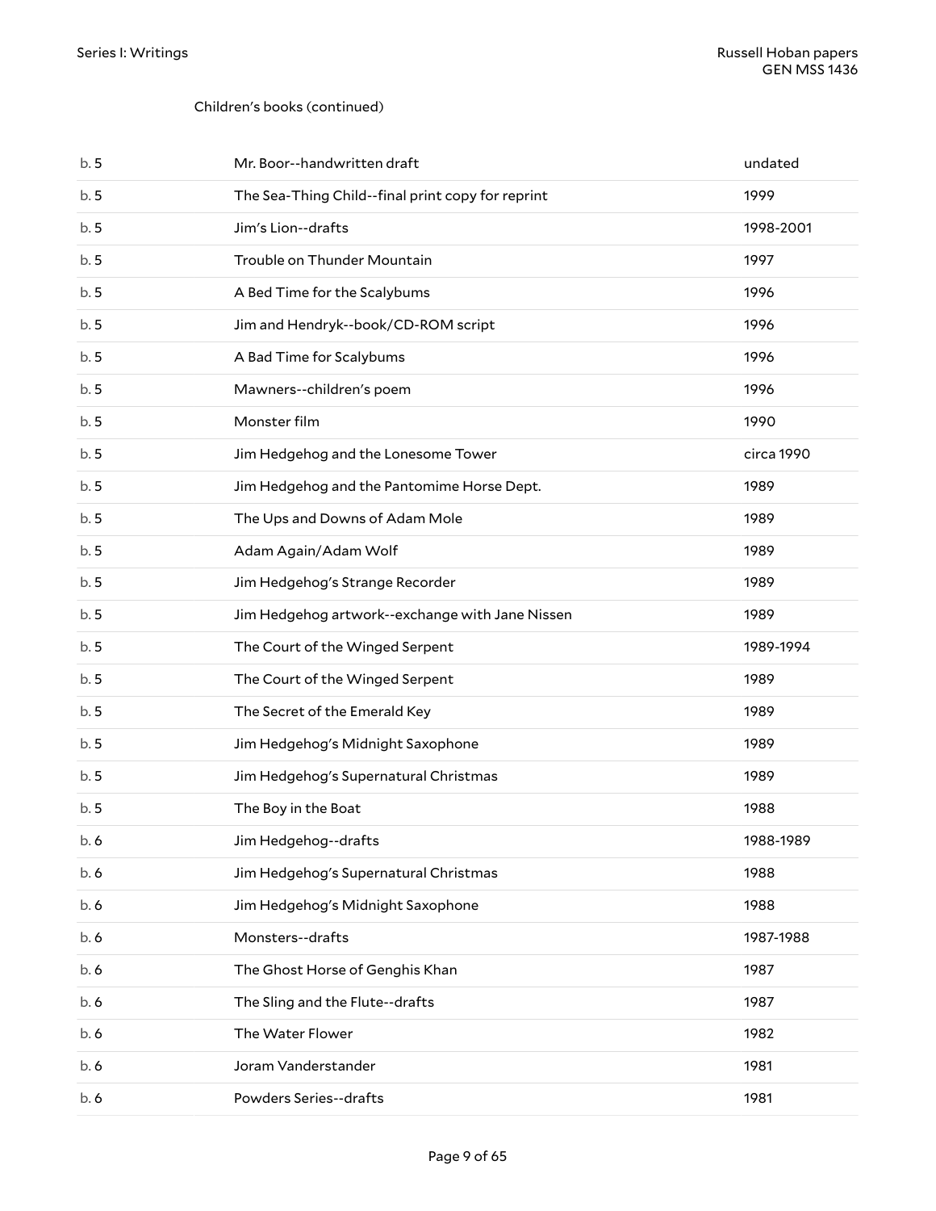Children's books (continued)

| | | |
|---|---|---|
| b. 5 | Mr. Boor--handwritten draft | undated |
| b. 5 | The Sea-Thing Child--final print copy for reprint | 1999 |
| b. 5 | Jim's Lion--drafts | 1998-2001 |
| b. 5 | Trouble on Thunder Mountain | 1997 |
| b. 5 | A Bed Time for the Scalybums | 1996 |
| b. 5 | Jim and Hendryk--book/CD-ROM script | 1996 |
| b. 5 | A Bad Time for Scalybums | 1996 |
| b. 5 | Mawners--children's poem | 1996 |
| b. 5 | Monster film | 1990 |
| b. 5 | Jim Hedgehog and the Lonesome Tower | circa 1990 |
| b. 5 | Jim Hedgehog and the Pantomime Horse Dept. | 1989 |
| b. 5 | The Ups and Downs of Adam Mole | 1989 |
| b. 5 | Adam Again/Adam Wolf | 1989 |
| b. 5 | Jim Hedgehog's Strange Recorder | 1989 |
| b. 5 | Jim Hedgehog artwork--exchange with Jane Nissen | 1989 |
| b. 5 | The Court of the Winged Serpent | 1989-1994 |
| b. 5 | The Court of the Winged Serpent | 1989 |
| b. 5 | The Secret of the Emerald Key | 1989 |
| b. 5 | Jim Hedgehog's Midnight Saxophone | 1989 |
| b. 5 | Jim Hedgehog's Supernatural Christmas | 1989 |
| b. 5 | The Boy in the Boat | 1988 |
| b. 6 | Jim Hedgehog--drafts | 1988-1989 |
| b. 6 | Jim Hedgehog's Supernatural Christmas | 1988 |
| b. 6 | Jim Hedgehog's Midnight Saxophone | 1988 |
| b. 6 | Monsters--drafts | 1987-1988 |
| b. 6 | The Ghost Horse of Genghis Khan | 1987 |
| b. 6 | The Sling and the Flute--drafts | 1987 |
| b. 6 | The Water Flower | 1982 |
| b. 6 | Joram Vanderstander | 1981 |
| b. 6 | Powders Series--drafts | 1981 |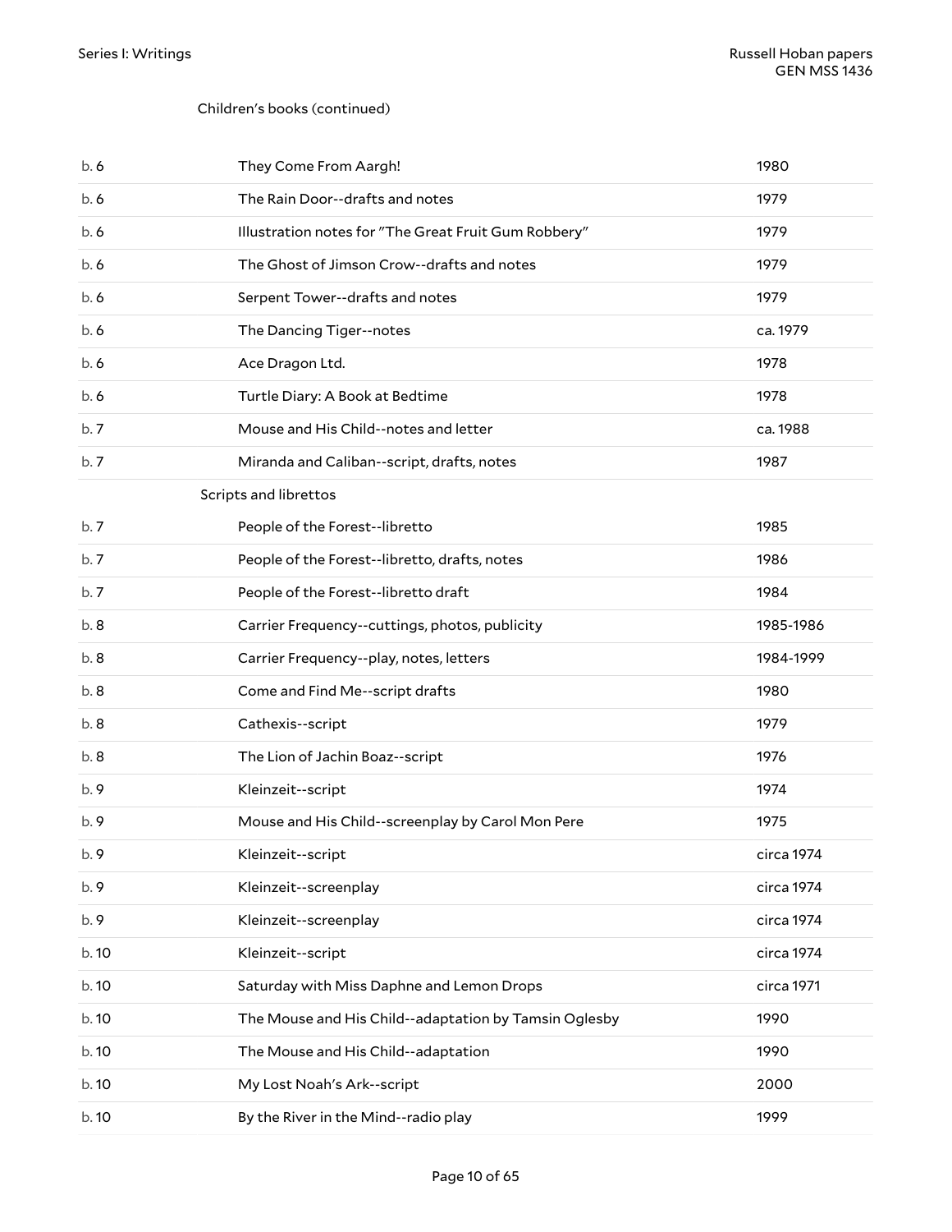Children's books (continued)

| | | |
|---|---|---|
| b. 6 | They Come From Aargh! | 1980 |
| b. 6 | The Rain Door--drafts and notes | 1979 |
| b. 6 | Illustration notes for "The Great Fruit Gum Robbery" | 1979 |
| b. 6 | The Ghost of Jimson Crow--drafts and notes | 1979 |
| b. 6 | Serpent Tower--drafts and notes | 1979 |
| b. 6 | The Dancing Tiger--notes | ca. 1979 |
| b. 6 | Ace Dragon Ltd. | 1978 |
| b. 6 | Turtle Diary: A Book at Bedtime | 1978 |
| b. 7 | Mouse and His Child--notes and letter | ca. 1988 |
| b. 7 | Miranda and Caliban--script, drafts, notes | 1987 |

Scripts and librettos

| | | |
|---|---|---|
| b. 7 | People of the Forest--libretto | 1985 |
| b. 7 | People of the Forest--libretto, drafts, notes | 1986 |
| b. 7 | People of the Forest--libretto draft | 1984 |
| b. 8 | Carrier Frequency--cuttings, photos, publicity | 1985-1986 |
| b. 8 | Carrier Frequency--play, notes, letters | 1984-1999 |
| b. 8 | Come and Find Me--script drafts | 1980 |
| b. 8 | Cathexis--script | 1979 |
| b. 8 | The Lion of Jachin Boaz--script | 1976 |
| b. 9 | Kleinzeit--script | 1974 |
| b. 9 | Mouse and His Child--screenplay by Carol Mon Pere | 1975 |
| b. 9 | Kleinzeit--script | circa 1974 |
| b. 9 | Kleinzeit--screenplay | circa 1974 |
| b. 9 | Kleinzeit--screenplay | circa 1974 |
| b. 10 | Kleinzeit--script | circa 1974 |
| b. 10 | Saturday with Miss Daphne and Lemon Drops | circa 1971 |
| b. 10 | The Mouse and His Child--adaptation by Tamsin Oglesby | 1990 |
| b. 10 | The Mouse and His Child--adaptation | 1990 |
| b. 10 | My Lost Noah's Ark--script | 2000 |
| b. 10 | By the River in the Mind--radio play | 1999 |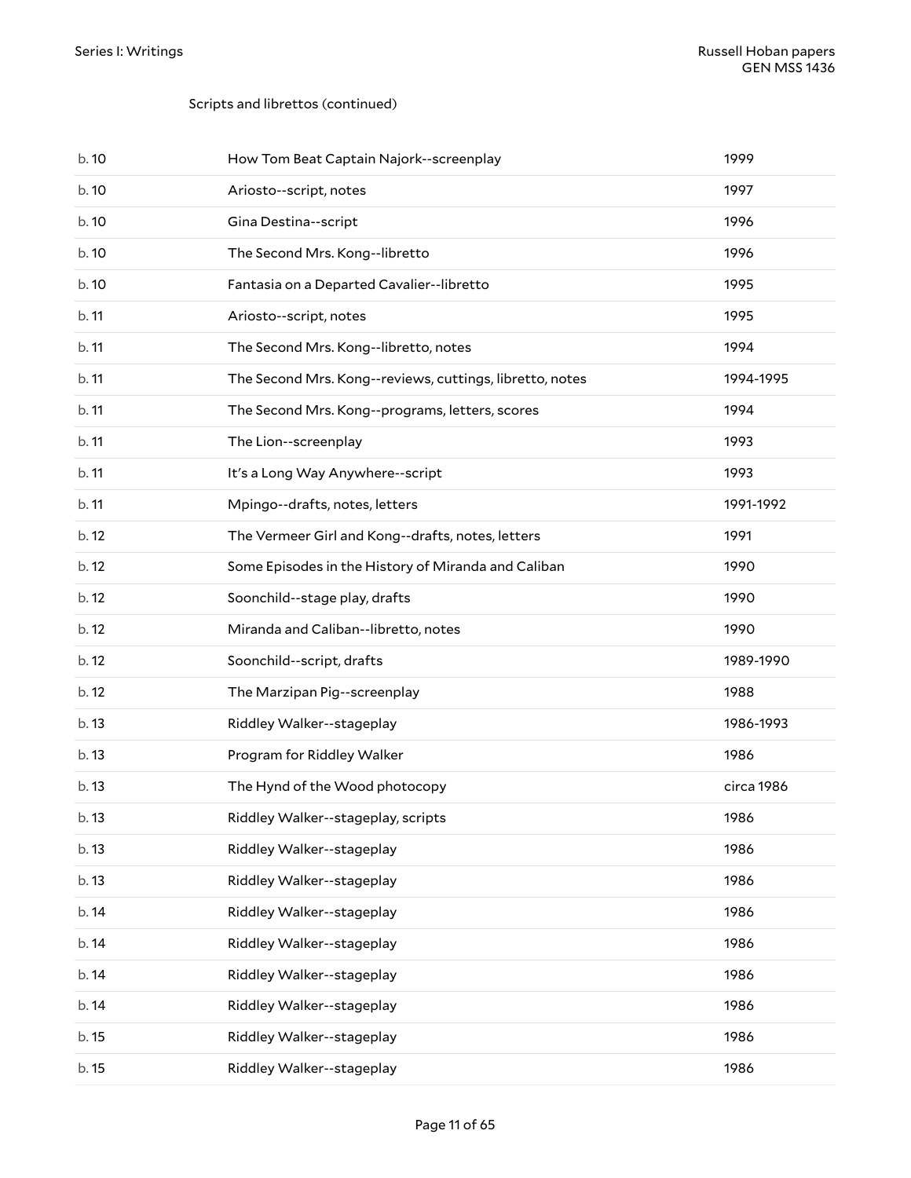Scripts and librettos (continued)

| | | |
|---|---|---|
| b. 10 | How Tom Beat Captain Najork--screenplay | 1999 |
| b. 10 | Ariosto--script, notes | 1997 |
| b. 10 | Gina Destina--script | 1996 |
| b. 10 | The Second Mrs. Kong--libretto | 1996 |
| b. 10 | Fantasia on a Departed Cavalier--libretto | 1995 |
| b. 11 | Ariosto--script, notes | 1995 |
| b. 11 | The Second Mrs. Kong--libretto, notes | 1994 |
| b. 11 | The Second Mrs. Kong--reviews, cuttings, libretto, notes | 1994-1995 |
| b. 11 | The Second Mrs. Kong--programs, letters, scores | 1994 |
| b. 11 | The Lion--screenplay | 1993 |
| b. 11 | It's a Long Way Anywhere--script | 1993 |
| b. 11 | Mpingo--drafts, notes, letters | 1991-1992 |
| b. 12 | The Vermeer Girl and Kong--drafts, notes, letters | 1991 |
| b. 12 | Some Episodes in the History of Miranda and Caliban | 1990 |
| b. 12 | Soonchild--stage play, drafts | 1990 |
| b. 12 | Miranda and Caliban--libretto, notes | 1990 |
| b. 12 | Soonchild--script, drafts | 1989-1990 |
| b. 12 | The Marzipan Pig--screenplay | 1988 |
| b. 13 | Riddley Walker--stageplay | 1986-1993 |
| b. 13 | Program for Riddley Walker | 1986 |
| b. 13 | The Hynd of the Wood photocopy | circa 1986 |
| b. 13 | Riddley Walker--stageplay, scripts | 1986 |
| b. 13 | Riddley Walker--stageplay | 1986 |
| b. 13 | Riddley Walker--stageplay | 1986 |
| b. 14 | Riddley Walker--stageplay | 1986 |
| b. 14 | Riddley Walker--stageplay | 1986 |
| b. 14 | Riddley Walker--stageplay | 1986 |
| b. 14 | Riddley Walker--stageplay | 1986 |
| b. 15 | Riddley Walker--stageplay | 1986 |
| b. 15 | Riddley Walker--stageplay | 1986 |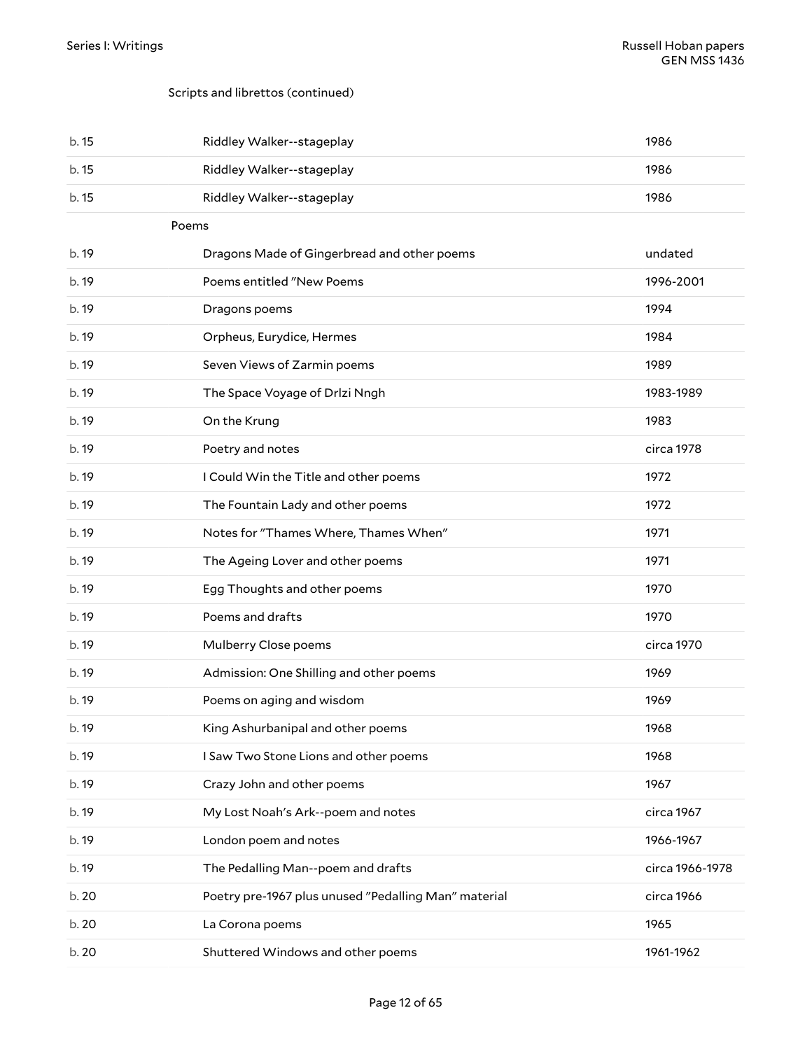Scripts and librettos (continued)

| | | |
|---|---|---|
| b. 15 | Riddley Walker--stageplay | 1986 |
| b. 15 | Riddley Walker--stageplay | 1986 |
| b. 15 | Riddley Walker--stageplay | 1986 |

Poems

| | | |
|---|---|---|
| b. 19 | Dragons Made of Gingerbread and other poems | undated |
| b. 19 | Poems entitled "New Poems | 1996-2001 |
| b. 19 | Dragons poems | 1994 |
| b. 19 | Orpheus, Eurydice, Hermes | 1984 |
| b. 19 | Seven Views of Zarmin poems | 1989 |
| b. 19 | The Space Voyage of Drlzi Nngh | 1983-1989 |
| b. 19 | On the Krung | 1983 |
| b. 19 | Poetry and notes | circa 1978 |
| b. 19 | I Could Win the Title and other poems | 1972 |
| b. 19 | The Fountain Lady and other poems | 1972 |
| b. 19 | Notes for "Thames Where, Thames When" | 1971 |
| b. 19 | The Ageing Lover and other poems | 1971 |
| b. 19 | Egg Thoughts and other poems | 1970 |
| b. 19 | Poems and drafts | 1970 |
| b. 19 | Mulberry Close poems | circa 1970 |
| b. 19 | Admission: One Shilling and other poems | 1969 |
| b. 19 | Poems on aging and wisdom | 1969 |
| b. 19 | King Ashurbanipal and other poems | 1968 |
| b. 19 | I Saw Two Stone Lions and other poems | 1968 |
| b. 19 | Crazy John and other poems | 1967 |
| b. 19 | My Lost Noah's Ark--poem and notes | circa 1967 |
| b. 19 | London poem and notes | 1966-1967 |
| b. 19 | The Pedalling Man--poem and drafts | circa 1966-1978 |
| b. 20 | Poetry pre-1967 plus unused "Pedalling Man" material | circa 1966 |
| b. 20 | La Corona poems | 1965 |
| b. 20 | Shuttered Windows and other poems | 1961-1962 |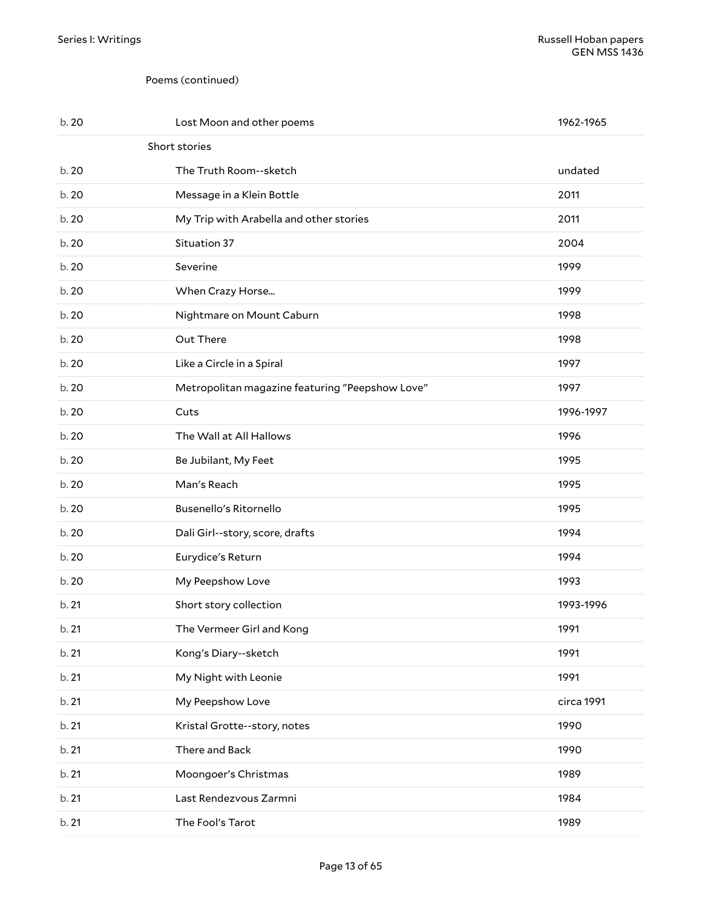Poems (continued)

| | | |
|---|---|---|
| b. 20 | Lost Moon and other poems | 1962-1965 |

Short stories

| | | |
|---|---|---|
| b. 20 | The Truth Room--sketch | undated |
| b. 20 | Message in a Klein Bottle | 2011 |
| b. 20 | My Trip with Arabella and other stories | 2011 |
| b. 20 | Situation 37 | 2004 |
| b. 20 | Severine | 1999 |
| b. 20 | When Crazy Horse... | 1999 |
| b. 20 | Nightmare on Mount Caburn | 1998 |
| b. 20 | Out There | 1998 |
| b. 20 | Like a Circle in a Spiral | 1997 |
| b. 20 | Metropolitan magazine featuring "Peepshow Love" | 1997 |
| b. 20 | Cuts | 1996-1997 |
| b. 20 | The Wall at All Hallows | 1996 |
| b. 20 | Be Jubilant, My Feet | 1995 |
| b. 20 | Man's Reach | 1995 |
| b. 20 | Busenello's Ritornello | 1995 |
| b. 20 | Dali Girl--story, score, drafts | 1994 |
| b. 20 | Eurydice's Return | 1994 |
| b. 20 | My Peepshow Love | 1993 |
| b. 21 | Short story collection | 1993-1996 |
| b. 21 | The Vermeer Girl and Kong | 1991 |
| b. 21 | Kong's Diary--sketch | 1991 |
| b. 21 | My Night with Leonie | 1991 |
| b. 21 | My Peepshow Love | circa 1991 |
| b. 21 | Kristal Grotte--story, notes | 1990 |
| b. 21 | There and Back | 1990 |
| b. 21 | Moongoer's Christmas | 1989 |
| b. 21 | Last Rendezvous Zarmni | 1984 |
| b. 21 | The Fool's Tarot | 1989 |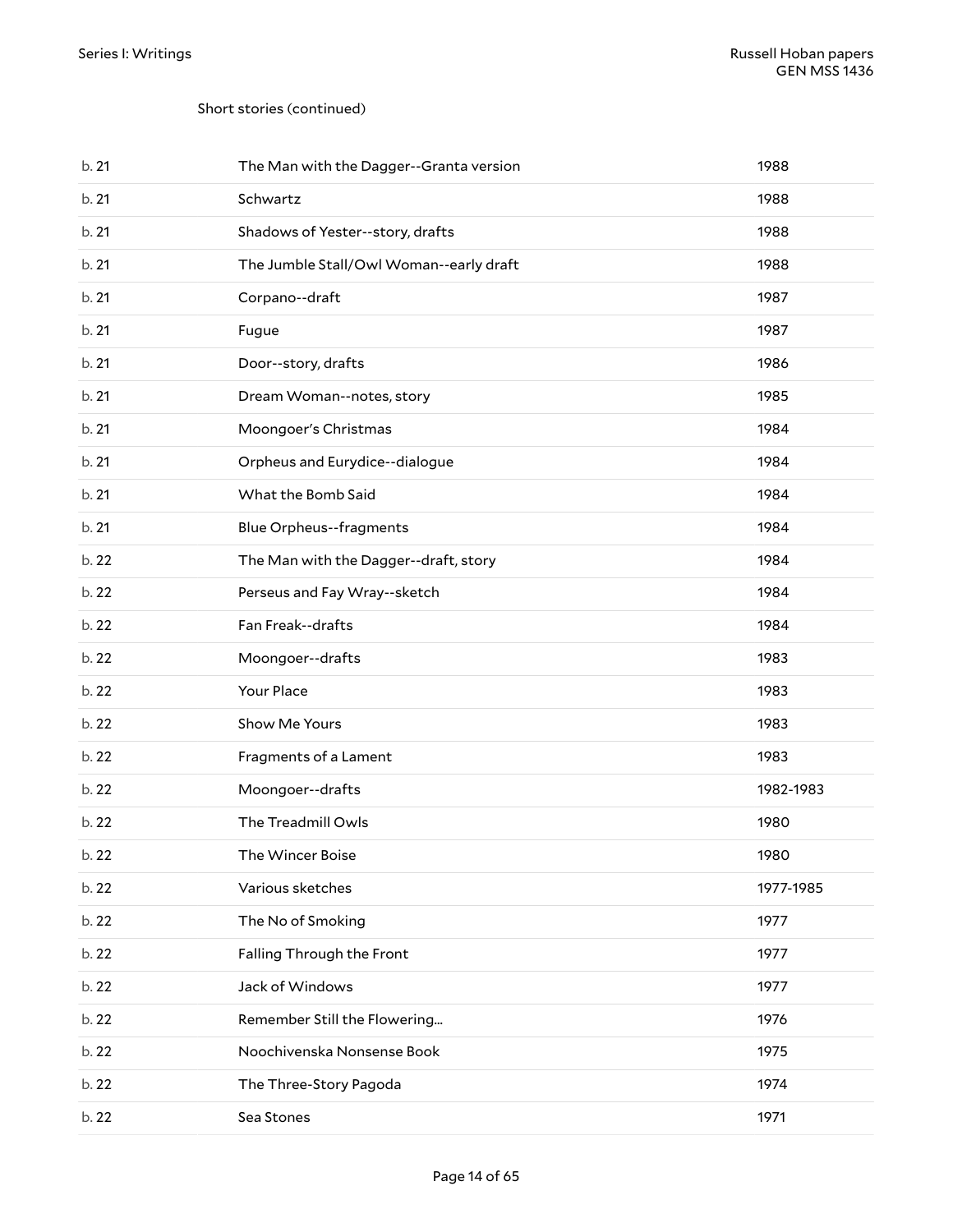Short stories (continued)

| | | |
|---|---|---|
| b. 21 | The Man with the Dagger--Granta version | 1988 |
| b. 21 | Schwartz | 1988 |
| b. 21 | Shadows of Yester--story, drafts | 1988 |
| b. 21 | The Jumble Stall/Owl Woman--early draft | 1988 |
| b. 21 | Corpano--draft | 1987 |
| b. 21 | Fugue | 1987 |
| b. 21 | Door--story, drafts | 1986 |
| b. 21 | Dream Woman--notes, story | 1985 |
| b. 21 | Moongoer's Christmas | 1984 |
| b. 21 | Orpheus and Eurydice--dialogue | 1984 |
| b. 21 | What the Bomb Said | 1984 |
| b. 21 | Blue Orpheus--fragments | 1984 |
| b. 22 | The Man with the Dagger--draft, story | 1984 |
| b. 22 | Perseus and Fay Wray--sketch | 1984 |
| b. 22 | Fan Freak--drafts | 1984 |
| b. 22 | Moongoer--drafts | 1983 |
| b. 22 | Your Place | 1983 |
| b. 22 | Show Me Yours | 1983 |
| b. 22 | Fragments of a Lament | 1983 |
| b. 22 | Moongoer--drafts | 1982-1983 |
| b. 22 | The Treadmill Owls | 1980 |
| b. 22 | The Wincer Boise | 1980 |
| b. 22 | Various sketches | 1977-1985 |
| b. 22 | The No of Smoking | 1977 |
| b. 22 | Falling Through the Front | 1977 |
| b. 22 | Jack of Windows | 1977 |
| b. 22 | Remember Still the Flowering... | 1976 |
| b. 22 | Noochivenska Nonsense Book | 1975 |
| b. 22 | The Three-Story Pagoda | 1974 |
| b. 22 | Sea Stones | 1971 |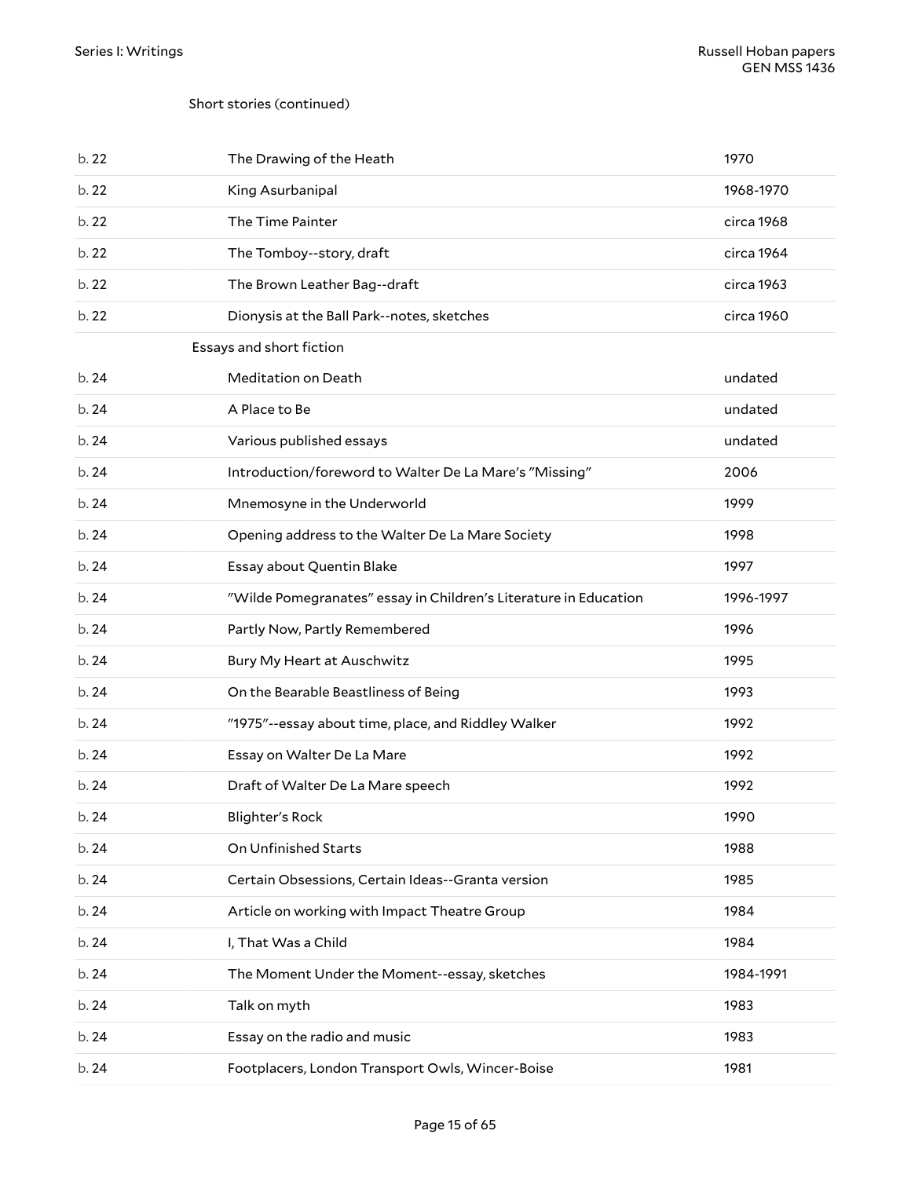Short stories (continued)

| | | |
|---|---|---|
| b. 22 | The Drawing of the Heath | 1970 |
| b. 22 | King Asurbanipal | 1968-1970 |
| b. 22 | The Time Painter | circa 1968 |
| b. 22 | The Tomboy--story, draft | circa 1964 |
| b. 22 | The Brown Leather Bag--draft | circa 1963 |
| b. 22 | Dionysis at the Ball Park--notes, sketches | circa 1960 |

Essays and short fiction

| | | |
|---|---|---|
| b. 24 | Meditation on Death | undated |
| b. 24 | A Place to Be | undated |
| b. 24 | Various published essays | undated |
| b. 24 | Introduction/foreword to Walter De La Mare's "Missing" | 2006 |
| b. 24 | Mnemosyne in the Underworld | 1999 |
| b. 24 | Opening address to the Walter De La Mare Society | 1998 |
| b. 24 | Essay about Quentin Blake | 1997 |
| b. 24 | "Wilde Pomegranates" essay in Children's Literature in Education | 1996-1997 |
| b. 24 | Partly Now, Partly Remembered | 1996 |
| b. 24 | Bury My Heart at Auschwitz | 1995 |
| b. 24 | On the Bearable Beastliness of Being | 1993 |
| b. 24 | "1975"--essay about time, place, and Riddley Walker | 1992 |
| b. 24 | Essay on Walter De La Mare | 1992 |
| b. 24 | Draft of Walter De La Mare speech | 1992 |
| b. 24 | Blighter's Rock | 1990 |
| b. 24 | On Unfinished Starts | 1988 |
| b. 24 | Certain Obsessions, Certain Ideas--Granta version | 1985 |
| b. 24 | Article on working with Impact Theatre Group | 1984 |
| b. 24 | I, That Was a Child | 1984 |
| b. 24 | The Moment Under the Moment--essay, sketches | 1984-1991 |
| b. 24 | Talk on myth | 1983 |
| b. 24 | Essay on the radio and music | 1983 |
| b. 24 | Footplacers, London Transport Owls, Wincer-Boise | 1981 |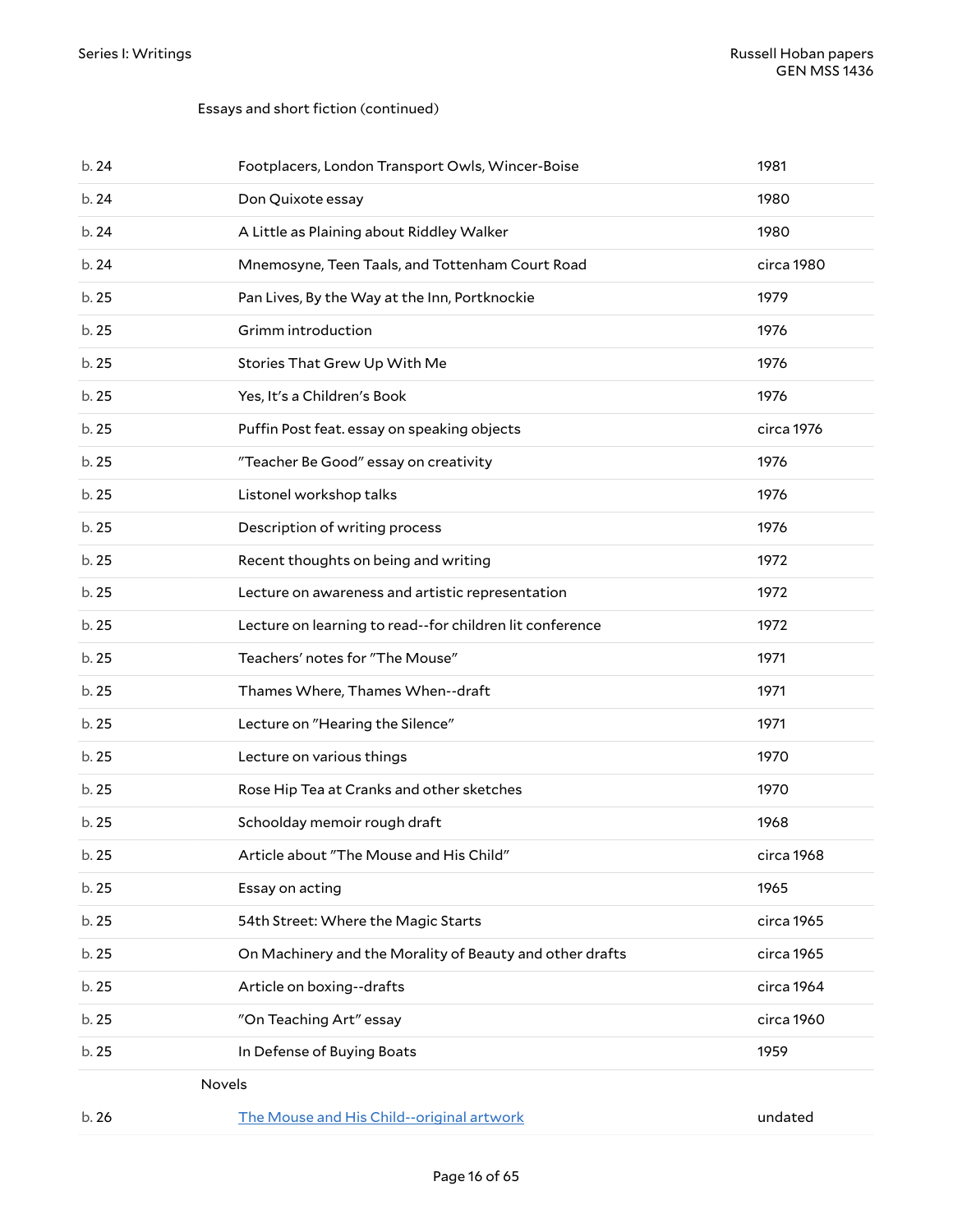Essays and short fiction (continued)

| | | |
|---|---|---|
| b. 24 | Footplacers, London Transport Owls, Wincer-Boise | 1981 |
| b. 24 | Don Quixote essay | 1980 |
| b. 24 | A Little as Plaining about Riddley Walker | 1980 |
| b. 24 | Mnemosyne, Teen Taals, and Tottenham Court Road | circa 1980 |
| b. 25 | Pan Lives, By the Way at the Inn, Portknockie | 1979 |
| b. 25 | Grimm introduction | 1976 |
| b. 25 | Stories That Grew Up With Me | 1976 |
| b. 25 | Yes, It's a Children's Book | 1976 |
| b. 25 | Puffin Post feat. essay on speaking objects | circa 1976 |
| b. 25 | "Teacher Be Good" essay on creativity | 1976 |
| b. 25 | Listonel workshop talks | 1976 |
| b. 25 | Description of writing process | 1976 |
| b. 25 | Recent thoughts on being and writing | 1972 |
| b. 25 | Lecture on awareness and artistic representation | 1972 |
| b. 25 | Lecture on learning to read--for children lit conference | 1972 |
| b. 25 | Teachers' notes for "The Mouse" | 1971 |
| b. 25 | Thames Where, Thames When--draft | 1971 |
| b. 25 | Lecture on "Hearing the Silence" | 1971 |
| b. 25 | Lecture on various things | 1970 |
| b. 25 | Rose Hip Tea at Cranks and other sketches | 1970 |
| b. 25 | Schoolday memoir rough draft | 1968 |
| b. 25 | Article about "The Mouse and His Child" | circa 1968 |
| b. 25 | Essay on acting | 1965 |
| b. 25 | 54th Street: Where the Magic Starts | circa 1965 |
| b. 25 | On Machinery and the Morality of Beauty and other drafts | circa 1965 |
| b. 25 | Article on boxing--drafts | circa 1964 |
| b. 25 | "On Teaching Art" essay | circa 1960 |
| b. 25 | In Defense of Buying Boats | 1959 |

Novels

| | | |
|---|---|---|
| b. 26 | The Mouse and His Child--original artwork | undated |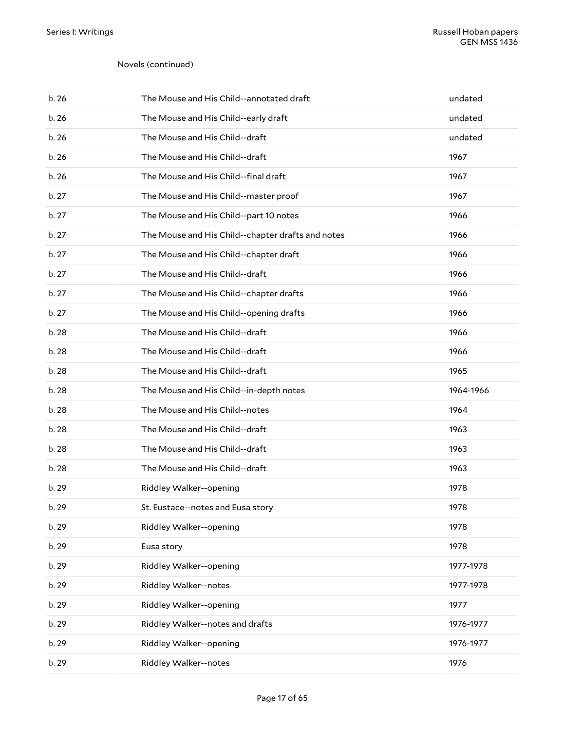Novels (continued)

| | | |
|---|---|---|
| b. 26 | The Mouse and His Child--annotated draft | undated |
| b. 26 | The Mouse and His Child--early draft | undated |
| b. 26 | The Mouse and His Child--draft | undated |
| b. 26 | The Mouse and His Child--draft | 1967 |
| b. 26 | The Mouse and His Child--final draft | 1967 |
| b. 27 | The Mouse and His Child--master proof | 1967 |
| b. 27 | The Mouse and His Child--part 10 notes | 1966 |
| b. 27 | The Mouse and His Child--chapter drafts and notes | 1966 |
| b. 27 | The Mouse and His Child--chapter draft | 1966 |
| b. 27 | The Mouse and His Child--draft | 1966 |
| b. 27 | The Mouse and His Child--chapter drafts | 1966 |
| b. 27 | The Mouse and His Child--opening drafts | 1966 |
| b. 28 | The Mouse and His Child--draft | 1966 |
| b. 28 | The Mouse and His Child--draft | 1966 |
| b. 28 | The Mouse and His Child--draft | 1965 |
| b. 28 | The Mouse and His Child--in-depth notes | 1964-1966 |
| b. 28 | The Mouse and His Child--notes | 1964 |
| b. 28 | The Mouse and His Child--draft | 1963 |
| b. 28 | The Mouse and His Child--draft | 1963 |
| b. 28 | The Mouse and His Child--draft | 1963 |
| b. 29 | Riddley Walker--opening | 1978 |
| b. 29 | St. Eustace--notes and Eusa story | 1978 |
| b. 29 | Riddley Walker--opening | 1978 |
| b. 29 | Eusa story | 1978 |
| b. 29 | Riddley Walker--opening | 1977-1978 |
| b. 29 | Riddley Walker--notes | 1977-1978 |
| b. 29 | Riddley Walker--opening | 1977 |
| b. 29 | Riddley Walker--notes and drafts | 1976-1977 |
| b. 29 | Riddley Walker--opening | 1976-1977 |
| b. 29 | Riddley Walker--notes | 1976 |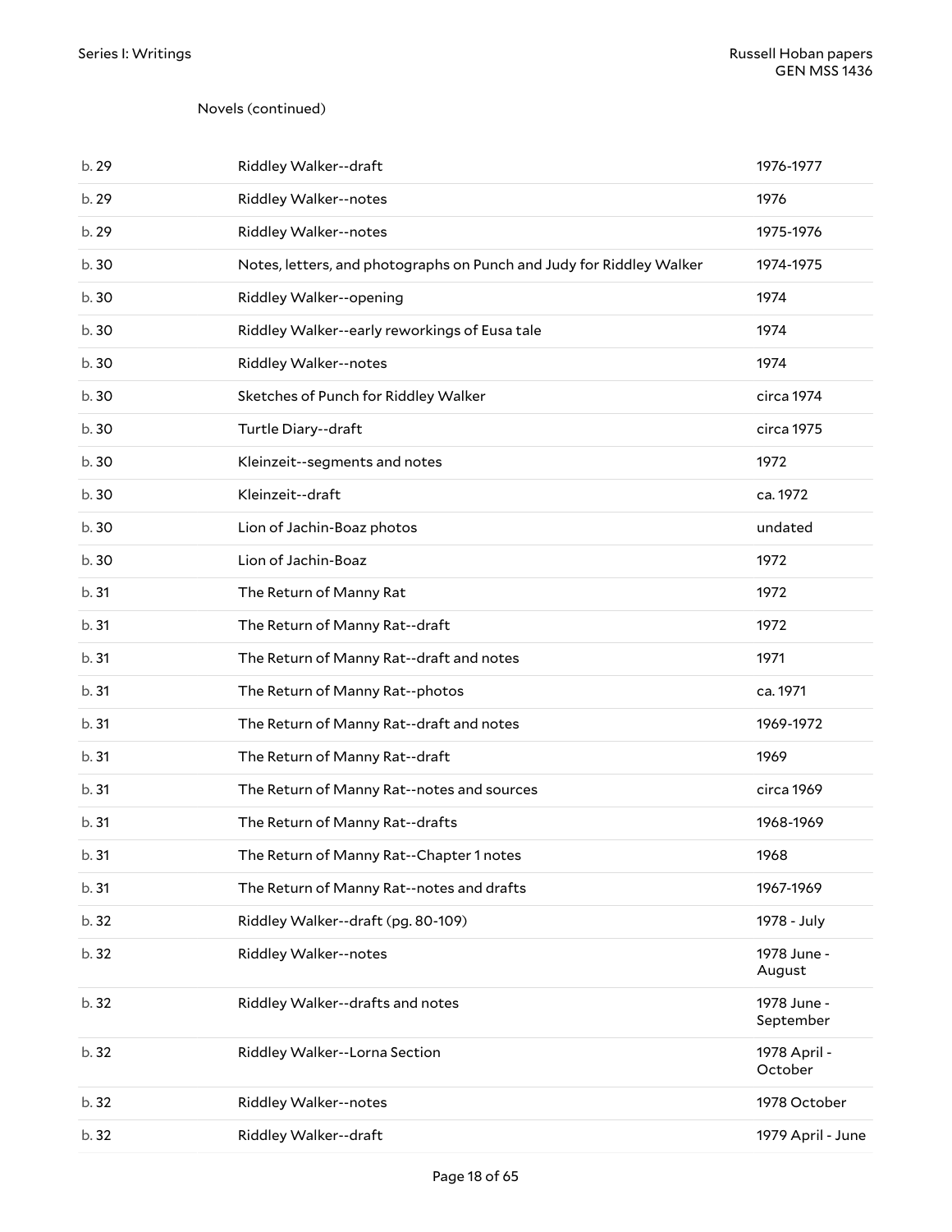Novels (continued)

| | | |
|---|---|---|
| b. 29 | Riddley Walker--draft | 1976-1977 |
| b. 29 | Riddley Walker--notes | 1976 |
| b. 29 | Riddley Walker--notes | 1975-1976 |
| b. 30 | Notes, letters, and photographs on Punch and Judy for Riddley Walker | 1974-1975 |
| b. 30 | Riddley Walker--opening | 1974 |
| b. 30 | Riddley Walker--early reworkings of Eusa tale | 1974 |
| b. 30 | Riddley Walker--notes | 1974 |
| b. 30 | Sketches of Punch for Riddley Walker | circa 1974 |
| b. 30 | Turtle Diary--draft | circa 1975 |
| b. 30 | Kleinzeit--segments and notes | 1972 |
| b. 30 | Kleinzeit--draft | ca. 1972 |
| b. 30 | Lion of Jachin-Boaz photos | undated |
| b. 30 | Lion of Jachin-Boaz | 1972 |
| b. 31 | The Return of Manny Rat | 1972 |
| b. 31 | The Return of Manny Rat--draft | 1972 |
| b. 31 | The Return of Manny Rat--draft and notes | 1971 |
| b. 31 | The Return of Manny Rat--photos | ca. 1971 |
| b. 31 | The Return of Manny Rat--draft and notes | 1969-1972 |
| b. 31 | The Return of Manny Rat--draft | 1969 |
| b. 31 | The Return of Manny Rat--notes and sources | circa 1969 |
| b. 31 | The Return of Manny Rat--drafts | 1968-1969 |
| b. 31 | The Return of Manny Rat--Chapter 1 notes | 1968 |
| b. 31 | The Return of Manny Rat--notes and drafts | 1967-1969 |
| b. 32 | Riddley Walker--draft (pg. 80-109) | 1978 - July |
| b. 32 | Riddley Walker--notes | 1978 June - August |
| b. 32 | Riddley Walker--drafts and notes | 1978 June - September |
| b. 32 | Riddley Walker--Lorna Section | 1978 April - October |
| b. 32 | Riddley Walker--notes | 1978 October |
| b. 32 | Riddley Walker--draft | 1979 April - June |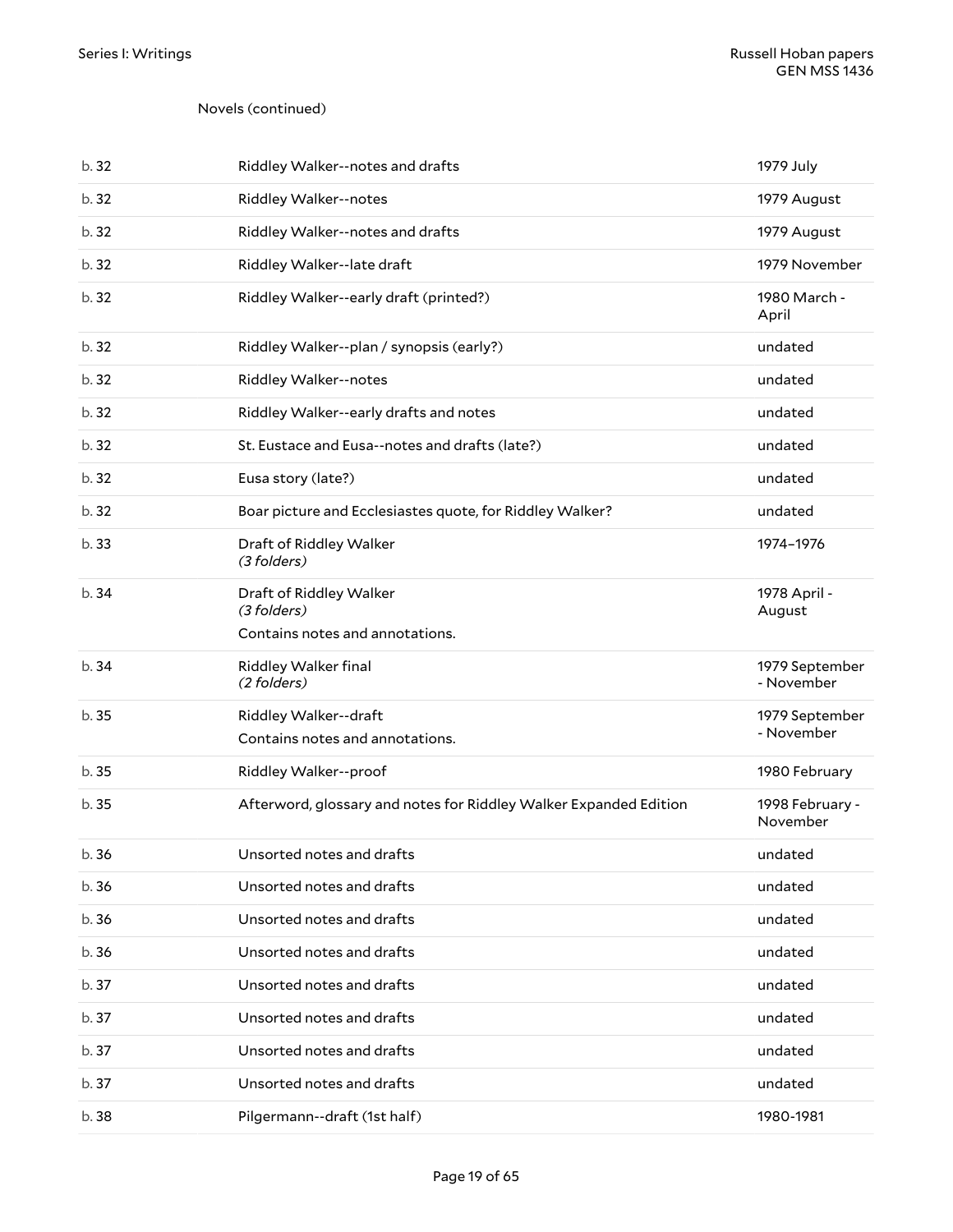Novels (continued)

| | | |
|---|---|---|
| b. 32 | Riddley Walker--notes and drafts | 1979 July |
| b. 32 | Riddley Walker--notes | 1979 August |
| b. 32 | Riddley Walker--notes and drafts | 1979 August |
| b. 32 | Riddley Walker--late draft | 1979 November |
| b. 32 | Riddley Walker--early draft (printed?) | 1980 March - April |
| b. 32 | Riddley Walker--plan / synopsis (early?) | undated |
| b. 32 | Riddley Walker--notes | undated |
| b. 32 | Riddley Walker--early drafts and notes | undated |
| b. 32 | St. Eustace and Eusa--notes and drafts (late?) | undated |
| b. 32 | Eusa story (late?) | undated |
| b. 32 | Boar picture and Ecclesiastes quote, for Riddley Walker? | undated |
| b. 33 | Draft of Riddley Walker *(3 folders)* | 1974–1976 |
| b. 34 | Draft of Riddley Walker *(3 folders)* Contains notes and annotations. | 1978 April - August |
| b. 34 | Riddley Walker final *(2 folders)* | 1979 September - November |
| b. 35 | Riddley Walker--draft Contains notes and annotations. | 1979 September - November |
| b. 35 | Riddley Walker--proof | 1980 February |
| b. 35 | Afterword, glossary and notes for Riddley Walker Expanded Edition | 1998 February - November |
| b. 36 | Unsorted notes and drafts | undated |
| b. 36 | Unsorted notes and drafts | undated |
| b. 36 | Unsorted notes and drafts | undated |
| b. 36 | Unsorted notes and drafts | undated |
| b. 37 | Unsorted notes and drafts | undated |
| b. 37 | Unsorted notes and drafts | undated |
| b. 37 | Unsorted notes and drafts | undated |
| b. 37 | Unsorted notes and drafts | undated |
| b. 38 | Pilgermann--draft (1st half) | 1980-1981 |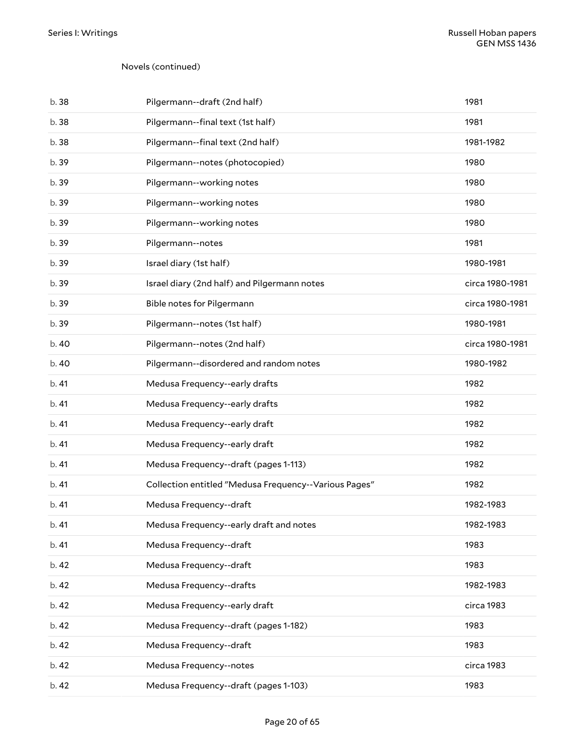Novels (continued)

| | | |
|---|---|---|
| b. 38 | Pilgermann--draft (2nd half) | 1981 |
| b. 38 | Pilgermann--final text (1st half) | 1981 |
| b. 38 | Pilgermann--final text (2nd half) | 1981-1982 |
| b. 39 | Pilgermann--notes (photocopied) | 1980 |
| b. 39 | Pilgermann--working notes | 1980 |
| b. 39 | Pilgermann--working notes | 1980 |
| b. 39 | Pilgermann--working notes | 1980 |
| b. 39 | Pilgermann--notes | 1981 |
| b. 39 | Israel diary (1st half) | 1980-1981 |
| b. 39 | Israel diary (2nd half) and Pilgermann notes | circa 1980-1981 |
| b. 39 | Bible notes for Pilgermann | circa 1980-1981 |
| b. 39 | Pilgermann--notes (1st half) | 1980-1981 |
| b. 40 | Pilgermann--notes (2nd half) | circa 1980-1981 |
| b. 40 | Pilgermann--disordered and random notes | 1980-1982 |
| b. 41 | Medusa Frequency--early drafts | 1982 |
| b. 41 | Medusa Frequency--early drafts | 1982 |
| b. 41 | Medusa Frequency--early draft | 1982 |
| b. 41 | Medusa Frequency--early draft | 1982 |
| b. 41 | Medusa Frequency--draft (pages 1-113) | 1982 |
| b. 41 | Collection entitled "Medusa Frequency--Various Pages" | 1982 |
| b. 41 | Medusa Frequency--draft | 1982-1983 |
| b. 41 | Medusa Frequency--early draft and notes | 1982-1983 |
| b. 41 | Medusa Frequency--draft | 1983 |
| b. 42 | Medusa Frequency--draft | 1983 |
| b. 42 | Medusa Frequency--drafts | 1982-1983 |
| b. 42 | Medusa Frequency--early draft | circa 1983 |
| b. 42 | Medusa Frequency--draft (pages 1-182) | 1983 |
| b. 42 | Medusa Frequency--draft | 1983 |
| b. 42 | Medusa Frequency--notes | circa 1983 |
| b. 42 | Medusa Frequency--draft (pages 1-103) | 1983 |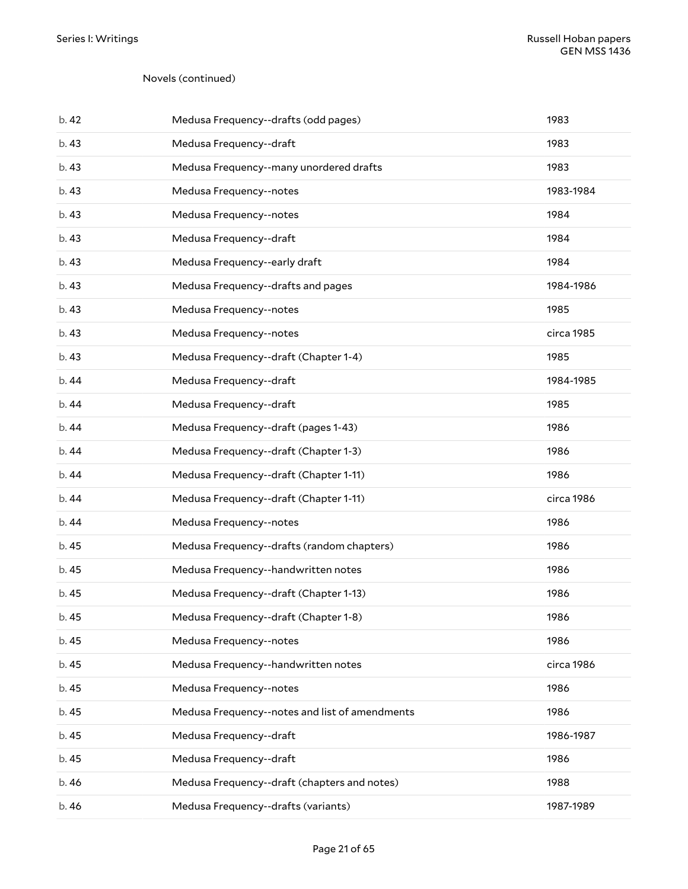Novels (continued)

| | | |
|---|---|---|
| b. 42 | Medusa Frequency--drafts (odd pages) | 1983 |
| b. 43 | Medusa Frequency--draft | 1983 |
| b. 43 | Medusa Frequency--many unordered drafts | 1983 |
| b. 43 | Medusa Frequency--notes | 1983-1984 |
| b. 43 | Medusa Frequency--notes | 1984 |
| b. 43 | Medusa Frequency--draft | 1984 |
| b. 43 | Medusa Frequency--early draft | 1984 |
| b. 43 | Medusa Frequency--drafts and pages | 1984-1986 |
| b. 43 | Medusa Frequency--notes | 1985 |
| b. 43 | Medusa Frequency--notes | circa 1985 |
| b. 43 | Medusa Frequency--draft (Chapter 1-4) | 1985 |
| b. 44 | Medusa Frequency--draft | 1984-1985 |
| b. 44 | Medusa Frequency--draft | 1985 |
| b. 44 | Medusa Frequency--draft (pages 1-43) | 1986 |
| b. 44 | Medusa Frequency--draft (Chapter 1-3) | 1986 |
| b. 44 | Medusa Frequency--draft (Chapter 1-11) | 1986 |
| b. 44 | Medusa Frequency--draft (Chapter 1-11) | circa 1986 |
| b. 44 | Medusa Frequency--notes | 1986 |
| b. 45 | Medusa Frequency--drafts (random chapters) | 1986 |
| b. 45 | Medusa Frequency--handwritten notes | 1986 |
| b. 45 | Medusa Frequency--draft (Chapter 1-13) | 1986 |
| b. 45 | Medusa Frequency--draft (Chapter 1-8) | 1986 |
| b. 45 | Medusa Frequency--notes | 1986 |
| b. 45 | Medusa Frequency--handwritten notes | circa 1986 |
| b. 45 | Medusa Frequency--notes | 1986 |
| b. 45 | Medusa Frequency--notes and list of amendments | 1986 |
| b. 45 | Medusa Frequency--draft | 1986-1987 |
| b. 45 | Medusa Frequency--draft | 1986 |
| b. 46 | Medusa Frequency--draft (chapters and notes) | 1988 |
| b. 46 | Medusa Frequency--drafts (variants) | 1987-1989 |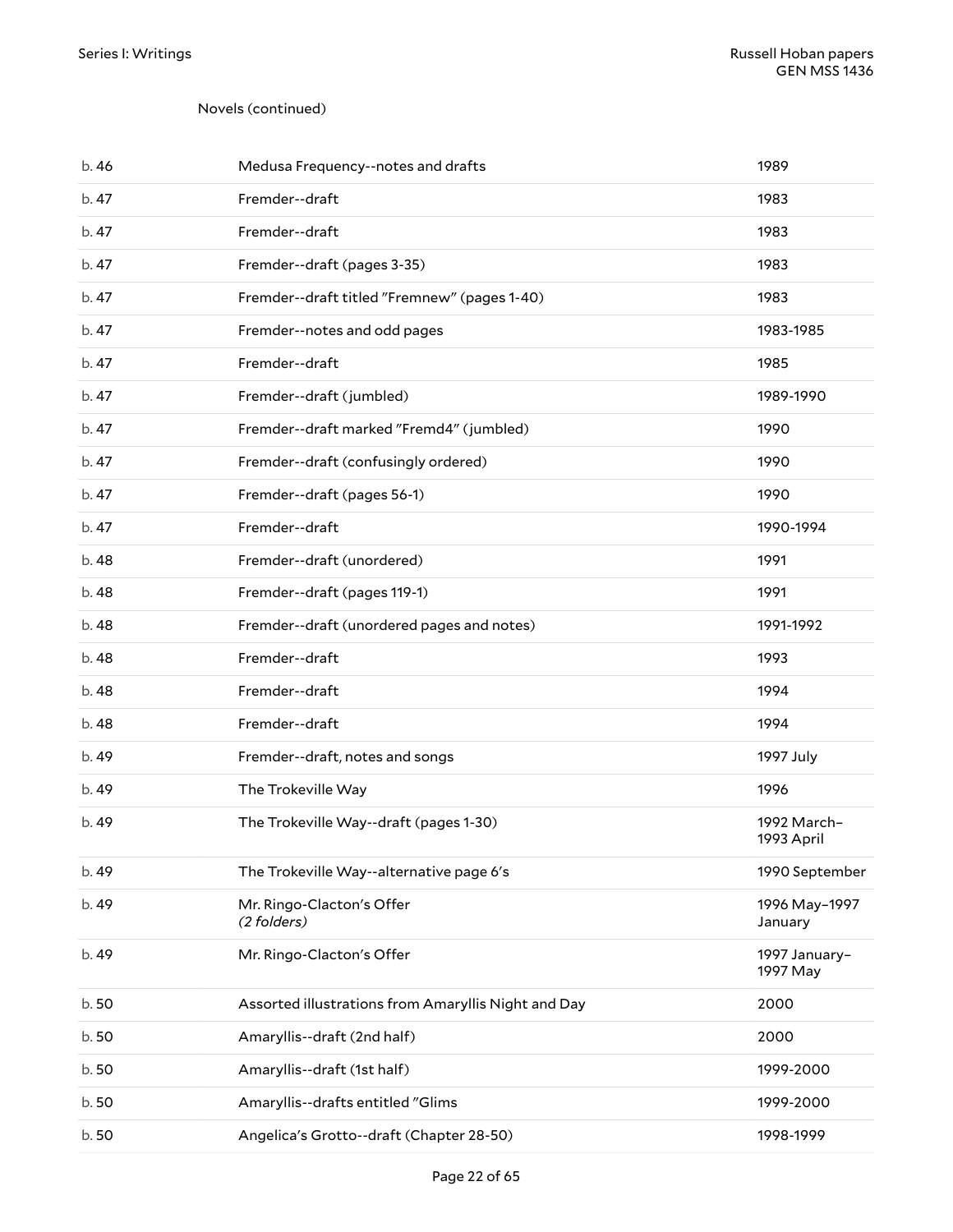Novels (continued)

| | | |
|---|---|---|
| b. 46 | Medusa Frequency--notes and drafts | 1989 |
| b. 47 | Fremder--draft | 1983 |
| b. 47 | Fremder--draft | 1983 |
| b. 47 | Fremder--draft (pages 3-35) | 1983 |
| b. 47 | Fremder--draft titled "Fremnew" (pages 1-40) | 1983 |
| b. 47 | Fremder--notes and odd pages | 1983-1985 |
| b. 47 | Fremder--draft | 1985 |
| b. 47 | Fremder--draft (jumbled) | 1989-1990 |
| b. 47 | Fremder--draft marked "Fremd4" (jumbled) | 1990 |
| b. 47 | Fremder--draft (confusingly ordered) | 1990 |
| b. 47 | Fremder--draft (pages 56-1) | 1990 |
| b. 47 | Fremder--draft | 1990-1994 |
| b. 48 | Fremder--draft (unordered) | 1991 |
| b. 48 | Fremder--draft (pages 119-1) | 1991 |
| b. 48 | Fremder--draft (unordered pages and notes) | 1991-1992 |
| b. 48 | Fremder--draft | 1993 |
| b. 48 | Fremder--draft | 1994 |
| b. 48 | Fremder--draft | 1994 |
| b. 49 | Fremder--draft, notes and songs | 1997 July |
| b. 49 | The Trokeville Way | 1996 |
| b. 49 | The Trokeville Way--draft (pages 1-30) | 1992 March–1993 April |
| b. 49 | The Trokeville Way--alternative page 6's | 1990 September |
| b. 49 | Mr. Ringo-Clacton's Offer *(2 folders)* | 1996 May–1997 January |
| b. 49 | Mr. Ringo-Clacton's Offer | 1997 January–1997 May |
| b. 50 | Assorted illustrations from Amaryllis Night and Day | 2000 |
| b. 50 | Amaryllis--draft (2nd half) | 2000 |
| b. 50 | Amaryllis--draft (1st half) | 1999-2000 |
| b. 50 | Amaryllis--drafts entitled "Glims | 1999-2000 |
| b. 50 | Angelica's Grotto--draft (Chapter 28-50) | 1998-1999 |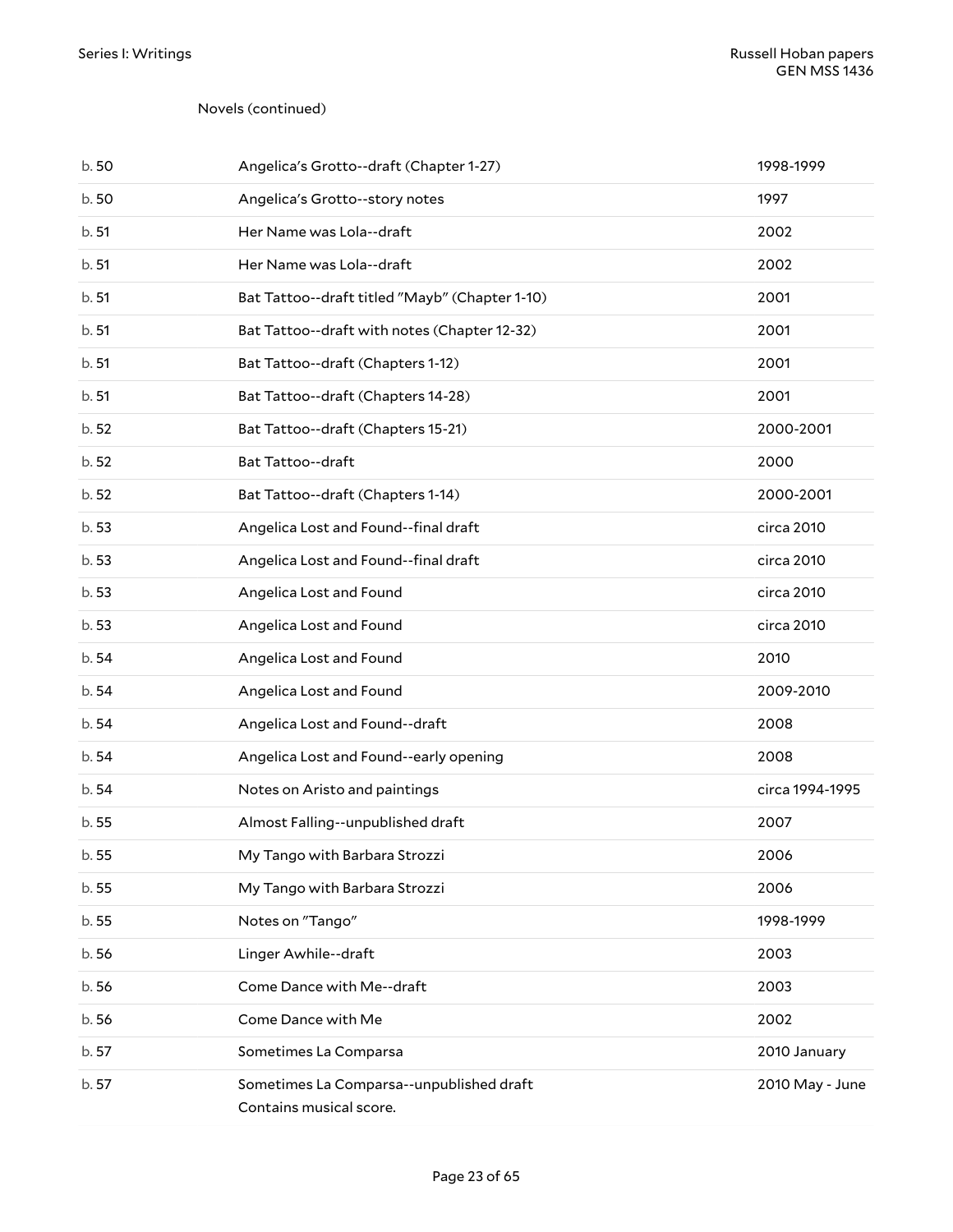Novels (continued)

| | | |
|---|---|---|
| b. 50 | Angelica's Grotto--draft (Chapter 1-27) | 1998-1999 |
| b. 50 | Angelica's Grotto--story notes | 1997 |
| b. 51 | Her Name was Lola--draft | 2002 |
| b. 51 | Her Name was Lola--draft | 2002 |
| b. 51 | Bat Tattoo--draft titled "Mayb" (Chapter 1-10) | 2001 |
| b. 51 | Bat Tattoo--draft with notes (Chapter 12-32) | 2001 |
| b. 51 | Bat Tattoo--draft (Chapters 1-12) | 2001 |
| b. 51 | Bat Tattoo--draft (Chapters 14-28) | 2001 |
| b. 52 | Bat Tattoo--draft (Chapters 15-21) | 2000-2001 |
| b. 52 | Bat Tattoo--draft | 2000 |
| b. 52 | Bat Tattoo--draft (Chapters 1-14) | 2000-2001 |
| b. 53 | Angelica Lost and Found--final draft | circa 2010 |
| b. 53 | Angelica Lost and Found--final draft | circa 2010 |
| b. 53 | Angelica Lost and Found | circa 2010 |
| b. 53 | Angelica Lost and Found | circa 2010 |
| b. 54 | Angelica Lost and Found | 2010 |
| b. 54 | Angelica Lost and Found | 2009-2010 |
| b. 54 | Angelica Lost and Found--draft | 2008 |
| b. 54 | Angelica Lost and Found--early opening | 2008 |
| b. 54 | Notes on Aristo and paintings | circa 1994-1995 |
| b. 55 | Almost Falling--unpublished draft | 2007 |
| b. 55 | My Tango with Barbara Strozzi | 2006 |
| b. 55 | My Tango with Barbara Strozzi | 2006 |
| b. 55 | Notes on "Tango" | 1998-1999 |
| b. 56 | Linger Awhile--draft | 2003 |
| b. 56 | Come Dance with Me--draft | 2003 |
| b. 56 | Come Dance with Me | 2002 |
| b. 57 | Sometimes La Comparsa | 2010 January |
| b. 57 | Sometimes La Comparsa--unpublished draft<br>Contains musical score. | 2010 May - June |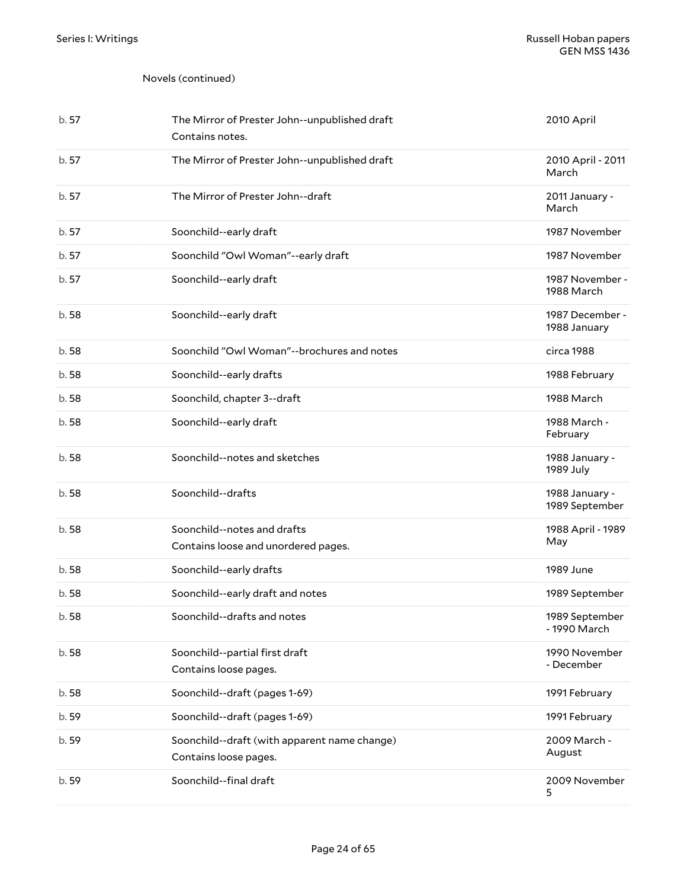Novels (continued)

| | | |
|---|---|---|
| b. 57 | The Mirror of Prester John--unpublished draft<br>Contains notes. | 2010 April |
| b. 57 | The Mirror of Prester John--unpublished draft | 2010 April - 2011 March |
| b. 57 | The Mirror of Prester John--draft | 2011 January - March |
| b. 57 | Soonchild--early draft | 1987 November |
| b. 57 | Soonchild "Owl Woman"--early draft | 1987 November |
| b. 57 | Soonchild--early draft | 1987 November - 1988 March |
| b. 58 | Soonchild--early draft | 1987 December - 1988 January |
| b. 58 | Soonchild "Owl Woman"--brochures and notes | circa 1988 |
| b. 58 | Soonchild--early drafts | 1988 February |
| b. 58 | Soonchild, chapter 3--draft | 1988 March |
| b. 58 | Soonchild--early draft | 1988 March - February |
| b. 58 | Soonchild--notes and sketches | 1988 January - 1989 July |
| b. 58 | Soonchild--drafts | 1988 January - 1989 September |
| b. 58 | Soonchild--notes and drafts<br>Contains loose and unordered pages. | 1988 April - 1989 May |
| b. 58 | Soonchild--early drafts | 1989 June |
| b. 58 | Soonchild--early draft and notes | 1989 September |
| b. 58 | Soonchild--drafts and notes | 1989 September - 1990 March |
| b. 58 | Soonchild--partial first draft<br>Contains loose pages. | 1990 November - December |
| b. 58 | Soonchild--draft (pages 1-69) | 1991 February |
| b. 59 | Soonchild--draft (pages 1-69) | 1991 February |
| b. 59 | Soonchild--draft (with apparent name change)<br>Contains loose pages. | 2009 March - August |
| b. 59 | Soonchild--final draft | 2009 November 5 |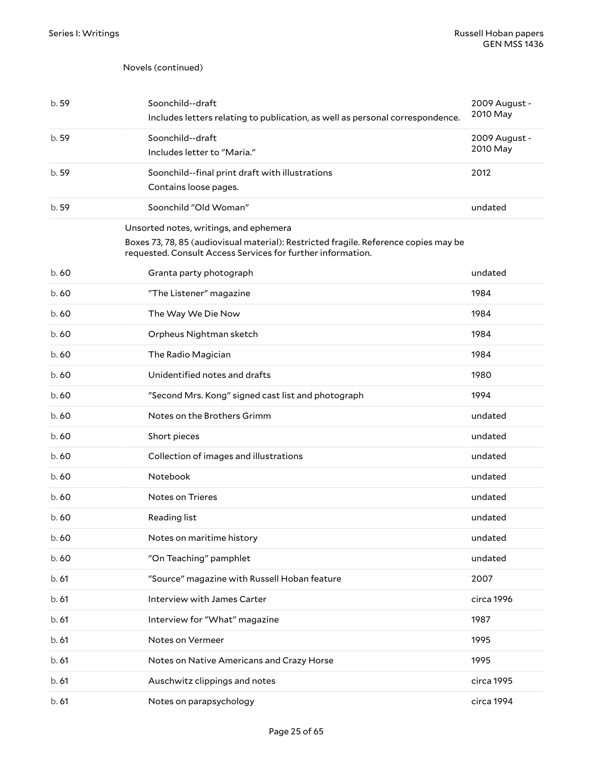Novels (continued)

| Box | Title | Date |
| --- | --- | --- |
| b. 59 | Soonchild--draft<br>Includes letters relating to publication, as well as personal correspondence. | 2009 August - 2010 May |
| b. 59 | Soonchild--draft<br>Includes letter to "Maria." | 2009 August - 2010 May |
| b. 59 | Soonchild--final print draft with illustrations<br>Contains loose pages. | 2012 |
| b. 59 | Soonchild "Old Woman" | undated |

Unsorted notes, writings, and ephemera

Boxes 73, 78, 85 (audiovisual material): Restricted fragile. Reference copies may be requested. Consult Access Services for further information.

| Box | Title | Date |
| --- | --- | --- |
| b. 60 | Granta party photograph | undated |
| b. 60 | "The Listener" magazine | 1984 |
| b. 60 | The Way We Die Now | 1984 |
| b. 60 | Orpheus Nightman sketch | 1984 |
| b. 60 | The Radio Magician | 1984 |
| b. 60 | Unidentified notes and drafts | 1980 |
| b. 60 | "Second Mrs. Kong" signed cast list and photograph | 1994 |
| b. 60 | Notes on the Brothers Grimm | undated |
| b. 60 | Short pieces | undated |
| b. 60 | Collection of images and illustrations | undated |
| b. 60 | Notebook | undated |
| b. 60 | Notes on Trieres | undated |
| b. 60 | Reading list | undated |
| b. 60 | Notes on maritime history | undated |
| b. 60 | "On Teaching" pamphlet | undated |
| b. 61 | "Source" magazine with Russell Hoban feature | 2007 |
| b. 61 | Interview with James Carter | circa 1996 |
| b. 61 | Interview for "What" magazine | 1987 |
| b. 61 | Notes on Vermeer | 1995 |
| b. 61 | Notes on Native Americans and Crazy Horse | 1995 |
| b. 61 | Auschwitz clippings and notes | circa 1995 |
| b. 61 | Notes on parapsychology | circa 1994 |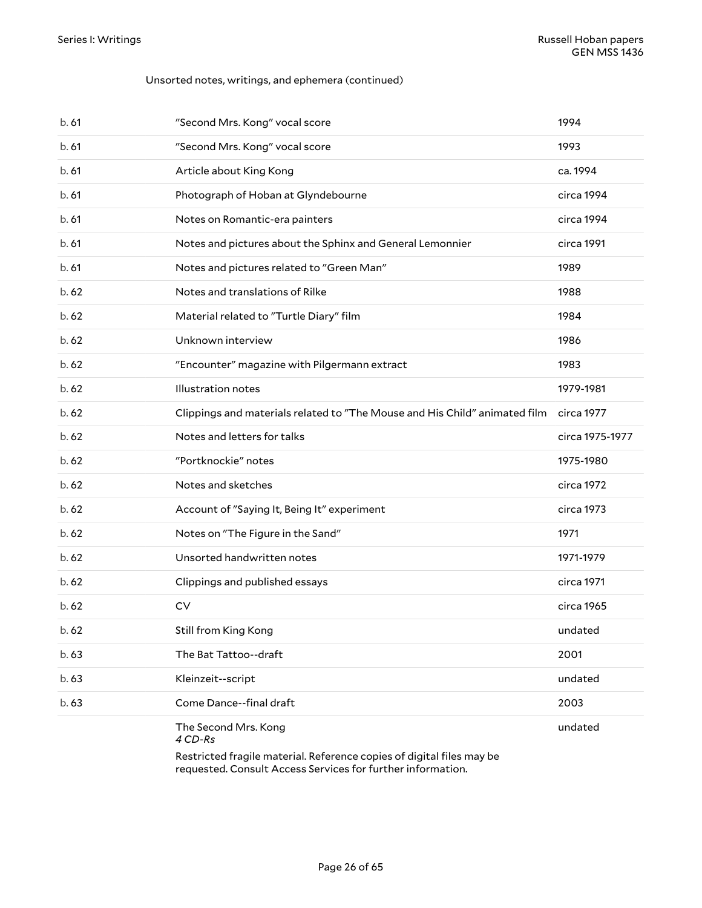Unsorted notes, writings, and ephemera (continued)

| | | |
|---|---|---|
| b. 61 | "Second Mrs. Kong" vocal score | 1994 |
| b. 61 | "Second Mrs. Kong" vocal score | 1993 |
| b. 61 | Article about King Kong | ca. 1994 |
| b. 61 | Photograph of Hoban at Glyndebourne | circa 1994 |
| b. 61 | Notes on Romantic-era painters | circa 1994 |
| b. 61 | Notes and pictures about the Sphinx and General Lemonnier | circa 1991 |
| b. 61 | Notes and pictures related to "Green Man" | 1989 |
| b. 62 | Notes and translations of Rilke | 1988 |
| b. 62 | Material related to "Turtle Diary" film | 1984 |
| b. 62 | Unknown interview | 1986 |
| b. 62 | "Encounter" magazine with Pilgermann extract | 1983 |
| b. 62 | Illustration notes | 1979-1981 |
| b. 62 | Clippings and materials related to "The Mouse and His Child" animated film | circa 1977 |
| b. 62 | Notes and letters for talks | circa 1975-1977 |
| b. 62 | "Portknockie" notes | 1975-1980 |
| b. 62 | Notes and sketches | circa 1972 |
| b. 62 | Account of "Saying It, Being It" experiment | circa 1973 |
| b. 62 | Notes on "The Figure in the Sand" | 1971 |
| b. 62 | Unsorted handwritten notes | 1971-1979 |
| b. 62 | Clippings and published essays | circa 1971 |
| b. 62 | CV | circa 1965 |
| b. 62 | Still from King Kong | undated |
| b. 63 | The Bat Tattoo--draft | 2001 |
| b. 63 | Kleinzeit--script | undated |
| b. 63 | Come Dance--final draft | 2003 |
| | The Second Mrs. Kong<br>*4 CD-Rs*<br>Restricted fragile material. Reference copies of digital files may be requested. Consult Access Services for further information. | undated |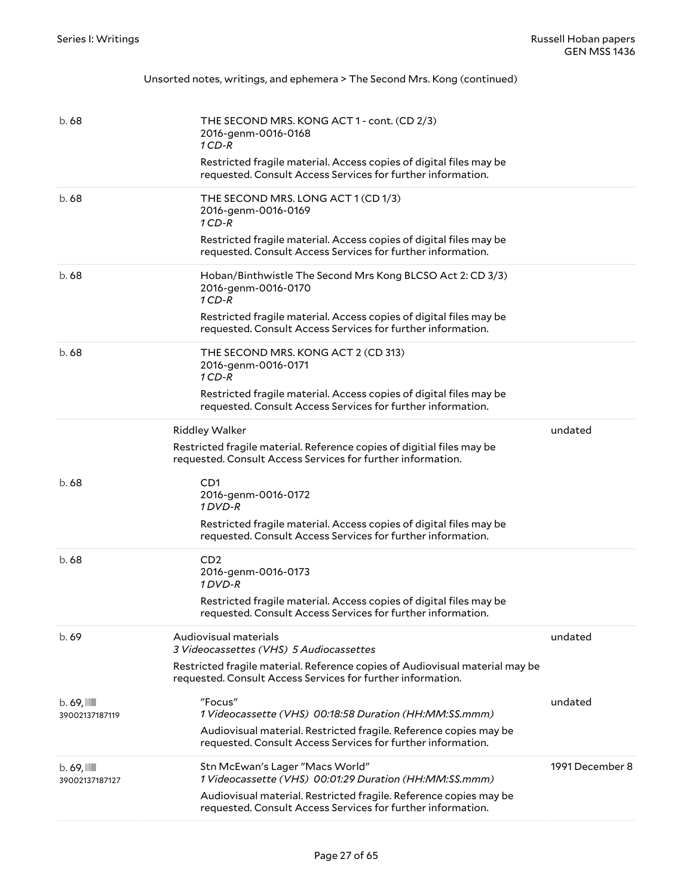Unsorted notes, writings, and ephemera > The Second Mrs. Kong (continued)

| Container | Description | Date |
| --- | --- | --- |
| b. 68 | THE SECOND MRS. KONG ACT 1 - cont. (CD 2/3)<br>2016-genm-0016-0168<br>*1 CD-R*<br>Restricted fragile material. Access copies of digital files may be requested. Consult Access Services for further information. | |
| b. 68 | THE SECOND MRS. LONG ACT 1 (CD 1/3)<br>2016-genm-0016-0169<br>*1 CD-R*<br>Restricted fragile material. Access copies of digital files may be requested. Consult Access Services for further information. | |
| b. 68 | Hoban/Binthwistle The Second Mrs Kong BLCSO Act 2: CD 3/3)<br>2016-genm-0016-0170<br>*1 CD-R*<br>Restricted fragile material. Access copies of digital files may be requested. Consult Access Services for further information. | |
| b. 68 | THE SECOND MRS. KONG ACT 2 (CD 313)<br>2016-genm-0016-0171<br>*1 CD-R*<br>Restricted fragile material. Access copies of digital files may be requested. Consult Access Services for further information. | |
| | Riddley Walker<br>Restricted fragile material. Reference copies of digitial files may be requested. Consult Access Services for further information. | undated |
| b. 68 | CD1<br>2016-genm-0016-0172<br>*1 DVD-R*<br>Restricted fragile material. Access copies of digital files may be requested. Consult Access Services for further information. | |
| b. 68 | CD2<br>2016-genm-0016-0173<br>*1 DVD-R*<br>Restricted fragile material. Access copies of digital files may be requested. Consult Access Services for further information. | |
| b. 69 | Audiovisual materials<br>*3 Videocassettes (VHS) 5 Audiocassettes*<br>Restricted fragile material. Reference copies of Audiovisual material may be requested. Consult Access Services for further information. | undated |
| b. 69, 39002137187119 | "Focus"<br>*1 Videocassette (VHS) 00:18:58 Duration (HH:MM:SS.mmm)*<br>Audiovisual material. Restricted fragile. Reference copies may be requested. Consult Access Services for further information. | undated |
| b. 69, 39002137187127 | Stn McEwan's Lager "Macs World"<br>*1 Videocassette (VHS) 00:01:29 Duration (HH:MM:SS.mmm)*<br>Audiovisual material. Restricted fragile. Reference copies may be requested. Consult Access Services for further information. | 1991 December 8 |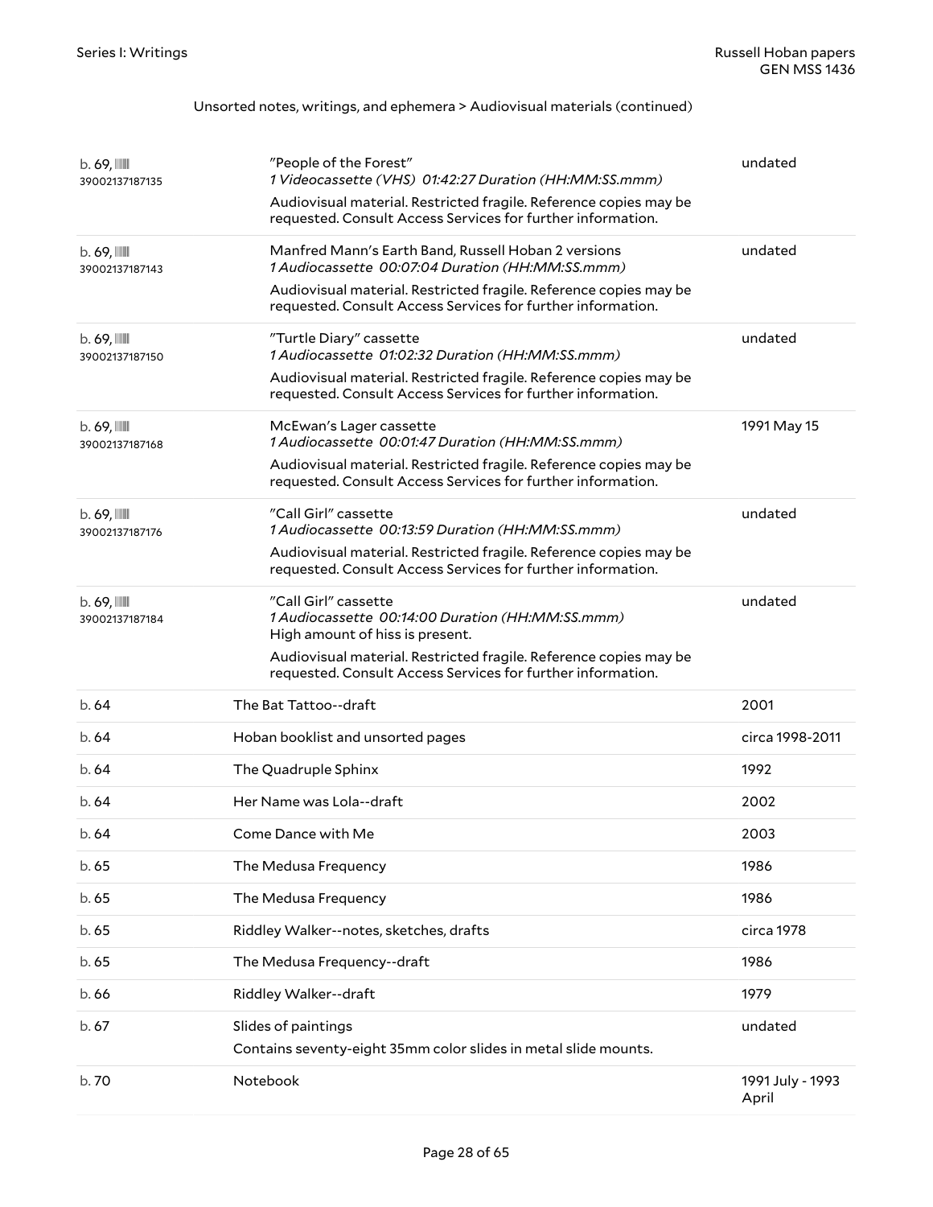Unsorted notes, writings, and ephemera > Audiovisual materials (continued)

| | | |
|---|---|---|
| b. 69, 39002137187135 | "People of the Forest"<br>*1 Videocassette (VHS) 01:42:27 Duration (HH:MM:SS.mmm)*<br>Audiovisual material. Restricted fragile. Reference copies may be requested. Consult Access Services for further information. | undated |
| b. 69, 39002137187143 | Manfred Mann's Earth Band, Russell Hoban 2 versions<br>*1 Audiocassette 00:07:04 Duration (HH:MM:SS.mmm)*<br>Audiovisual material. Restricted fragile. Reference copies may be requested. Consult Access Services for further information. | undated |
| b. 69, 39002137187150 | "Turtle Diary" cassette<br>*1 Audiocassette 01:02:32 Duration (HH:MM:SS.mmm)*<br>Audiovisual material. Restricted fragile. Reference copies may be requested. Consult Access Services for further information. | undated |
| b. 69, 39002137187168 | McEwan's Lager cassette<br>*1 Audiocassette 00:01:47 Duration (HH:MM:SS.mmm)*<br>Audiovisual material. Restricted fragile. Reference copies may be requested. Consult Access Services for further information. | 1991 May 15 |
| b. 69, 39002137187176 | "Call Girl" cassette<br>*1 Audiocassette 00:13:59 Duration (HH:MM:SS.mmm)*<br>Audiovisual material. Restricted fragile. Reference copies may be requested. Consult Access Services for further information. | undated |
| b. 69, 39002137187184 | "Call Girl" cassette<br>*1 Audiocassette 00:14:00 Duration (HH:MM:SS.mmm)*<br>High amount of hiss is present.<br>Audiovisual material. Restricted fragile. Reference copies may be requested. Consult Access Services for further information. | undated |
| b. 64 | The Bat Tattoo--draft | 2001 |
| b. 64 | Hoban booklist and unsorted pages | circa 1998-2011 |
| b. 64 | The Quadruple Sphinx | 1992 |
| b. 64 | Her Name was Lola--draft | 2002 |
| b. 64 | Come Dance with Me | 2003 |
| b. 65 | The Medusa Frequency | 1986 |
| b. 65 | The Medusa Frequency | 1986 |
| b. 65 | Riddley Walker--notes, sketches, drafts | circa 1978 |
| b. 65 | The Medusa Frequency--draft | 1986 |
| b. 66 | Riddley Walker--draft | 1979 |
| b. 67 | Slides of paintings<br>Contains seventy-eight 35mm color slides in metal slide mounts. | undated |
| b. 70 | Notebook | 1991 July - 1993 April |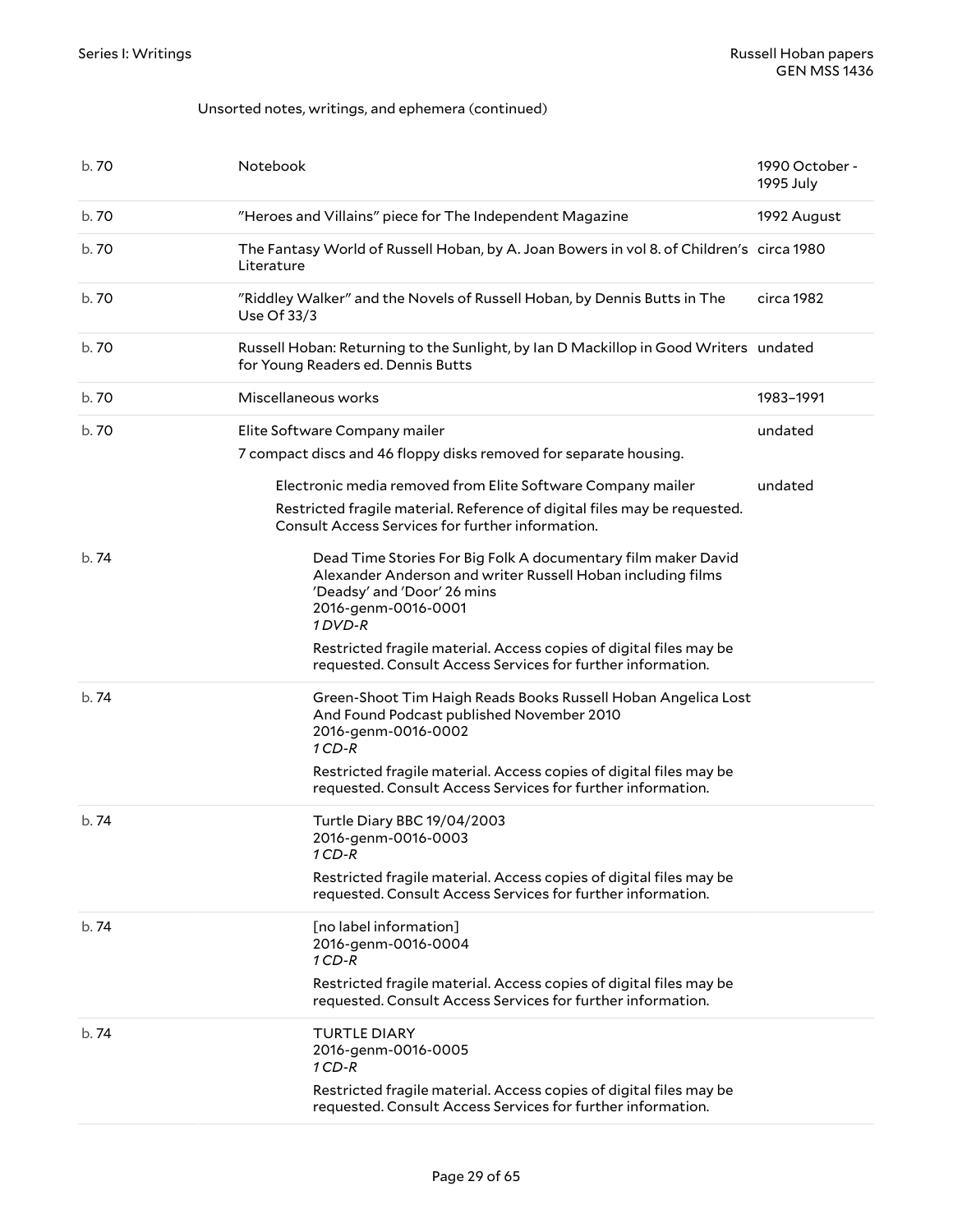Unsorted notes, writings, and ephemera (continued)

| Box | Description | Date |
| --- | --- | --- |
| b. 70 | Notebook | 1990 October - 1995 July |
| b. 70 | "Heroes and Villains" piece for The Independent Magazine | 1992 August |
| b. 70 | The Fantasy World of Russell Hoban, by A. Joan Bowers in vol 8. of Children's Literature | circa 1980 |
| b. 70 | "Riddley Walker" and the Novels of Russell Hoban, by Dennis Butts in The Use Of 33/3 | circa 1982 |
| b. 70 | Russell Hoban: Returning to the Sunlight, by Ian D Mackillop in Good Writers for Young Readers ed. Dennis Butts | undated |
| b. 70 | Miscellaneous works | 1983–1991 |
| b. 70 | Elite Software Company mailer<br>7 compact discs and 46 floppy disks removed for separate housing. | undated |
| | Electronic media removed from Elite Software Company mailer<br>Restricted fragile material. Reference of digital files may be requested. Consult Access Services for further information. | undated |
| b. 74 | Dead Time Stories For Big Folk A documentary film maker David Alexander Anderson and writer Russell Hoban including films 'Deadsy' and 'Door' 26 mins<br>2016-genm-0016-0001<br>*1 DVD-R*<br>Restricted fragile material. Access copies of digital files may be requested. Consult Access Services for further information. | |
| b. 74 | Green-Shoot Tim Haigh Reads Books Russell Hoban Angelica Lost And Found Podcast published November 2010<br>2016-genm-0016-0002<br>*1 CD-R*<br>Restricted fragile material. Access copies of digital files may be requested. Consult Access Services for further information. | |
| b. 74 | Turtle Diary BBC 19/04/2003<br>2016-genm-0016-0003<br>*1 CD-R*<br>Restricted fragile material. Access copies of digital files may be requested. Consult Access Services for further information. | |
| b. 74 | [no label information]<br>2016-genm-0016-0004<br>*1 CD-R*<br>Restricted fragile material. Access copies of digital files may be requested. Consult Access Services for further information. | |
| b. 74 | TURTLE DIARY<br>2016-genm-0016-0005<br>*1 CD-R*<br>Restricted fragile material. Access copies of digital files may be requested. Consult Access Services for further information. | |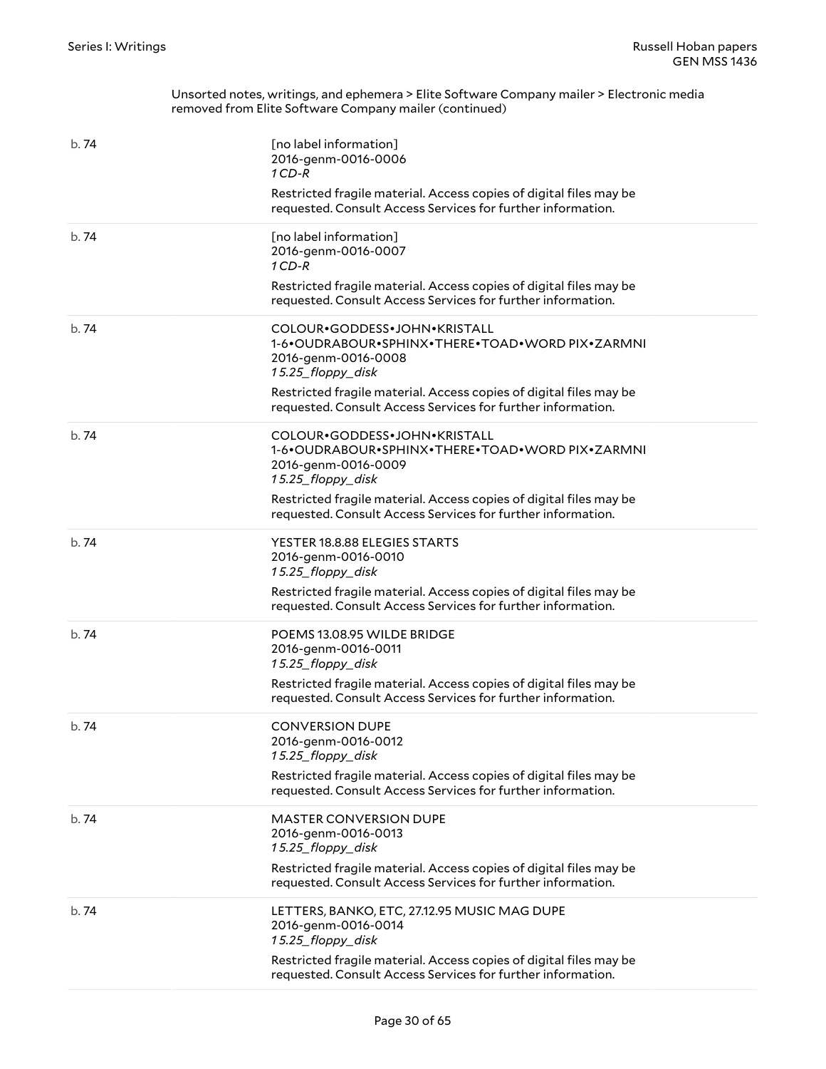Unsorted notes, writings, and ephemera > Elite Software Company mailer > Electronic media removed from Elite Software Company mailer (continued)

| | |
|---|---|
| b. 74 | [no label information]<br>2016-genm-0016-0006<br>*1 CD-R*<br>Restricted fragile material. Access copies of digital files may be requested. Consult Access Services for further information. |
| b. 74 | [no label information]<br>2016-genm-0016-0007<br>*1 CD-R*<br>Restricted fragile material. Access copies of digital files may be requested. Consult Access Services for further information. |
| b. 74 | COLOUR•GODDESS•JOHN•KRISTALL 1-6•OUDRABOUR•SPHINX•THERE•TOAD•WORD PIX•ZARMNI<br>2016-genm-0016-0008<br>*1 5.25_floppy_disk*<br>Restricted fragile material. Access copies of digital files may be requested. Consult Access Services for further information. |
| b. 74 | COLOUR•GODDESS•JOHN•KRISTALL 1-6•OUDRABOUR•SPHINX•THERE•TOAD•WORD PIX•ZARMNI<br>2016-genm-0016-0009<br>*1 5.25_floppy_disk*<br>Restricted fragile material. Access copies of digital files may be requested. Consult Access Services for further information. |
| b. 74 | YESTER 18.8.88 ELEGIES STARTS<br>2016-genm-0016-0010<br>*1 5.25_floppy_disk*<br>Restricted fragile material. Access copies of digital files may be requested. Consult Access Services for further information. |
| b. 74 | POEMS 13.08.95 WILDE BRIDGE<br>2016-genm-0016-0011<br>*1 5.25_floppy_disk*<br>Restricted fragile material. Access copies of digital files may be requested. Consult Access Services for further information. |
| b. 74 | CONVERSION DUPE<br>2016-genm-0016-0012<br>*1 5.25_floppy_disk*<br>Restricted fragile material. Access copies of digital files may be requested. Consult Access Services for further information. |
| b. 74 | MASTER CONVERSION DUPE<br>2016-genm-0016-0013<br>*1 5.25_floppy_disk*<br>Restricted fragile material. Access copies of digital files may be requested. Consult Access Services for further information. |
| b. 74 | LETTERS, BANKO, ETC, 27.12.95 MUSIC MAG DUPE<br>2016-genm-0016-0014<br>*1 5.25_floppy_disk*<br>Restricted fragile material. Access copies of digital files may be requested. Consult Access Services for further information. |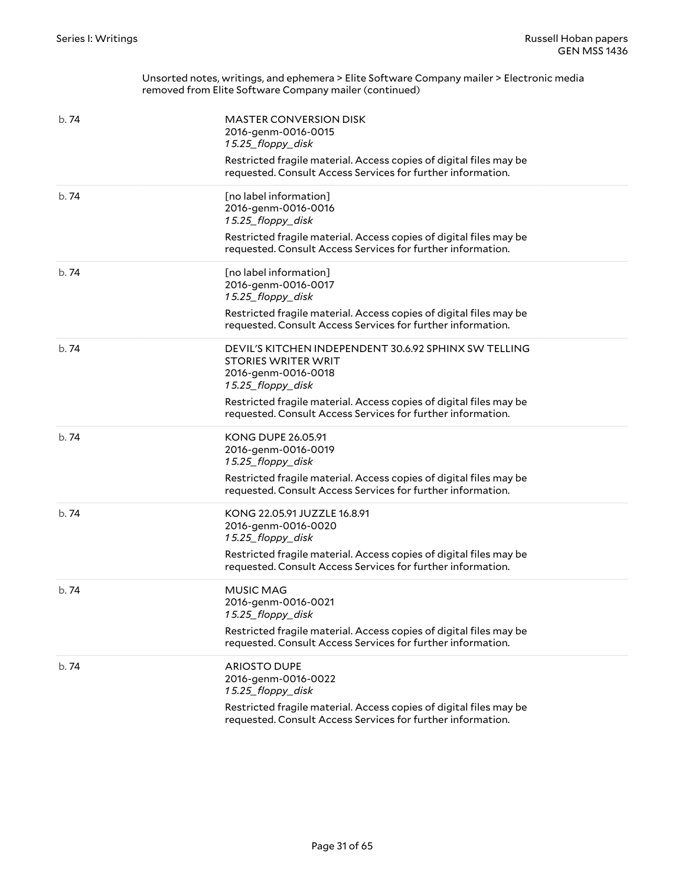Unsorted notes, writings, and ephemera > Elite Software Company mailer > Electronic media removed from Elite Software Company mailer (continued)

| | |
|---|---|
| b. 74 | MASTER CONVERSION DISK<br>2016-genm-0016-0015<br>*15.25_floppy_disk*<br>Restricted fragile material. Access copies of digital files may be requested. Consult Access Services for further information. |
| b. 74 | [no label information]<br>2016-genm-0016-0016<br>*15.25_floppy_disk*<br>Restricted fragile material. Access copies of digital files may be requested. Consult Access Services for further information. |
| b. 74 | [no label information]<br>2016-genm-0016-0017<br>*15.25_floppy_disk*<br>Restricted fragile material. Access copies of digital files may be requested. Consult Access Services for further information. |
| b. 74 | DEVIL'S KITCHEN INDEPENDENT 30.6.92 SPHINX SW TELLING STORIES WRITER WRIT<br>2016-genm-0016-0018<br>*15.25_floppy_disk*<br>Restricted fragile material. Access copies of digital files may be requested. Consult Access Services for further information. |
| b. 74 | KONG DUPE 26.05.91<br>2016-genm-0016-0019<br>*15.25_floppy_disk*<br>Restricted fragile material. Access copies of digital files may be requested. Consult Access Services for further information. |
| b. 74 | KONG 22.05.91 JUZZLE 16.8.91<br>2016-genm-0016-0020<br>*15.25_floppy_disk*<br>Restricted fragile material. Access copies of digital files may be requested. Consult Access Services for further information. |
| b. 74 | MUSIC MAG<br>2016-genm-0016-0021<br>*15.25_floppy_disk*<br>Restricted fragile material. Access copies of digital files may be requested. Consult Access Services for further information. |
| b. 74 | ARIOSTO DUPE<br>2016-genm-0016-0022<br>*15.25_floppy_disk*<br>Restricted fragile material. Access copies of digital files may be requested. Consult Access Services for further information. |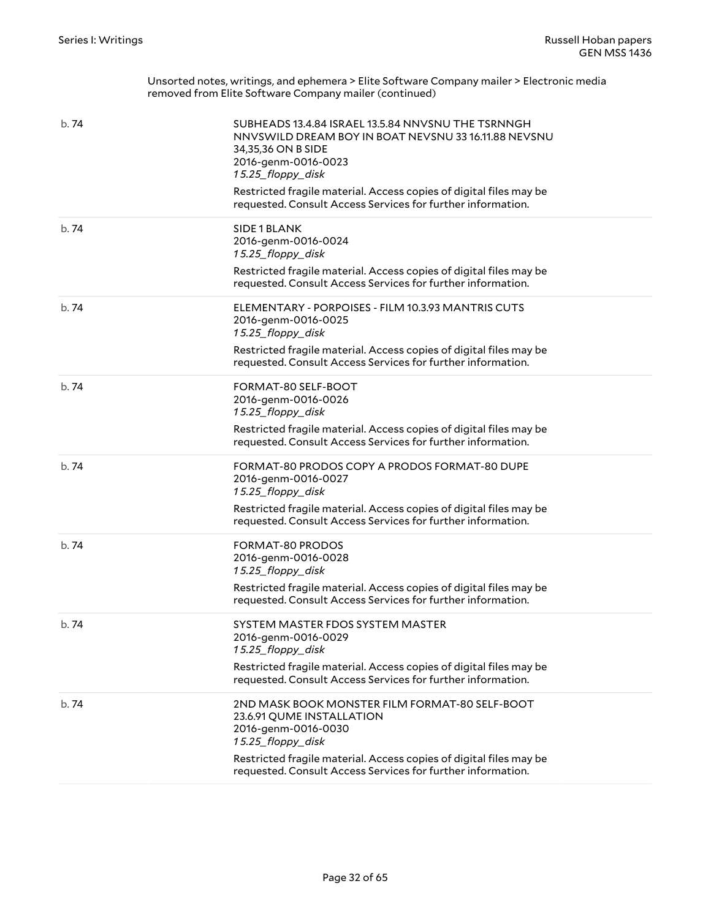Unsorted notes, writings, and ephemera > Elite Software Company mailer > Electronic media removed from Elite Software Company mailer (continued)

| | |
|---|---|
| b. 74 | SUBHEADS 13.4.84 ISRAEL 13.5.84 NNVSNU THE TSRNNGH NNVSWILD DREAM BOY IN BOAT NEVSNU 33 16.11.88 NEVSNU 34,35,36 ON B SIDE<br>2016-genm-0016-0023<br>*15.25_floppy_disk*<br>Restricted fragile material. Access copies of digital files may be requested. Consult Access Services for further information. |
| b. 74 | SIDE 1 BLANK<br>2016-genm-0016-0024<br>*15.25_floppy_disk*<br>Restricted fragile material. Access copies of digital files may be requested. Consult Access Services for further information. |
| b. 74 | ELEMENTARY - PORPOISES - FILM 10.3.93 MANTRIS CUTS<br>2016-genm-0016-0025<br>*15.25_floppy_disk*<br>Restricted fragile material. Access copies of digital files may be requested. Consult Access Services for further information. |
| b. 74 | FORMAT-80 SELF-BOOT<br>2016-genm-0016-0026<br>*15.25_floppy_disk*<br>Restricted fragile material. Access copies of digital files may be requested. Consult Access Services for further information. |
| b. 74 | FORMAT-80 PRODOS COPY A PRODOS FORMAT-80 DUPE<br>2016-genm-0016-0027<br>*15.25_floppy_disk*<br>Restricted fragile material. Access copies of digital files may be requested. Consult Access Services for further information. |
| b. 74 | FORMAT-80 PRODOS<br>2016-genm-0016-0028<br>*15.25_floppy_disk*<br>Restricted fragile material. Access copies of digital files may be requested. Consult Access Services for further information. |
| b. 74 | SYSTEM MASTER FDOS SYSTEM MASTER<br>2016-genm-0016-0029<br>*15.25_floppy_disk*<br>Restricted fragile material. Access copies of digital files may be requested. Consult Access Services for further information. |
| b. 74 | 2ND MASK BOOK MONSTER FILM FORMAT-80 SELF-BOOT 23.6.91 QUME INSTALLATION<br>2016-genm-0016-0030<br>*15.25_floppy_disk*<br>Restricted fragile material. Access copies of digital files may be requested. Consult Access Services for further information. |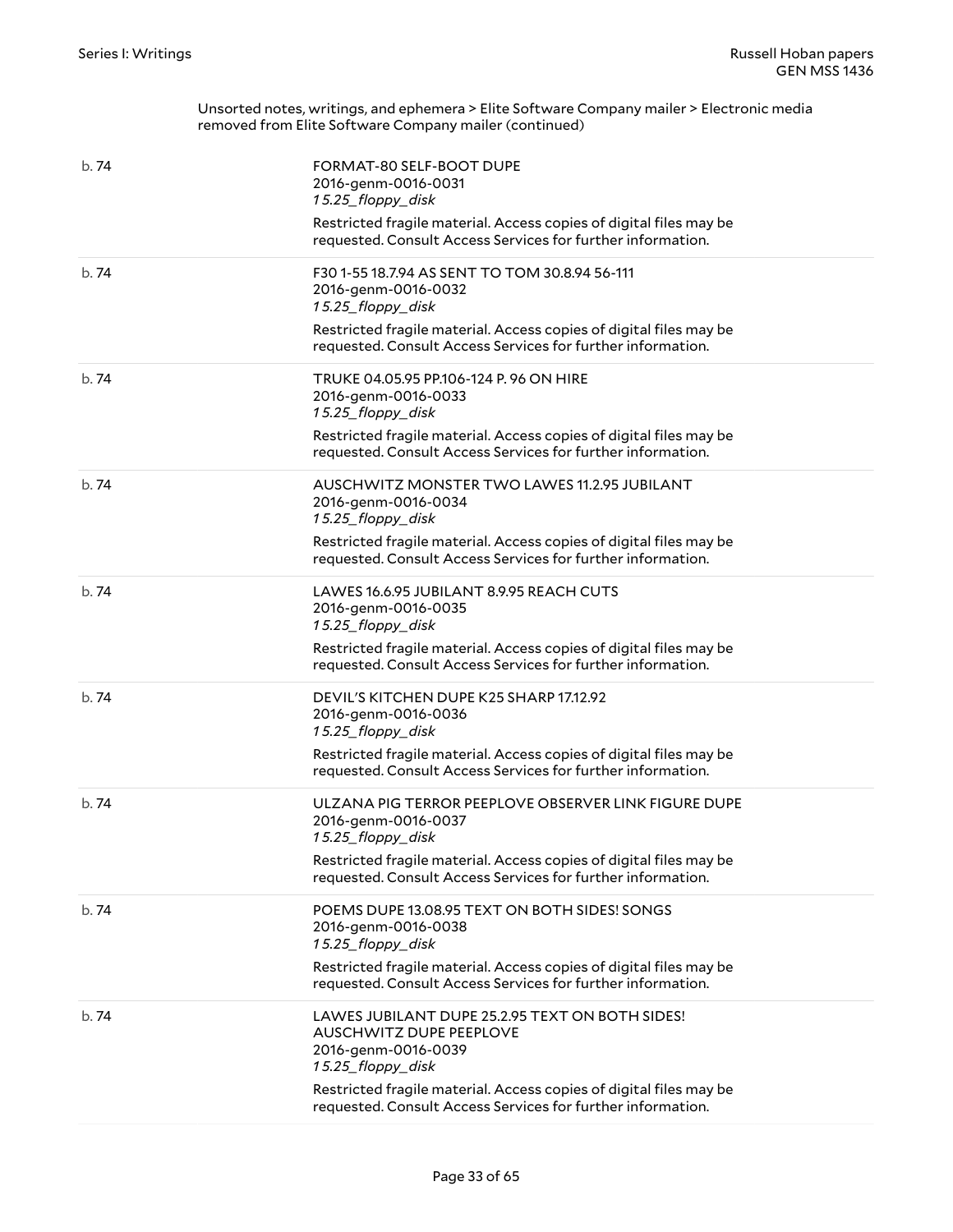Unsorted notes, writings, and ephemera > Elite Software Company mailer > Electronic media removed from Elite Software Company mailer (continued)

| | |
|---|---|
| b. 74 | FORMAT-80 SELF-BOOT DUPE<br>2016-genm-0016-0031<br>*15.25_floppy_disk*<br>Restricted fragile material. Access copies of digital files may be requested. Consult Access Services for further information. |
| b. 74 | F30 1-55 18.7.94 AS SENT TO TOM 30.8.94 56-111<br>2016-genm-0016-0032<br>*15.25_floppy_disk*<br>Restricted fragile material. Access copies of digital files may be requested. Consult Access Services for further information. |
| b. 74 | TRUKE 04.05.95 PP.106-124 P. 96 ON HIRE<br>2016-genm-0016-0033<br>*15.25_floppy_disk*<br>Restricted fragile material. Access copies of digital files may be requested. Consult Access Services for further information. |
| b. 74 | AUSCHWITZ MONSTER TWO LAWES 11.2.95 JUBILANT<br>2016-genm-0016-0034<br>*15.25_floppy_disk*<br>Restricted fragile material. Access copies of digital files may be requested. Consult Access Services for further information. |
| b. 74 | LAWES 16.6.95 JUBILANT 8.9.95 REACH CUTS<br>2016-genm-0016-0035<br>*15.25_floppy_disk*<br>Restricted fragile material. Access copies of digital files may be requested. Consult Access Services for further information. |
| b. 74 | DEVIL'S KITCHEN DUPE K25 SHARP 17.12.92<br>2016-genm-0016-0036<br>*15.25_floppy_disk*<br>Restricted fragile material. Access copies of digital files may be requested. Consult Access Services for further information. |
| b. 74 | ULZANA PIG TERROR PEEPLOVE OBSERVER LINK FIGURE DUPE<br>2016-genm-0016-0037<br>*15.25_floppy_disk*<br>Restricted fragile material. Access copies of digital files may be requested. Consult Access Services for further information. |
| b. 74 | POEMS DUPE 13.08.95 TEXT ON BOTH SIDES! SONGS<br>2016-genm-0016-0038<br>*15.25_floppy_disk*<br>Restricted fragile material. Access copies of digital files may be requested. Consult Access Services for further information. |
| b. 74 | LAWES JUBILANT DUPE 25.2.95 TEXT ON BOTH SIDES! AUSCHWITZ DUPE PEEPLOVE<br>2016-genm-0016-0039<br>*15.25_floppy_disk*<br>Restricted fragile material. Access copies of digital files may be requested. Consult Access Services for further information. |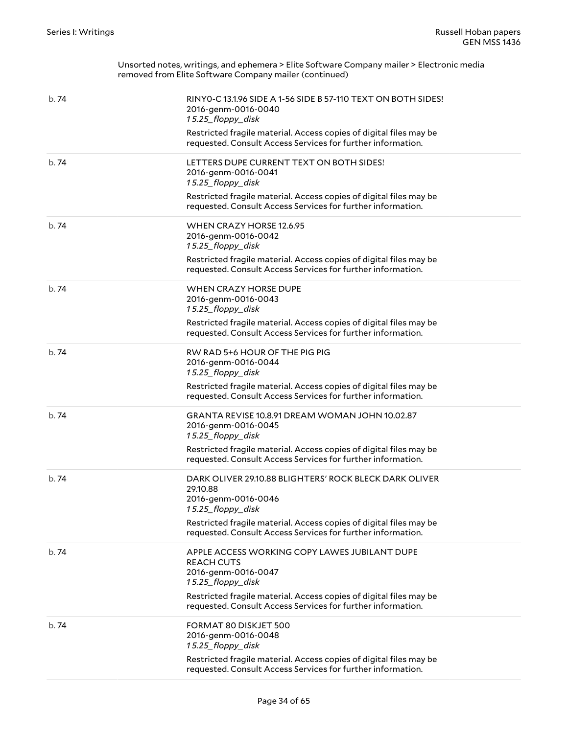Unsorted notes, writings, and ephemera > Elite Software Company mailer > Electronic media removed from Elite Software Company mailer (continued)

| | |
|---|---|
| b. 74 | RINY0-C 13.1.96 SIDE A 1-56 SIDE B 57-110 TEXT ON BOTH SIDES!<br>2016-genm-0016-0040<br>*15.25_floppy_disk*<br>Restricted fragile material. Access copies of digital files may be requested. Consult Access Services for further information. |
| b. 74 | LETTERS DUPE CURRENT TEXT ON BOTH SIDES!<br>2016-genm-0016-0041<br>*15.25_floppy_disk*<br>Restricted fragile material. Access copies of digital files may be requested. Consult Access Services for further information. |
| b. 74 | WHEN CRAZY HORSE 12.6.95<br>2016-genm-0016-0042<br>*15.25_floppy_disk*<br>Restricted fragile material. Access copies of digital files may be requested. Consult Access Services for further information. |
| b. 74 | WHEN CRAZY HORSE DUPE<br>2016-genm-0016-0043<br>*15.25_floppy_disk*<br>Restricted fragile material. Access copies of digital files may be requested. Consult Access Services for further information. |
| b. 74 | RW RAD 5+6 HOUR OF THE PIG PIG<br>2016-genm-0016-0044<br>*15.25_floppy_disk*<br>Restricted fragile material. Access copies of digital files may be requested. Consult Access Services for further information. |
| b. 74 | GRANTA REVISE 10.8.91 DREAM WOMAN JOHN 10.02.87<br>2016-genm-0016-0045<br>*15.25_floppy_disk*<br>Restricted fragile material. Access copies of digital files may be requested. Consult Access Services for further information. |
| b. 74 | DARK OLIVER 29.10.88 BLIGHTERS' ROCK BLECK DARK OLIVER 29.10.88<br>2016-genm-0016-0046<br>*15.25_floppy_disk*<br>Restricted fragile material. Access copies of digital files may be requested. Consult Access Services for further information. |
| b. 74 | APPLE ACCESS WORKING COPY LAWES JUBILANT DUPE REACH CUTS<br>2016-genm-0016-0047<br>*15.25_floppy_disk*<br>Restricted fragile material. Access copies of digital files may be requested. Consult Access Services for further information. |
| b. 74 | FORMAT 80 DISKJET 500<br>2016-genm-0016-0048<br>*15.25_floppy_disk*<br>Restricted fragile material. Access copies of digital files may be requested. Consult Access Services for further information. |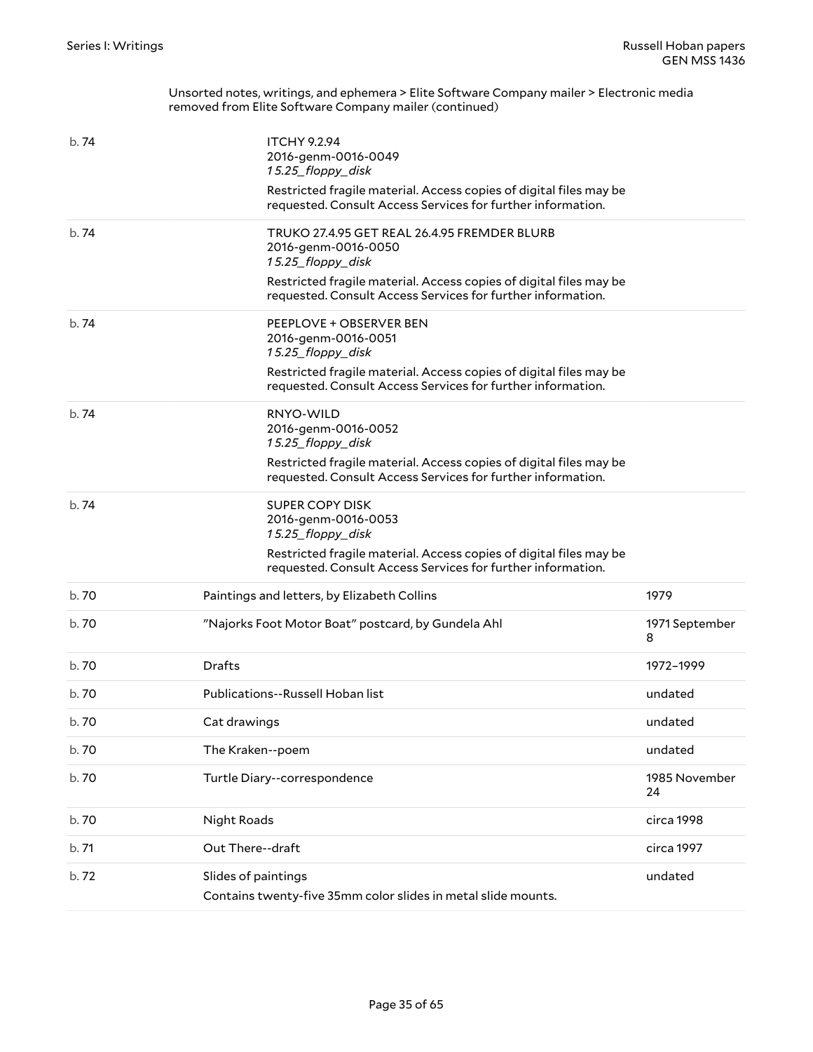Unsorted notes, writings, and ephemera > Elite Software Company mailer > Electronic media removed from Elite Software Company mailer (continued)

| | | |
|---|---|---|
| b. 74 | ITCHY 9.2.94<br>2016-genm-0016-0049<br>*15.25_floppy_disk*<br>Restricted fragile material. Access copies of digital files may be requested. Consult Access Services for further information. | |
| b. 74 | TRUKO 27.4.95 GET REAL 26.4.95 FREMDER BLURB<br>2016-genm-0016-0050<br>*15.25_floppy_disk*<br>Restricted fragile material. Access copies of digital files may be requested. Consult Access Services for further information. | |
| b. 74 | PEEPLOVE + OBSERVER BEN<br>2016-genm-0016-0051<br>*15.25_floppy_disk*<br>Restricted fragile material. Access copies of digital files may be requested. Consult Access Services for further information. | |
| b. 74 | RNYO-WILD<br>2016-genm-0016-0052<br>*15.25_floppy_disk*<br>Restricted fragile material. Access copies of digital files may be requested. Consult Access Services for further information. | |
| b. 74 | SUPER COPY DISK<br>2016-genm-0016-0053<br>*15.25_floppy_disk*<br>Restricted fragile material. Access copies of digital files may be requested. Consult Access Services for further information. | |
| b. 70 | Paintings and letters, by Elizabeth Collins | 1979 |
| b. 70 | "Najorks Foot Motor Boat" postcard, by Gundela Ahl | 1971 September 8 |
| b. 70 | Drafts | 1972–1999 |
| b. 70 | Publications--Russell Hoban list | undated |
| b. 70 | Cat drawings | undated |
| b. 70 | The Kraken--poem | undated |
| b. 70 | Turtle Diary--correspondence | 1985 November 24 |
| b. 70 | Night Roads | circa 1998 |
| b. 71 | Out There--draft | circa 1997 |
| b. 72 | Slides of paintings<br>Contains twenty-five 35mm color slides in metal slide mounts. | undated |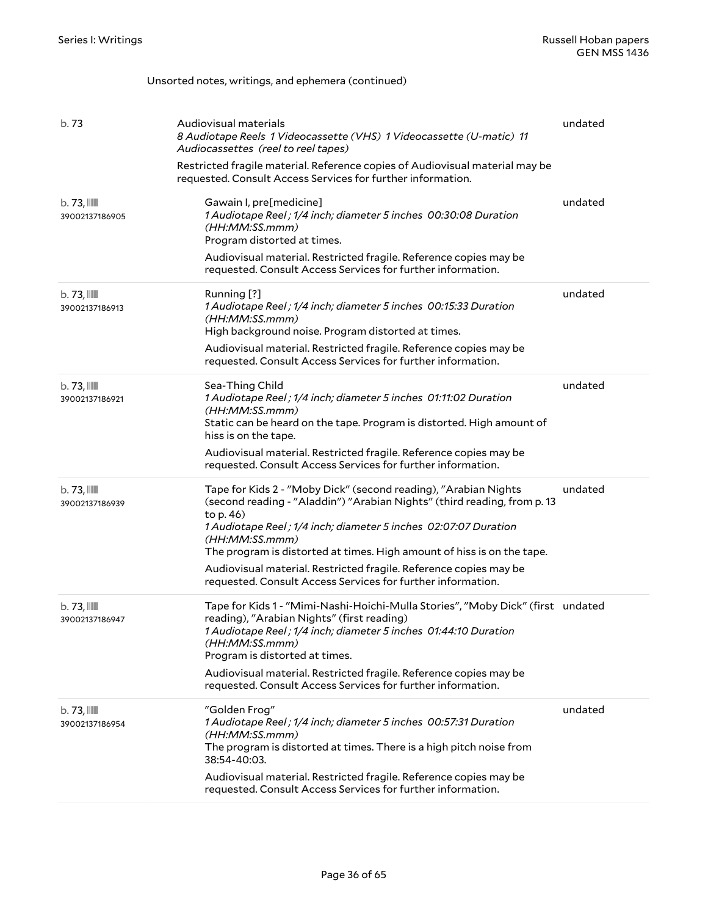Unsorted notes, writings, and ephemera (continued)

| | | |
|---|---|---|
| b. 73 | Audiovisual materials<br>*8 Audiotape Reels 1 Videocassette (VHS) 1 Videocassette (U-matic) 11 Audiocassettes (reel to reel tapes)*<br>Restricted fragile material. Reference copies of Audiovisual material may be requested. Consult Access Services for further information. | undated |
| b. 73, 39002137186905 | Gawain I, pre[medicine]<br>*1 Audiotape Reel ; 1/4 inch; diameter 5 inches 00:30:08 Duration (HH:MM:SS.mmm)*<br>Program distorted at times.<br>Audiovisual material. Restricted fragile. Reference copies may be requested. Consult Access Services for further information. | undated |
| b. 73, 39002137186913 | Running [?]<br>*1 Audiotape Reel ; 1/4 inch; diameter 5 inches 00:15:33 Duration (HH:MM:SS.mmm)*<br>High background noise. Program distorted at times.<br>Audiovisual material. Restricted fragile. Reference copies may be requested. Consult Access Services for further information. | undated |
| b. 73, 39002137186921 | Sea-Thing Child<br>*1 Audiotape Reel ; 1/4 inch; diameter 5 inches 01:11:02 Duration (HH:MM:SS.mmm)*<br>Static can be heard on the tape. Program is distorted. High amount of hiss is on the tape.<br>Audiovisual material. Restricted fragile. Reference copies may be requested. Consult Access Services for further information. | undated |
| b. 73, 39002137186939 | Tape for Kids 2 - "Moby Dick" (second reading), "Arabian Nights (second reading - "Aladdin") "Arabian Nights" (third reading, from p. 13 to p. 46)<br>*1 Audiotape Reel ; 1/4 inch; diameter 5 inches 02:07:07 Duration (HH:MM:SS.mmm)*<br>The program is distorted at times. High amount of hiss is on the tape.<br>Audiovisual material. Restricted fragile. Reference copies may be requested. Consult Access Services for further information. | undated |
| b. 73, 39002137186947 | Tape for Kids 1 - "Mimi-Nashi-Hoichi-Mulla Stories", "Moby Dick" (first reading), "Arabian Nights" (first reading)<br>*1 Audiotape Reel ; 1/4 inch; diameter 5 inches 01:44:10 Duration (HH:MM:SS.mmm)*<br>Program is distorted at times.<br>Audiovisual material. Restricted fragile. Reference copies may be requested. Consult Access Services for further information. | undated |
| b. 73, 39002137186954 | "Golden Frog"<br>*1 Audiotape Reel ; 1/4 inch; diameter 5 inches 00:57:31 Duration (HH:MM:SS.mmm)*<br>The program is distorted at times. There is a high pitch noise from 38:54-40:03.<br>Audiovisual material. Restricted fragile. Reference copies may be requested. Consult Access Services for further information. | undated |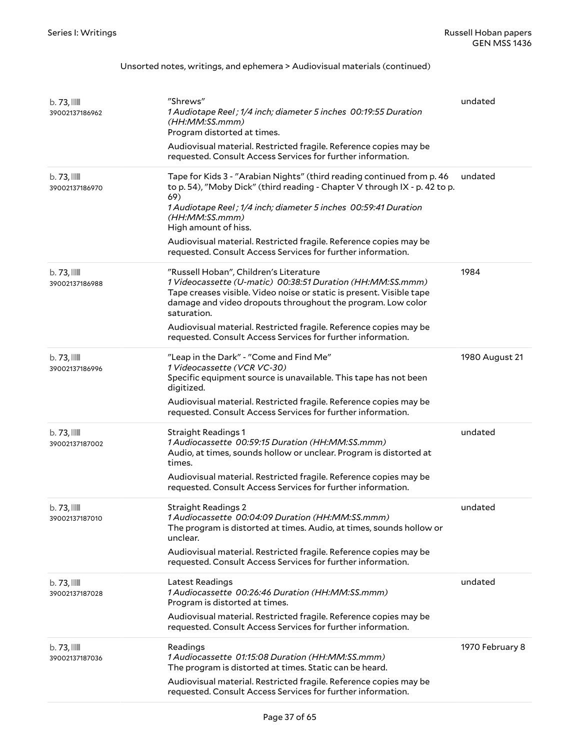Unsorted notes, writings, and ephemera > Audiovisual materials (continued)

| | | |
|---|---|---|
| b. 73, 39002137186962 | "Shrews"<br>*1 Audiotape Reel ; 1/4 inch; diameter 5 inches 00:19:55 Duration (HH:MM:SS.mmm)*<br>Program distorted at times.<br>Audiovisual material. Restricted fragile. Reference copies may be requested. Consult Access Services for further information. | undated |
| b. 73, 39002137186970 | Tape for Kids 3 - "Arabian Nights" (third reading continued from p. 46 to p. 54), "Moby Dick" (third reading - Chapter V through IX - p. 42 to p. 69)<br>*1 Audiotape Reel ; 1/4 inch; diameter 5 inches 00:59:41 Duration (HH:MM:SS.mmm)*<br>High amount of hiss.<br>Audiovisual material. Restricted fragile. Reference copies may be requested. Consult Access Services for further information. | undated |
| b. 73, 39002137186988 | "Russell Hoban", Children's Literature<br>*1 Videocassette (U-matic) 00:38:51 Duration (HH:MM:SS.mmm)*<br>Tape creases visible. Video noise or static is present. Visible tape damage and video dropouts throughout the program. Low color saturation.<br>Audiovisual material. Restricted fragile. Reference copies may be requested. Consult Access Services for further information. | 1984 |
| b. 73, 39002137186996 | "Leap in the Dark" - "Come and Find Me"<br>*1 Videocassette (VCR VC-30)*<br>Specific equipment source is unavailable. This tape has not been digitized.<br>Audiovisual material. Restricted fragile. Reference copies may be requested. Consult Access Services for further information. | 1980 August 21 |
| b. 73, 39002137187002 | Straight Readings 1<br>*1 Audiocassette 00:59:15 Duration (HH:MM:SS.mmm)*<br>Audio, at times, sounds hollow or unclear. Program is distorted at times.<br>Audiovisual material. Restricted fragile. Reference copies may be requested. Consult Access Services for further information. | undated |
| b. 73, 39002137187010 | Straight Readings 2<br>*1 Audiocassette 00:04:09 Duration (HH:MM:SS.mmm)*<br>The program is distorted at times. Audio, at times, sounds hollow or unclear.<br>Audiovisual material. Restricted fragile. Reference copies may be requested. Consult Access Services for further information. | undated |
| b. 73, 39002137187028 | Latest Readings<br>*1 Audiocassette 00:26:46 Duration (HH:MM:SS.mmm)*<br>Program is distorted at times.<br>Audiovisual material. Restricted fragile. Reference copies may be requested. Consult Access Services for further information. | undated |
| b. 73, 39002137187036 | Readings<br>*1 Audiocassette 01:15:08 Duration (HH:MM:SS.mmm)*<br>The program is distorted at times. Static can be heard.<br>Audiovisual material. Restricted fragile. Reference copies may be requested. Consult Access Services for further information. | 1970 February 8 |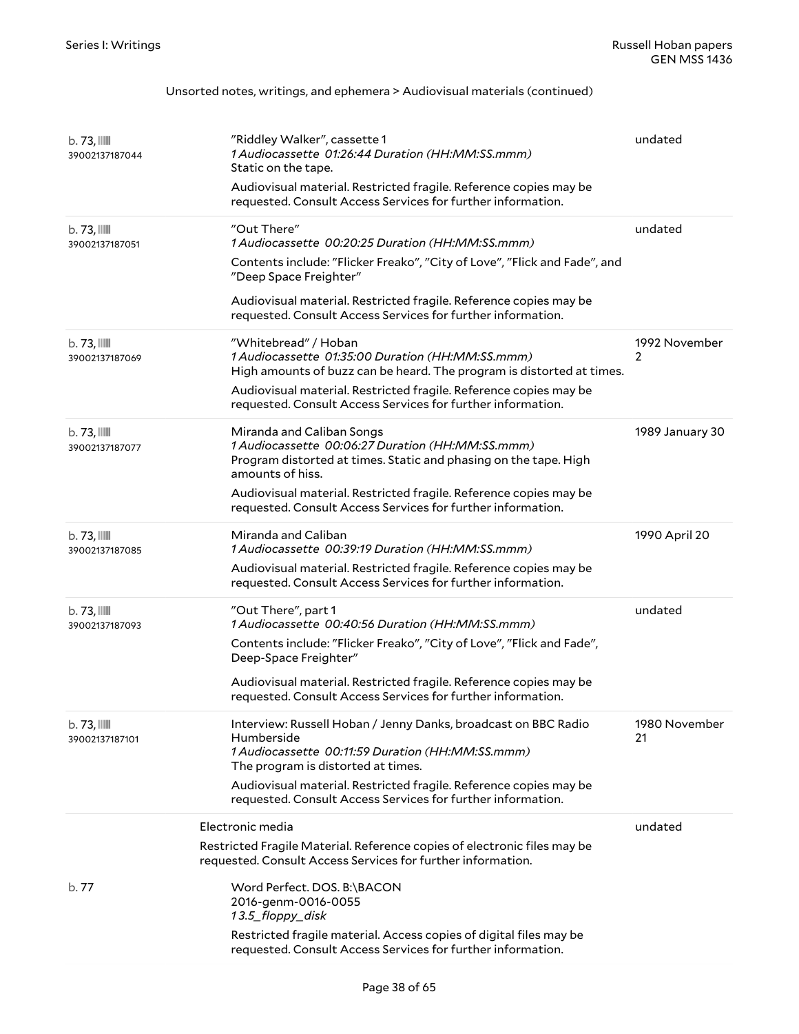Unsorted notes, writings, and ephemera > Audiovisual materials (continued)

| Location | Description | Date |
| --- | --- | --- |
| b. 73, 39002137187044 | "Riddley Walker", cassette 1<br>*1 Audiocassette 01:26:44 Duration (HH:MM:SS.mmm)*<br>Static on the tape.<br>Audiovisual material. Restricted fragile. Reference copies may be requested. Consult Access Services for further information. | undated |
| b. 73, 39002137187051 | "Out There"<br>*1 Audiocassette 00:20:25 Duration (HH:MM:SS.mmm)*<br>Contents include: "Flicker Freako", "City of Love", "Flick and Fade", and "Deep Space Freighter"<br>Audiovisual material. Restricted fragile. Reference copies may be requested. Consult Access Services for further information. | undated |
| b. 73, 39002137187069 | "Whitebread" / Hoban<br>*1 Audiocassette 01:35:00 Duration (HH:MM:SS.mmm)*<br>High amounts of buzz can be heard. The program is distorted at times.<br>Audiovisual material. Restricted fragile. Reference copies may be requested. Consult Access Services for further information. | 1992 November 2 |
| b. 73, 39002137187077 | Miranda and Caliban Songs<br>*1 Audiocassette 00:06:27 Duration (HH:MM:SS.mmm)*<br>Program distorted at times. Static and phasing on the tape. High amounts of hiss.<br>Audiovisual material. Restricted fragile. Reference copies may be requested. Consult Access Services for further information. | 1989 January 30 |
| b. 73, 39002137187085 | Miranda and Caliban<br>*1 Audiocassette 00:39:19 Duration (HH:MM:SS.mmm)*<br>Audiovisual material. Restricted fragile. Reference copies may be requested. Consult Access Services for further information. | 1990 April 20 |
| b. 73, 39002137187093 | "Out There", part 1<br>*1 Audiocassette 00:40:56 Duration (HH:MM:SS.mmm)*<br>Contents include: "Flicker Freako", "City of Love", "Flick and Fade", Deep-Space Freighter"<br>Audiovisual material. Restricted fragile. Reference copies may be requested. Consult Access Services for further information. | undated |
| b. 73, 39002137187101 | Interview: Russell Hoban / Jenny Danks, broadcast on BBC Radio Humberside<br>*1 Audiocassette 00:11:59 Duration (HH:MM:SS.mmm)*<br>The program is distorted at times.<br>Audiovisual material. Restricted fragile. Reference copies may be requested. Consult Access Services for further information. | 1980 November 21 |

Electronic media — undated

Restricted Fragile Material. Reference copies of electronic files may be requested. Consult Access Services for further information.

| Location | Description |
| --- | --- |
| b. 77 | Word Perfect. DOS. B:\BACON<br>2016-genm-0016-0055<br>*1 3.5_floppy_disk*<br>Restricted fragile material. Access copies of digital files may be requested. Consult Access Services for further information. |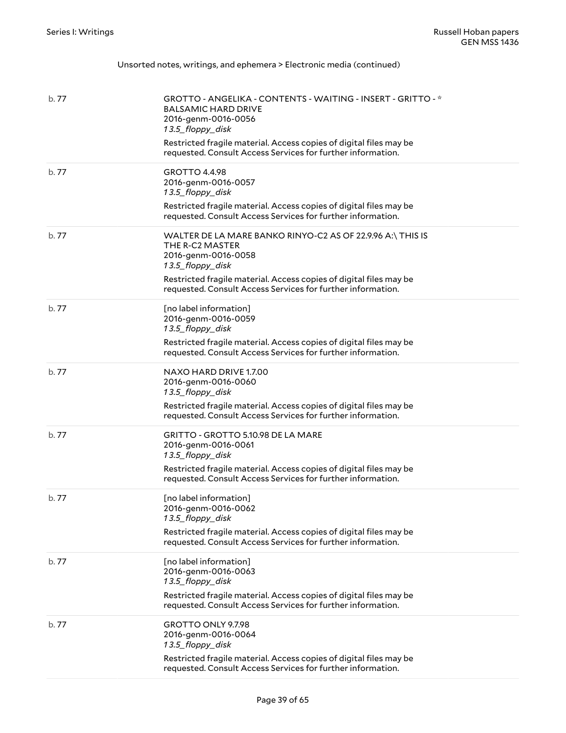Unsorted notes, writings, and ephemera > Electronic media (continued)

| | |
|---|---|
| b. 77 | GROTTO - ANGELIKA - CONTENTS - WAITING - INSERT - GRITTO - * BALSAMIC HARD DRIVE<br>2016-genm-0016-0056<br>*13.5_floppy_disk*<br>Restricted fragile material. Access copies of digital files may be requested. Consult Access Services for further information. |
| b. 77 | GROTTO 4.4.98<br>2016-genm-0016-0057<br>*13.5_floppy_disk*<br>Restricted fragile material. Access copies of digital files may be requested. Consult Access Services for further information. |
| b. 77 | WALTER DE LA MARE BANKO RINYO-C2 AS OF 22.9.96 A:\ THIS IS THE R-C2 MASTER<br>2016-genm-0016-0058<br>*13.5_floppy_disk*<br>Restricted fragile material. Access copies of digital files may be requested. Consult Access Services for further information. |
| b. 77 | [no label information]<br>2016-genm-0016-0059<br>*13.5_floppy_disk*<br>Restricted fragile material. Access copies of digital files may be requested. Consult Access Services for further information. |
| b. 77 | NAXO HARD DRIVE 1.7.00<br>2016-genm-0016-0060<br>*13.5_floppy_disk*<br>Restricted fragile material. Access copies of digital files may be requested. Consult Access Services for further information. |
| b. 77 | GRITTO - GROTTO 5.10.98 DE LA MARE<br>2016-genm-0016-0061<br>*13.5_floppy_disk*<br>Restricted fragile material. Access copies of digital files may be requested. Consult Access Services for further information. |
| b. 77 | [no label information]<br>2016-genm-0016-0062<br>*13.5_floppy_disk*<br>Restricted fragile material. Access copies of digital files may be requested. Consult Access Services for further information. |
| b. 77 | [no label information]<br>2016-genm-0016-0063<br>*13.5_floppy_disk*<br>Restricted fragile material. Access copies of digital files may be requested. Consult Access Services for further information. |
| b. 77 | GROTTO ONLY 9.7.98<br>2016-genm-0016-0064<br>*13.5_floppy_disk*<br>Restricted fragile material. Access copies of digital files may be requested. Consult Access Services for further information. |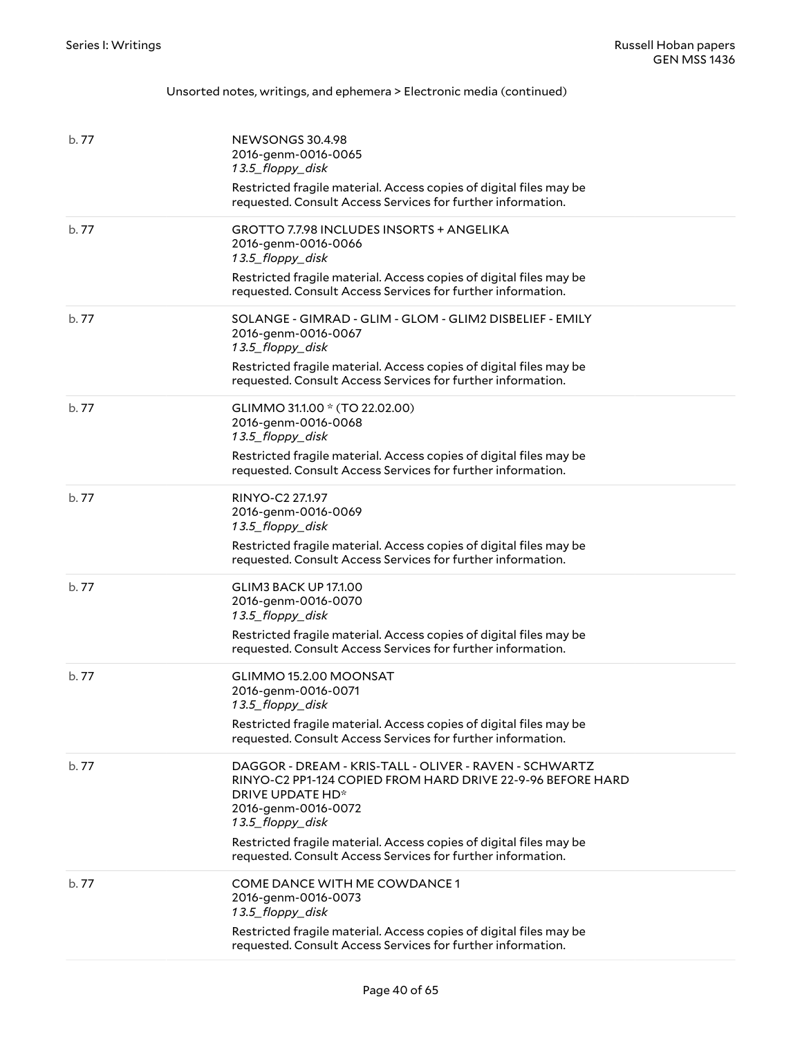Unsorted notes, writings, and ephemera > Electronic media (continued)

| | |
|---|---|
| b. 77 | NEWSONGS 30.4.98<br>2016-genm-0016-0065<br>*13.5_floppy_disk*<br>Restricted fragile material. Access copies of digital files may be requested. Consult Access Services for further information. |
| b. 77 | GROTTO 7.7.98 INCLUDES INSORTS + ANGELIKA<br>2016-genm-0016-0066<br>*13.5_floppy_disk*<br>Restricted fragile material. Access copies of digital files may be requested. Consult Access Services for further information. |
| b. 77 | SOLANGE - GIMRAD - GLIM - GLOM - GLIM2 DISBELIEF - EMILY<br>2016-genm-0016-0067<br>*13.5_floppy_disk*<br>Restricted fragile material. Access copies of digital files may be requested. Consult Access Services for further information. |
| b. 77 | GLIMMO 31.1.00 * (TO 22.02.00)<br>2016-genm-0016-0068<br>*13.5_floppy_disk*<br>Restricted fragile material. Access copies of digital files may be requested. Consult Access Services for further information. |
| b. 77 | RINYO-C2 27.1.97<br>2016-genm-0016-0069<br>*13.5_floppy_disk*<br>Restricted fragile material. Access copies of digital files may be requested. Consult Access Services for further information. |
| b. 77 | GLIM3 BACK UP 17.1.00<br>2016-genm-0016-0070<br>*13.5_floppy_disk*<br>Restricted fragile material. Access copies of digital files may be requested. Consult Access Services for further information. |
| b. 77 | GLIMMO 15.2.00 MOONSAT<br>2016-genm-0016-0071<br>*13.5_floppy_disk*<br>Restricted fragile material. Access copies of digital files may be requested. Consult Access Services for further information. |
| b. 77 | DAGGOR - DREAM - KRIS-TALL - OLIVER - RAVEN - SCHWARTZ RINYO-C2 PP1-124 COPIED FROM HARD DRIVE 22-9-96 BEFORE HARD DRIVE UPDATE HD*<br>2016-genm-0016-0072<br>*13.5_floppy_disk*<br>Restricted fragile material. Access copies of digital files may be requested. Consult Access Services for further information. |
| b. 77 | COME DANCE WITH ME COWDANCE 1<br>2016-genm-0016-0073<br>*13.5_floppy_disk*<br>Restricted fragile material. Access copies of digital files may be requested. Consult Access Services for further information. |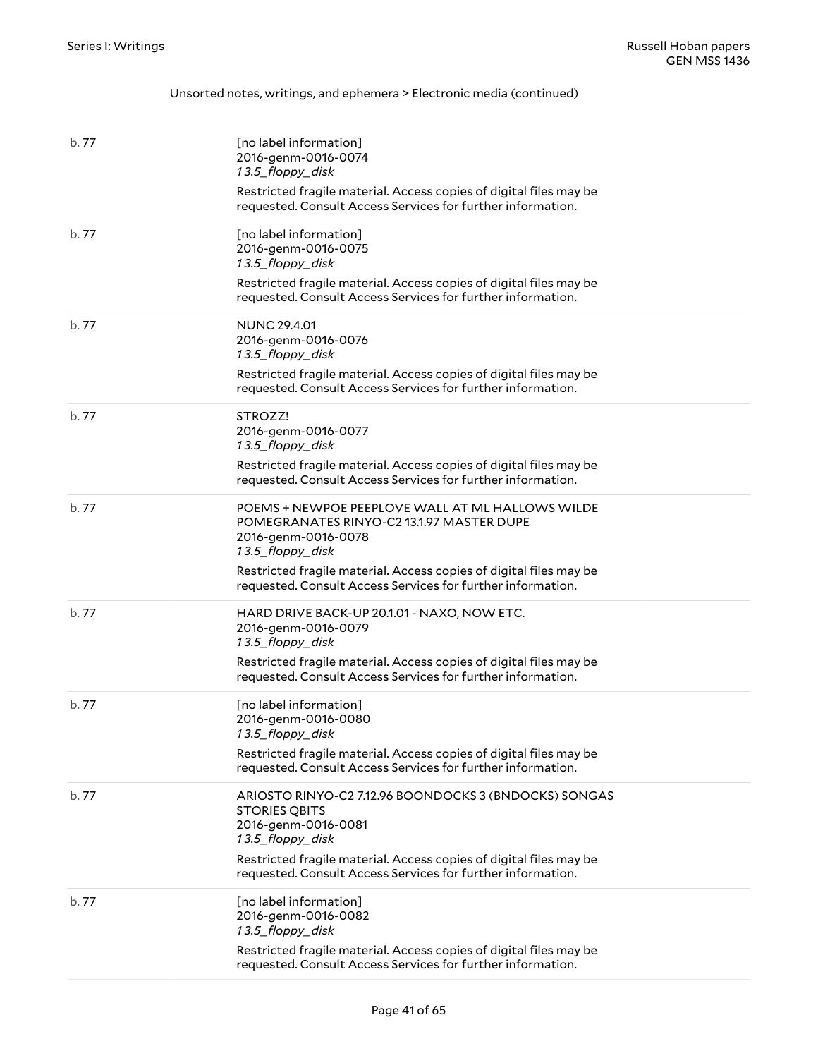Unsorted notes, writings, and ephemera > Electronic media (continued)

| | |
|---|---|
| b. 77 | [no label information]<br>2016-genm-0016-0074<br>*13.5_floppy_disk*<br>Restricted fragile material. Access copies of digital files may be requested. Consult Access Services for further information. |
| b. 77 | [no label information]<br>2016-genm-0016-0075<br>*13.5_floppy_disk*<br>Restricted fragile material. Access copies of digital files may be requested. Consult Access Services for further information. |
| b. 77 | NUNC 29.4.01<br>2016-genm-0016-0076<br>*13.5_floppy_disk*<br>Restricted fragile material. Access copies of digital files may be requested. Consult Access Services for further information. |
| b. 77 | STROZZ!<br>2016-genm-0016-0077<br>*13.5_floppy_disk*<br>Restricted fragile material. Access copies of digital files may be requested. Consult Access Services for further information. |
| b. 77 | POEMS + NEWPOE PEEPLOVE WALL AT ML HALLOWS WILDE POMEGRANATES RINYO-C2 13.1.97 MASTER DUPE<br>2016-genm-0016-0078<br>*13.5_floppy_disk*<br>Restricted fragile material. Access copies of digital files may be requested. Consult Access Services for further information. |
| b. 77 | HARD DRIVE BACK-UP 20.1.01 - NAXO, NOW ETC.<br>2016-genm-0016-0079<br>*13.5_floppy_disk*<br>Restricted fragile material. Access copies of digital files may be requested. Consult Access Services for further information. |
| b. 77 | [no label information]<br>2016-genm-0016-0080<br>*13.5_floppy_disk*<br>Restricted fragile material. Access copies of digital files may be requested. Consult Access Services for further information. |
| b. 77 | ARIOSTO RINYO-C2 7.12.96 BOONDOCKS 3 (BNDOCKS) SONGAS STORIES QBITS<br>2016-genm-0016-0081<br>*13.5_floppy_disk*<br>Restricted fragile material. Access copies of digital files may be requested. Consult Access Services for further information. |
| b. 77 | [no label information]<br>2016-genm-0016-0082<br>*13.5_floppy_disk*<br>Restricted fragile material. Access copies of digital files may be requested. Consult Access Services for further information. |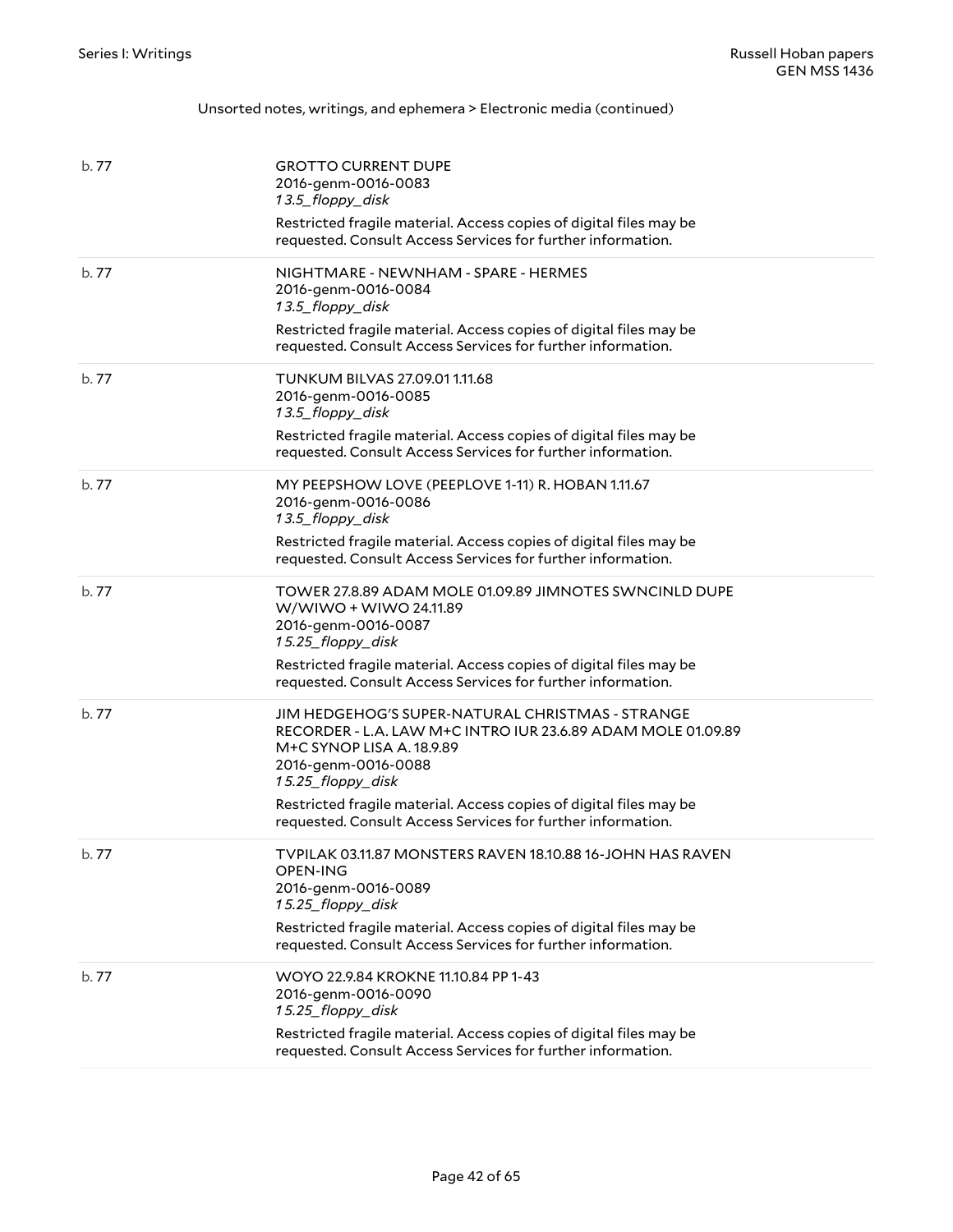Unsorted notes, writings, and ephemera > Electronic media (continued)

| | |
|---|---|
| b. 77 | GROTTO CURRENT DUPE<br>2016-genm-0016-0083<br>*1 3.5_floppy_disk*<br>Restricted fragile material. Access copies of digital files may be requested. Consult Access Services for further information. |
| b. 77 | NIGHTMARE - NEWNHAM - SPARE - HERMES<br>2016-genm-0016-0084<br>*1 3.5_floppy_disk*<br>Restricted fragile material. Access copies of digital files may be requested. Consult Access Services for further information. |
| b. 77 | TUNKUM BILVAS 27.09.01 1.11.68<br>2016-genm-0016-0085<br>*1 3.5_floppy_disk*<br>Restricted fragile material. Access copies of digital files may be requested. Consult Access Services for further information. |
| b. 77 | MY PEEPSHOW LOVE (PEEPLOVE 1-11) R. HOBAN 1.11.67<br>2016-genm-0016-0086<br>*1 3.5_floppy_disk*<br>Restricted fragile material. Access copies of digital files may be requested. Consult Access Services for further information. |
| b. 77 | TOWER 27.8.89 ADAM MOLE 01.09.89 JIMNOTES SWNCINLD DUPE W/WIWO + WIWO 24.11.89<br>2016-genm-0016-0087<br>*1 5.25_floppy_disk*<br>Restricted fragile material. Access copies of digital files may be requested. Consult Access Services for further information. |
| b. 77 | JIM HEDGEHOG'S SUPER-NATURAL CHRISTMAS - STRANGE RECORDER - L.A. LAW M+C INTRO IUR 23.6.89 ADAM MOLE 01.09.89 M+C SYNOP LISA A. 18.9.89<br>2016-genm-0016-0088<br>*1 5.25_floppy_disk*<br>Restricted fragile material. Access copies of digital files may be requested. Consult Access Services for further information. |
| b. 77 | TVPILAK 03.11.87 MONSTERS RAVEN 18.10.88 16-JOHN HAS RAVEN OPEN-ING<br>2016-genm-0016-0089<br>*1 5.25_floppy_disk*<br>Restricted fragile material. Access copies of digital files may be requested. Consult Access Services for further information. |
| b. 77 | WOYO 22.9.84 KROKNE 11.10.84 PP 1-43<br>2016-genm-0016-0090<br>*1 5.25_floppy_disk*<br>Restricted fragile material. Access copies of digital files may be requested. Consult Access Services for further information. |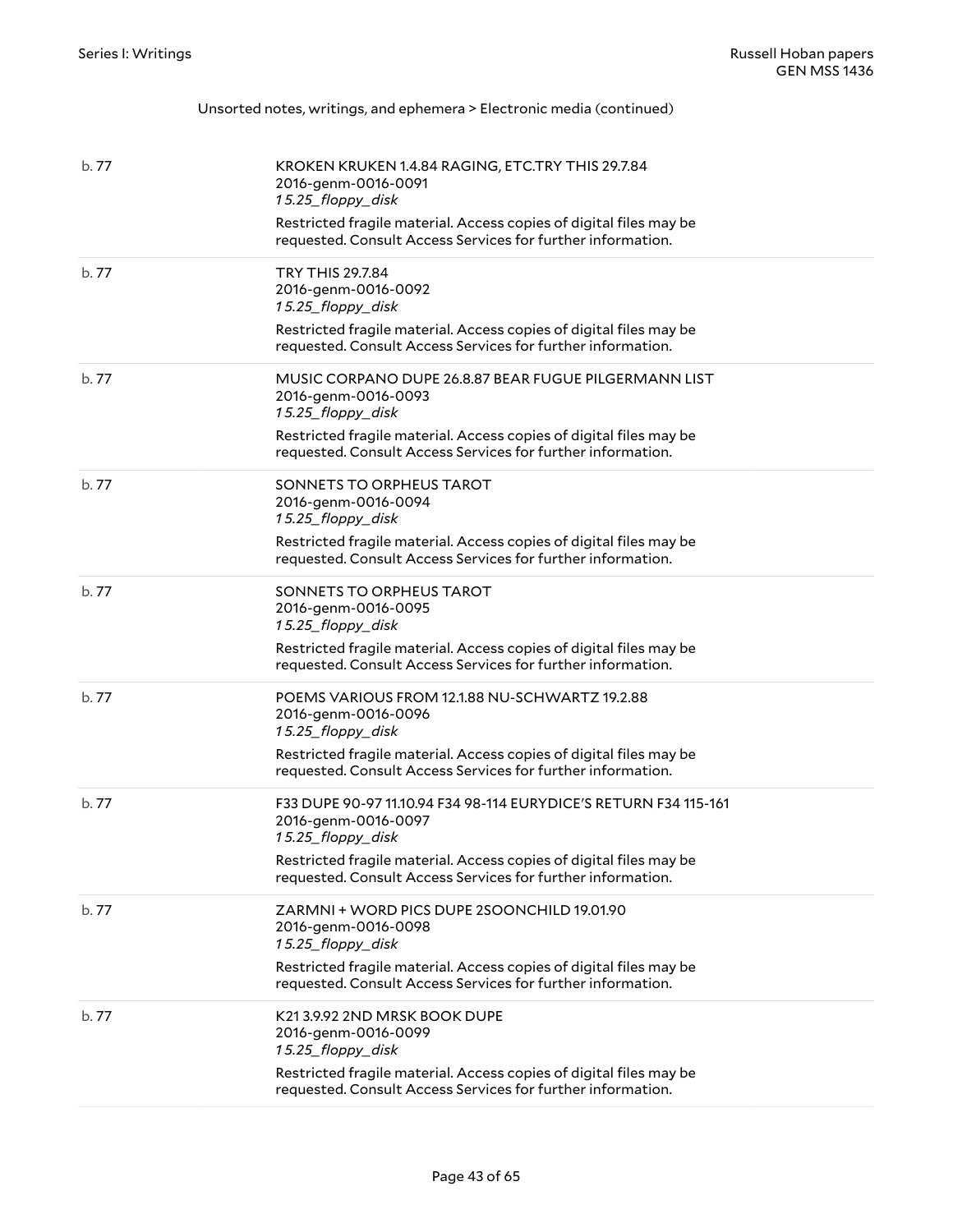Unsorted notes, writings, and ephemera > Electronic media (continued)

| | |
|---|---|
| b. 77 | KROKEN KRUKEN 1.4.84 RAGING, ETC.TRY THIS 29.7.84<br>2016-genm-0016-0091<br>*1 5.25_floppy_disk*<br><br>Restricted fragile material. Access copies of digital files may be requested. Consult Access Services for further information. |
| b. 77 | TRY THIS 29.7.84<br>2016-genm-0016-0092<br>*1 5.25_floppy_disk*<br><br>Restricted fragile material. Access copies of digital files may be requested. Consult Access Services for further information. |
| b. 77 | MUSIC CORPANO DUPE 26.8.87 BEAR FUGUE PILGERMANN LIST<br>2016-genm-0016-0093<br>*1 5.25_floppy_disk*<br><br>Restricted fragile material. Access copies of digital files may be requested. Consult Access Services for further information. |
| b. 77 | SONNETS TO ORPHEUS TAROT<br>2016-genm-0016-0094<br>*1 5.25_floppy_disk*<br><br>Restricted fragile material. Access copies of digital files may be requested. Consult Access Services for further information. |
| b. 77 | SONNETS TO ORPHEUS TAROT<br>2016-genm-0016-0095<br>*1 5.25_floppy_disk*<br><br>Restricted fragile material. Access copies of digital files may be requested. Consult Access Services for further information. |
| b. 77 | POEMS VARIOUS FROM 12.1.88 NU-SCHWARTZ 19.2.88<br>2016-genm-0016-0096<br>*1 5.25_floppy_disk*<br><br>Restricted fragile material. Access copies of digital files may be requested. Consult Access Services for further information. |
| b. 77 | F33 DUPE 90-97 11.10.94 F34 98-114 EURYDICE'S RETURN F34 115-161<br>2016-genm-0016-0097<br>*1 5.25_floppy_disk*<br><br>Restricted fragile material. Access copies of digital files may be requested. Consult Access Services for further information. |
| b. 77 | ZARMNI + WORD PICS DUPE 2SOONCHILD 19.01.90<br>2016-genm-0016-0098<br>*1 5.25_floppy_disk*<br><br>Restricted fragile material. Access copies of digital files may be requested. Consult Access Services for further information. |
| b. 77 | K21 3.9.92 2ND MRSK BOOK DUPE<br>2016-genm-0016-0099<br>*1 5.25_floppy_disk*<br><br>Restricted fragile material. Access copies of digital files may be requested. Consult Access Services for further information. |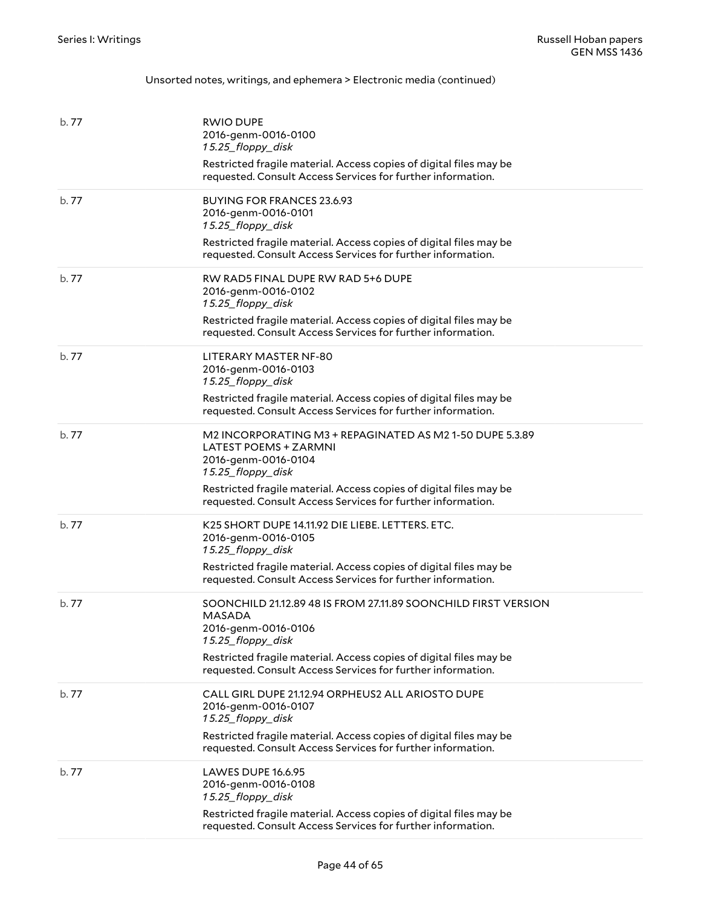Unsorted notes, writings, and ephemera > Electronic media (continued)

| | |
|---|---|
| b. 77 | RWIO DUPE<br>2016-genm-0016-0100<br>*1 5.25_floppy_disk*<br>Restricted fragile material. Access copies of digital files may be requested. Consult Access Services for further information. |
| b. 77 | BUYING FOR FRANCES 23.6.93<br>2016-genm-0016-0101<br>*1 5.25_floppy_disk*<br>Restricted fragile material. Access copies of digital files may be requested. Consult Access Services for further information. |
| b. 77 | RW RAD5 FINAL DUPE RW RAD 5+6 DUPE<br>2016-genm-0016-0102<br>*1 5.25_floppy_disk*<br>Restricted fragile material. Access copies of digital files may be requested. Consult Access Services for further information. |
| b. 77 | LITERARY MASTER NF-80<br>2016-genm-0016-0103<br>*1 5.25_floppy_disk*<br>Restricted fragile material. Access copies of digital files may be requested. Consult Access Services for further information. |
| b. 77 | M2 INCORPORATING M3 + REPAGINATED AS M2 1-50 DUPE 5.3.89 LATEST POEMS + ZARMNI<br>2016-genm-0016-0104<br>*1 5.25_floppy_disk*<br>Restricted fragile material. Access copies of digital files may be requested. Consult Access Services for further information. |
| b. 77 | K25 SHORT DUPE 14.11.92 DIE LIEBE. LETTERS. ETC.<br>2016-genm-0016-0105<br>*1 5.25_floppy_disk*<br>Restricted fragile material. Access copies of digital files may be requested. Consult Access Services for further information. |
| b. 77 | SOONCHILD 21.12.89 48 IS FROM 27.11.89 SOONCHILD FIRST VERSION MASADA<br>2016-genm-0016-0106<br>*1 5.25_floppy_disk*<br>Restricted fragile material. Access copies of digital files may be requested. Consult Access Services for further information. |
| b. 77 | CALL GIRL DUPE 21.12.94 ORPHEUS2 ALL ARIOSTO DUPE<br>2016-genm-0016-0107<br>*1 5.25_floppy_disk*<br>Restricted fragile material. Access copies of digital files may be requested. Consult Access Services for further information. |
| b. 77 | LAWES DUPE 16.6.95<br>2016-genm-0016-0108<br>*1 5.25_floppy_disk*<br>Restricted fragile material. Access copies of digital files may be requested. Consult Access Services for further information. |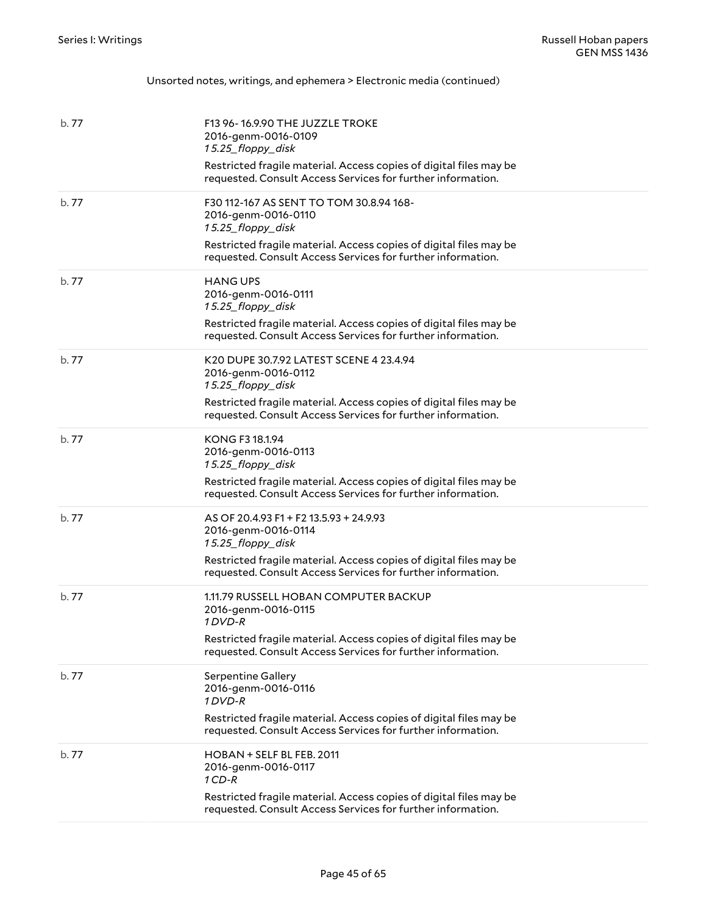Unsorted notes, writings, and ephemera > Electronic media (continued)

| | |
|---|---|
| b. 77 | F13 96- 16.9.90 THE JUZZLE TROKE<br>2016-genm-0016-0109<br>*1 5.25_floppy_disk*<br>Restricted fragile material. Access copies of digital files may be requested. Consult Access Services for further information. |
| b. 77 | F30 112-167 AS SENT TO TOM 30.8.94 168-<br>2016-genm-0016-0110<br>*1 5.25_floppy_disk*<br>Restricted fragile material. Access copies of digital files may be requested. Consult Access Services for further information. |
| b. 77 | HANG UPS<br>2016-genm-0016-0111<br>*1 5.25_floppy_disk*<br>Restricted fragile material. Access copies of digital files may be requested. Consult Access Services for further information. |
| b. 77 | K20 DUPE 30.7.92 LATEST SCENE 4 23.4.94<br>2016-genm-0016-0112<br>*1 5.25_floppy_disk*<br>Restricted fragile material. Access copies of digital files may be requested. Consult Access Services for further information. |
| b. 77 | KONG F3 18.1.94<br>2016-genm-0016-0113<br>*1 5.25_floppy_disk*<br>Restricted fragile material. Access copies of digital files may be requested. Consult Access Services for further information. |
| b. 77 | AS OF 20.4.93 F1 + F2 13.5.93 + 24.9.93<br>2016-genm-0016-0114<br>*1 5.25_floppy_disk*<br>Restricted fragile material. Access copies of digital files may be requested. Consult Access Services for further information. |
| b. 77 | 1.11.79 RUSSELL HOBAN COMPUTER BACKUP<br>2016-genm-0016-0115<br>*1 DVD-R*<br>Restricted fragile material. Access copies of digital files may be requested. Consult Access Services for further information. |
| b. 77 | Serpentine Gallery<br>2016-genm-0016-0116<br>*1 DVD-R*<br>Restricted fragile material. Access copies of digital files may be requested. Consult Access Services for further information. |
| b. 77 | HOBAN + SELF BL FEB. 2011<br>2016-genm-0016-0117<br>*1 CD-R*<br>Restricted fragile material. Access copies of digital files may be requested. Consult Access Services for further information. |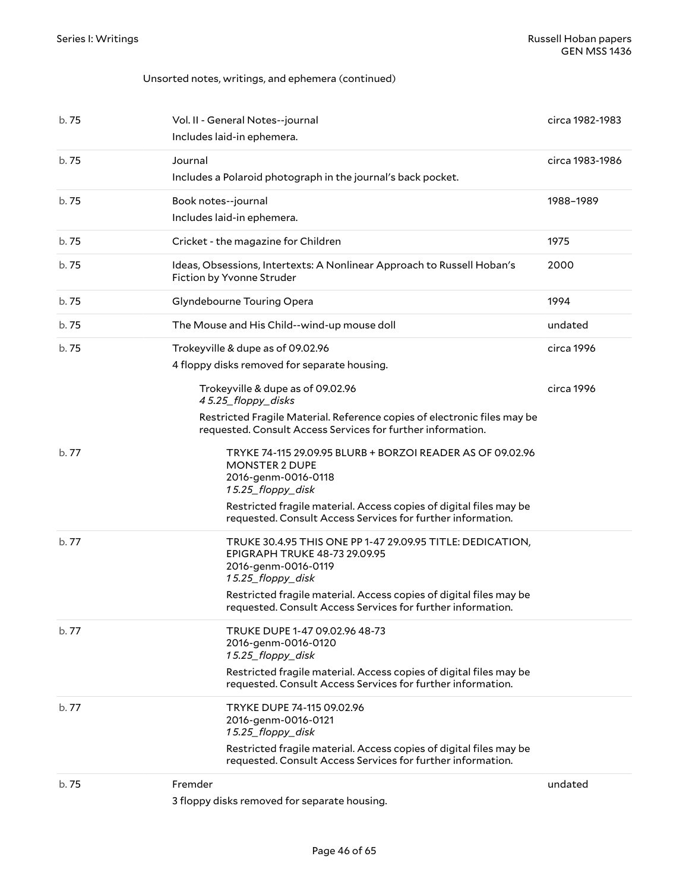Unsorted notes, writings, and ephemera (continued)

| | | |
|---|---|---|
| b. 75 | Vol. II - General Notes--journal<br>Includes laid-in ephemera. | circa 1982-1983 |
| b. 75 | Journal<br>Includes a Polaroid photograph in the journal's back pocket. | circa 1983-1986 |
| b. 75 | Book notes--journal<br>Includes laid-in ephemera. | 1988–1989 |
| b. 75 | Cricket - the magazine for Children | 1975 |
| b. 75 | Ideas, Obsessions, Intertexts: A Nonlinear Approach to Russell Hoban's Fiction by Yvonne Struder | 2000 |
| b. 75 | Glyndebourne Touring Opera | 1994 |
| b. 75 | The Mouse and His Child--wind-up mouse doll | undated |
| b. 75 | Trokeyville & dupe as of 09.02.96<br>4 floppy disks removed for separate housing. | circa 1996 |
| | Trokeyville & dupe as of 09.02.96<br>*4 5.25_floppy_disks*<br>Restricted Fragile Material. Reference copies of electronic files may be requested. Consult Access Services for further information. | circa 1996 |
| b. 77 | TRYKE 74-115 29.09.95 BLURB + BORZOI READER AS OF 09.02.96 MONSTER 2 DUPE<br>2016-genm-0016-0118<br>*1 5.25_floppy_disk*<br>Restricted fragile material. Access copies of digital files may be requested. Consult Access Services for further information. | |
| b. 77 | TRUKE 30.4.95 THIS ONE PP 1-47 29.09.95 TITLE: DEDICATION, EPIGRAPH TRUKE 48-73 29.09.95<br>2016-genm-0016-0119<br>*1 5.25_floppy_disk*<br>Restricted fragile material. Access copies of digital files may be requested. Consult Access Services for further information. | |
| b. 77 | TRUKE DUPE 1-47 09.02.96 48-73<br>2016-genm-0016-0120<br>*1 5.25_floppy_disk*<br>Restricted fragile material. Access copies of digital files may be requested. Consult Access Services for further information. | |
| b. 77 | TRYKE DUPE 74-115 09.02.96<br>2016-genm-0016-0121<br>*1 5.25_floppy_disk*<br>Restricted fragile material. Access copies of digital files may be requested. Consult Access Services for further information. | |
| b. 75 | Fremder<br>3 floppy disks removed for separate housing. | undated |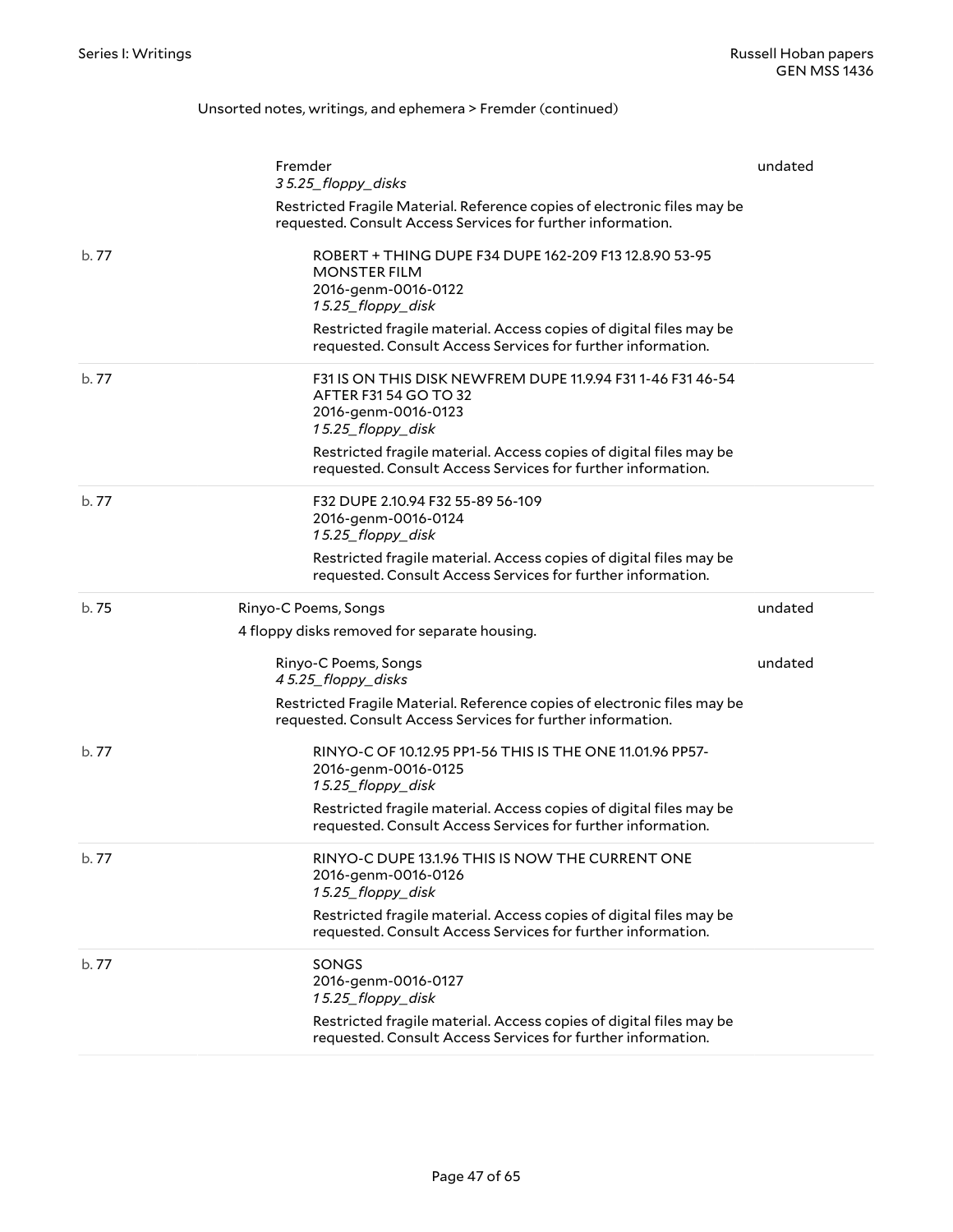Unsorted notes, writings, and ephemera > Fremder (continued)

| | | |
|---|---|---|
| | Fremder<br>*3 5.25_floppy_disks*<br>Restricted Fragile Material. Reference copies of electronic files may be requested. Consult Access Services for further information. | undated |
| b. 77 | ROBERT + THING DUPE F34 DUPE 162-209 F13 12.8.90 53-95 MONSTER FILM<br>2016-genm-0016-0122<br>*1 5.25_floppy_disk*<br>Restricted fragile material. Access copies of digital files may be requested. Consult Access Services for further information. | |
| b. 77 | F31 IS ON THIS DISK NEWFREM DUPE 11.9.94 F31 1-46 F31 46-54 AFTER F31 54 GO TO 32<br>2016-genm-0016-0123<br>*1 5.25_floppy_disk*<br>Restricted fragile material. Access copies of digital files may be requested. Consult Access Services for further information. | |
| b. 77 | F32 DUPE 2.10.94 F32 55-89 56-109<br>2016-genm-0016-0124<br>*1 5.25_floppy_disk*<br>Restricted fragile material. Access copies of digital files may be requested. Consult Access Services for further information. | |
| b. 75 | Rinyo-C Poems, Songs<br>4 floppy disks removed for separate housing. | undated |
| | Rinyo-C Poems, Songs<br>*4 5.25_floppy_disks*<br>Restricted Fragile Material. Reference copies of electronic files may be requested. Consult Access Services for further information. | undated |
| b. 77 | RINYO-C OF 10.12.95 PP1-56 THIS IS THE ONE 11.01.96 PP57-<br>2016-genm-0016-0125<br>*1 5.25_floppy_disk*<br>Restricted fragile material. Access copies of digital files may be requested. Consult Access Services for further information. | |
| b. 77 | RINYO-C DUPE 13.1.96 THIS IS NOW THE CURRENT ONE<br>2016-genm-0016-0126<br>*1 5.25_floppy_disk*<br>Restricted fragile material. Access copies of digital files may be requested. Consult Access Services for further information. | |
| b. 77 | SONGS<br>2016-genm-0016-0127<br>*1 5.25_floppy_disk*<br>Restricted fragile material. Access copies of digital files may be requested. Consult Access Services for further information. | |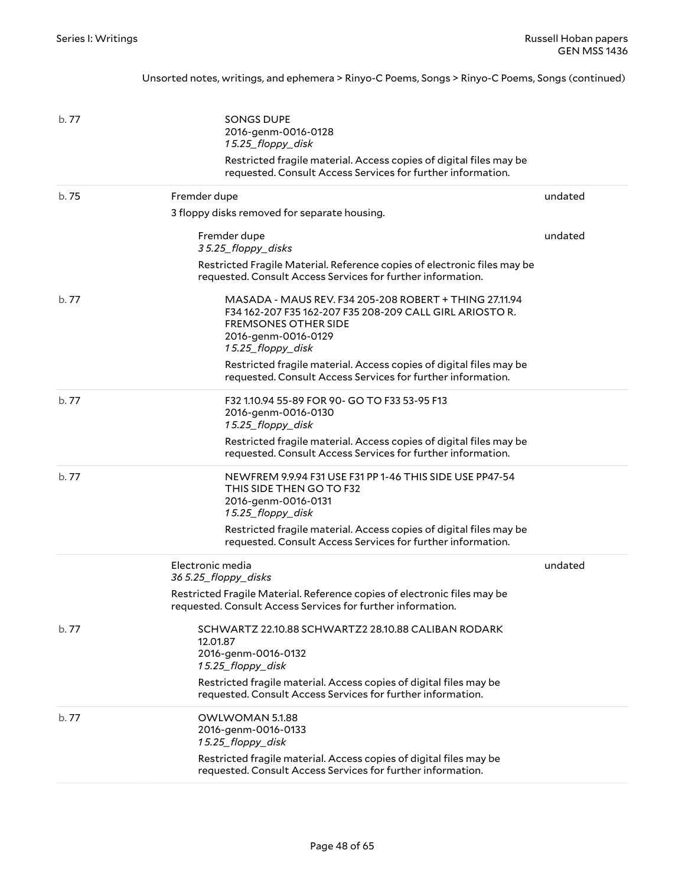Unsorted notes, writings, and ephemera > Rinyo-C Poems, Songs > Rinyo-C Poems, Songs (continued)

| Box | Description | Date |
|---|---|---|
| b. 77 | SONGS DUPE<br>2016-genm-0016-0128<br>*1 5.25_floppy_disk*<br>Restricted fragile material. Access copies of digital files may be requested. Consult Access Services for further information. | |
| b. 75 | Fremder dupe<br>3 floppy disks removed for separate housing. | undated |
| | Fremder dupe<br>*3 5.25_floppy_disks*<br>Restricted Fragile Material. Reference copies of electronic files may be requested. Consult Access Services for further information. | undated |
| b. 77 | MASADA - MAUS REV. F34 205-208 ROBERT + THING 27.11.94 F34 162-207 F35 162-207 F35 208-209 CALL GIRL ARIOSTO R. FREMSONES OTHER SIDE<br>2016-genm-0016-0129<br>*1 5.25_floppy_disk*<br>Restricted fragile material. Access copies of digital files may be requested. Consult Access Services for further information. | |
| b. 77 | F32 1.10.94 55-89 FOR 90- GO TO F33 53-95 F13<br>2016-genm-0016-0130<br>*1 5.25_floppy_disk*<br>Restricted fragile material. Access copies of digital files may be requested. Consult Access Services for further information. | |
| b. 77 | NEWFREM 9.9.94 F31 USE F31 PP 1-46 THIS SIDE USE PP47-54 THIS SIDE THEN GO TO F32<br>2016-genm-0016-0131<br>*1 5.25_floppy_disk*<br>Restricted fragile material. Access copies of digital files may be requested. Consult Access Services for further information. | |
| | Electronic media<br>*36 5.25_floppy_disks*<br>Restricted Fragile Material. Reference copies of electronic files may be requested. Consult Access Services for further information. | undated |
| b. 77 | SCHWARTZ 22.10.88 SCHWARTZ2 28.10.88 CALIBAN RODARK 12.01.87<br>2016-genm-0016-0132<br>*1 5.25_floppy_disk*<br>Restricted fragile material. Access copies of digital files may be requested. Consult Access Services for further information. | |
| b. 77 | OWLWOMAN 5.1.88<br>2016-genm-0016-0133<br>*1 5.25_floppy_disk*<br>Restricted fragile material. Access copies of digital files may be requested. Consult Access Services for further information. | |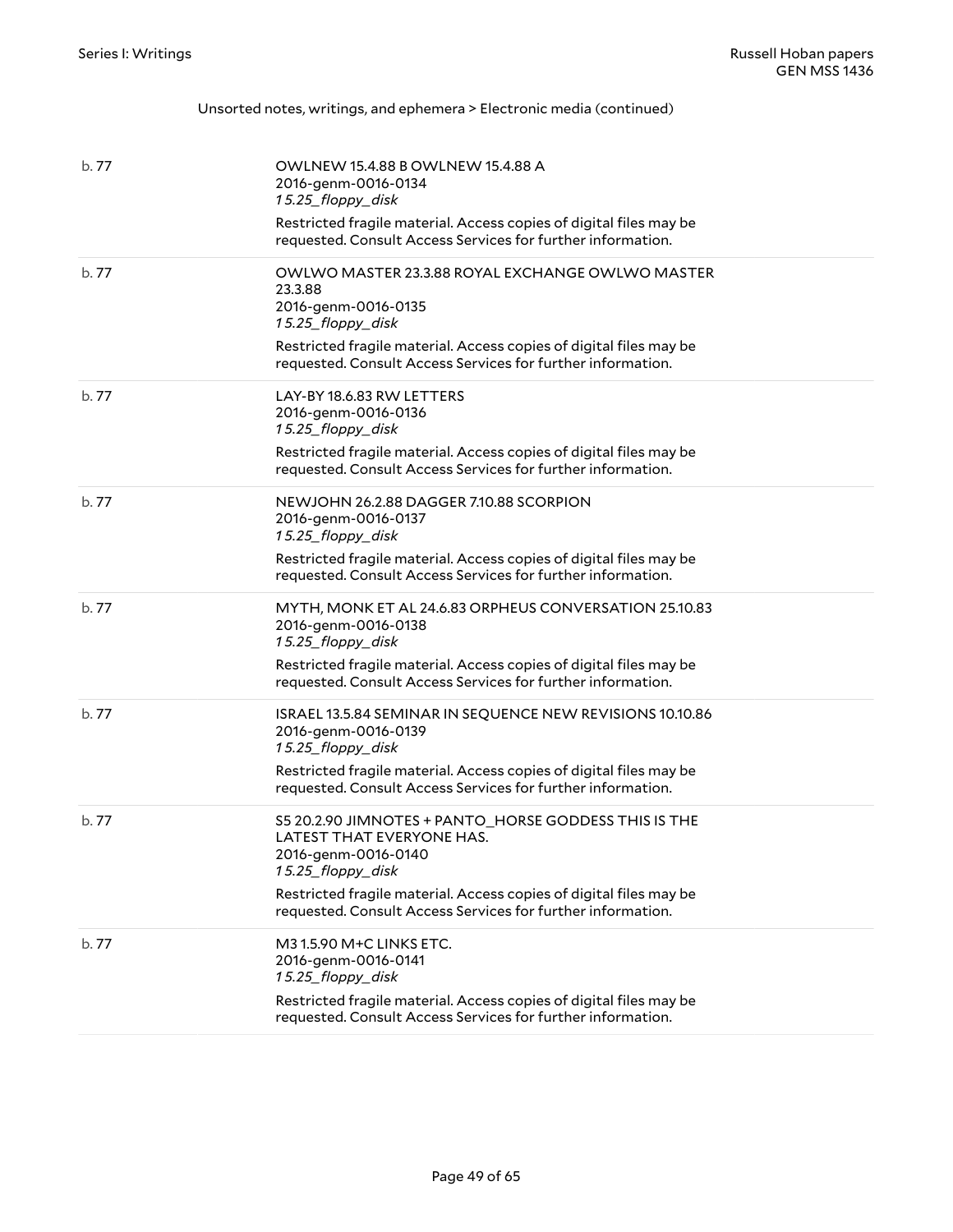Unsorted notes, writings, and ephemera > Electronic media (continued)

| | |
|---|---|
| b. 77 | OWLNEW 15.4.88 B OWLNEW 15.4.88 A<br>2016-genm-0016-0134<br>*1 5.25_floppy_disk*<br><br>Restricted fragile material. Access copies of digital files may be requested. Consult Access Services for further information. |
| b. 77 | OWLWO MASTER 23.3.88 ROYAL EXCHANGE OWLWO MASTER 23.3.88<br>2016-genm-0016-0135<br>*1 5.25_floppy_disk*<br><br>Restricted fragile material. Access copies of digital files may be requested. Consult Access Services for further information. |
| b. 77 | LAY-BY 18.6.83 RW LETTERS<br>2016-genm-0016-0136<br>*1 5.25_floppy_disk*<br><br>Restricted fragile material. Access copies of digital files may be requested. Consult Access Services for further information. |
| b. 77 | NEWJOHN 26.2.88 DAGGER 7.10.88 SCORPION<br>2016-genm-0016-0137<br>*1 5.25_floppy_disk*<br><br>Restricted fragile material. Access copies of digital files may be requested. Consult Access Services for further information. |
| b. 77 | MYTH, MONK ET AL 24.6.83 ORPHEUS CONVERSATION 25.10.83<br>2016-genm-0016-0138<br>*1 5.25_floppy_disk*<br><br>Restricted fragile material. Access copies of digital files may be requested. Consult Access Services for further information. |
| b. 77 | ISRAEL 13.5.84 SEMINAR IN SEQUENCE NEW REVISIONS 10.10.86<br>2016-genm-0016-0139<br>*1 5.25_floppy_disk*<br><br>Restricted fragile material. Access copies of digital files may be requested. Consult Access Services for further information. |
| b. 77 | S5 20.2.90 JIMNOTES + PANTO_HORSE GODDESS THIS IS THE LATEST THAT EVERYONE HAS.<br>2016-genm-0016-0140<br>*1 5.25_floppy_disk*<br><br>Restricted fragile material. Access copies of digital files may be requested. Consult Access Services for further information. |
| b. 77 | M3 1.5.90 M+C LINKS ETC.<br>2016-genm-0016-0141<br>*1 5.25_floppy_disk*<br><br>Restricted fragile material. Access copies of digital files may be requested. Consult Access Services for further information. |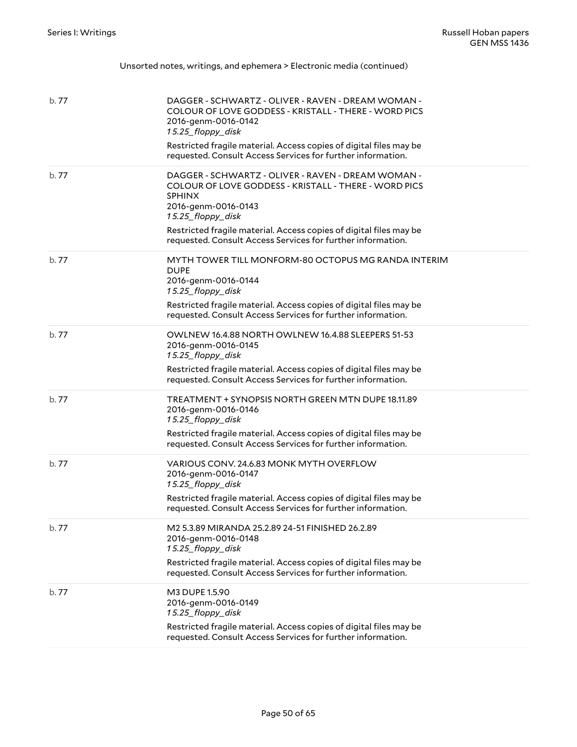Unsorted notes, writings, and ephemera > Electronic media (continued)

| | |
|---|---|
| b. 77 | DAGGER - SCHWARTZ - OLIVER - RAVEN - DREAM WOMAN - COLOUR OF LOVE GODDESS - KRISTALL - THERE - WORD PICS<br>2016-genm-0016-0142<br>*15.25_floppy_disk*<br>Restricted fragile material. Access copies of digital files may be requested. Consult Access Services for further information. |
| b. 77 | DAGGER - SCHWARTZ - OLIVER - RAVEN - DREAM WOMAN - COLOUR OF LOVE GODDESS - KRISTALL - THERE - WORD PICS SPHINX<br>2016-genm-0016-0143<br>*15.25_floppy_disk*<br>Restricted fragile material. Access copies of digital files may be requested. Consult Access Services for further information. |
| b. 77 | MYTH TOWER TILL MONFORM-80 OCTOPUS MG RANDA INTERIM DUPE<br>2016-genm-0016-0144<br>*15.25_floppy_disk*<br>Restricted fragile material. Access copies of digital files may be requested. Consult Access Services for further information. |
| b. 77 | OWLNEW 16.4.88 NORTH OWLNEW 16.4.88 SLEEPERS 51-53<br>2016-genm-0016-0145<br>*15.25_floppy_disk*<br>Restricted fragile material. Access copies of digital files may be requested. Consult Access Services for further information. |
| b. 77 | TREATMENT + SYNOPSIS NORTH GREEN MTN DUPE 18.11.89<br>2016-genm-0016-0146<br>*15.25_floppy_disk*<br>Restricted fragile material. Access copies of digital files may be requested. Consult Access Services for further information. |
| b. 77 | VARIOUS CONV. 24.6.83 MONK MYTH OVERFLOW<br>2016-genm-0016-0147<br>*15.25_floppy_disk*<br>Restricted fragile material. Access copies of digital files may be requested. Consult Access Services for further information. |
| b. 77 | M2 5.3.89 MIRANDA 25.2.89 24-51 FINISHED 26.2.89<br>2016-genm-0016-0148<br>*15.25_floppy_disk*<br>Restricted fragile material. Access copies of digital files may be requested. Consult Access Services for further information. |
| b. 77 | M3 DUPE 1.5.90<br>2016-genm-0016-0149<br>*15.25_floppy_disk*<br>Restricted fragile material. Access copies of digital files may be requested. Consult Access Services for further information. |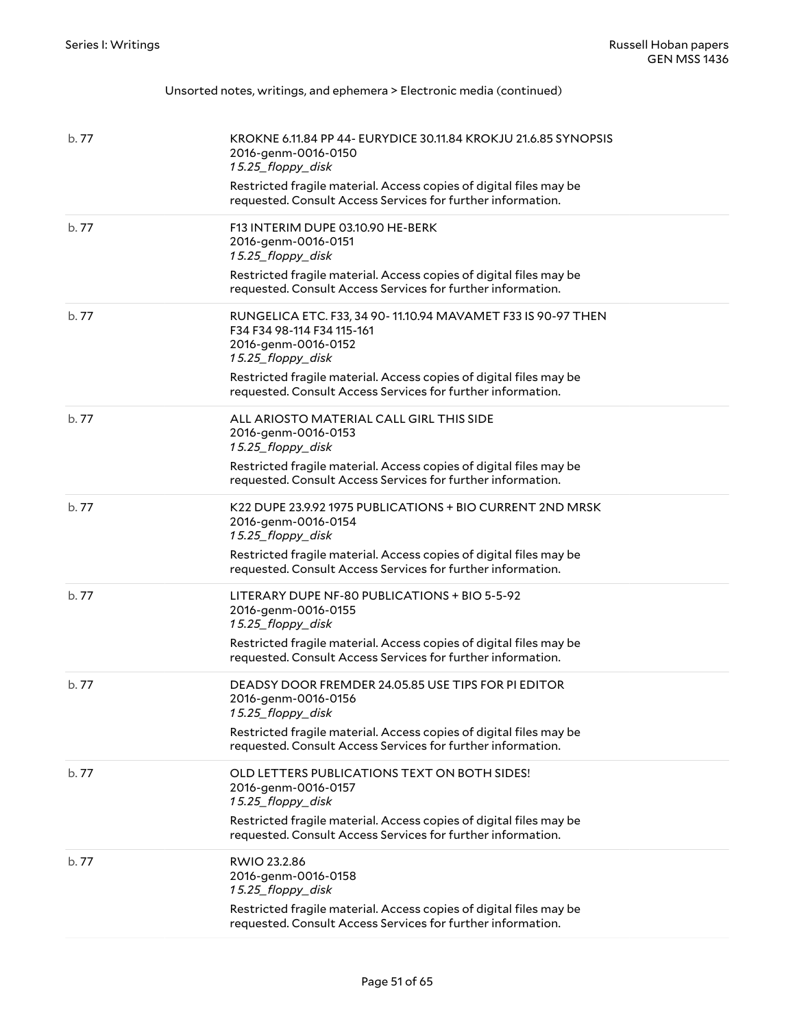Unsorted notes, writings, and ephemera > Electronic media (continued)

| | |
|---|---|
| b. 77 | KROKNE 6.11.84 PP 44- EURYDICE 30.11.84 KROKJU 21.6.85 SYNOPSIS<br>2016-genm-0016-0150<br>*1 5.25_floppy_disk*<br>Restricted fragile material. Access copies of digital files may be requested. Consult Access Services for further information. |
| b. 77 | F13 INTERIM DUPE 03.10.90 HE-BERK<br>2016-genm-0016-0151<br>*1 5.25_floppy_disk*<br>Restricted fragile material. Access copies of digital files may be requested. Consult Access Services for further information. |
| b. 77 | RUNGELICA ETC. F33, 34 90- 11.10.94 MAVAMET F33 IS 90-97 THEN F34 F34 98-114 F34 115-161<br>2016-genm-0016-0152<br>*1 5.25_floppy_disk*<br>Restricted fragile material. Access copies of digital files may be requested. Consult Access Services for further information. |
| b. 77 | ALL ARIOSTO MATERIAL CALL GIRL THIS SIDE<br>2016-genm-0016-0153<br>*1 5.25_floppy_disk*<br>Restricted fragile material. Access copies of digital files may be requested. Consult Access Services for further information. |
| b. 77 | K22 DUPE 23.9.92 1975 PUBLICATIONS + BIO CURRENT 2ND MRSK<br>2016-genm-0016-0154<br>*1 5.25_floppy_disk*<br>Restricted fragile material. Access copies of digital files may be requested. Consult Access Services for further information. |
| b. 77 | LITERARY DUPE NF-80 PUBLICATIONS + BIO 5-5-92<br>2016-genm-0016-0155<br>*1 5.25_floppy_disk*<br>Restricted fragile material. Access copies of digital files may be requested. Consult Access Services for further information. |
| b. 77 | DEADSY DOOR FREMDER 24.05.85 USE TIPS FOR PI EDITOR<br>2016-genm-0016-0156<br>*1 5.25_floppy_disk*<br>Restricted fragile material. Access copies of digital files may be requested. Consult Access Services for further information. |
| b. 77 | OLD LETTERS PUBLICATIONS TEXT ON BOTH SIDES!<br>2016-genm-0016-0157<br>*1 5.25_floppy_disk*<br>Restricted fragile material. Access copies of digital files may be requested. Consult Access Services for further information. |
| b. 77 | RWIO 23.2.86<br>2016-genm-0016-0158<br>*1 5.25_floppy_disk*<br>Restricted fragile material. Access copies of digital files may be requested. Consult Access Services for further information. |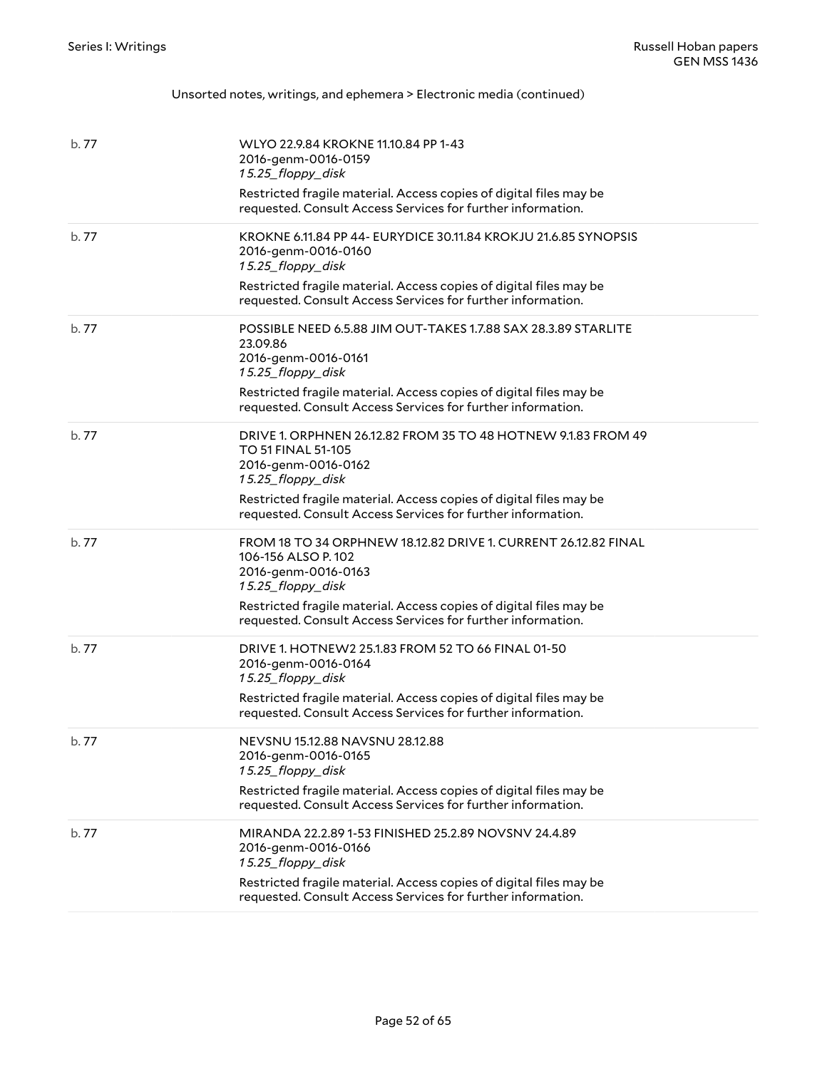Unsorted notes, writings, and ephemera > Electronic media (continued)

| | |
|---|---|
| b. 77 | WLYO 22.9.84 KROKNE 11.10.84 PP 1-43<br>2016-genm-0016-0159<br>*1 5.25_floppy_disk*<br>Restricted fragile material. Access copies of digital files may be requested. Consult Access Services for further information. |
| b. 77 | KROKNE 6.11.84 PP 44- EURYDICE 30.11.84 KROKJU 21.6.85 SYNOPSIS<br>2016-genm-0016-0160<br>*1 5.25_floppy_disk*<br>Restricted fragile material. Access copies of digital files may be requested. Consult Access Services for further information. |
| b. 77 | POSSIBLE NEED 6.5.88 JIM OUT-TAKES 1.7.88 SAX 28.3.89 STARLITE 23.09.86<br>2016-genm-0016-0161<br>*1 5.25_floppy_disk*<br>Restricted fragile material. Access copies of digital files may be requested. Consult Access Services for further information. |
| b. 77 | DRIVE 1. ORPHNEN 26.12.82 FROM 35 TO 48 HOTNEW 9.1.83 FROM 49 TO 51 FINAL 51-105<br>2016-genm-0016-0162<br>*1 5.25_floppy_disk*<br>Restricted fragile material. Access copies of digital files may be requested. Consult Access Services for further information. |
| b. 77 | FROM 18 TO 34 ORPHNEW 18.12.82 DRIVE 1. CURRENT 26.12.82 FINAL 106-156 ALSO P. 102<br>2016-genm-0016-0163<br>*1 5.25_floppy_disk*<br>Restricted fragile material. Access copies of digital files may be requested. Consult Access Services for further information. |
| b. 77 | DRIVE 1. HOTNEW2 25.1.83 FROM 52 TO 66 FINAL 01-50<br>2016-genm-0016-0164<br>*1 5.25_floppy_disk*<br>Restricted fragile material. Access copies of digital files may be requested. Consult Access Services for further information. |
| b. 77 | NEVSNU 15.12.88 NAVSNU 28.12.88<br>2016-genm-0016-0165<br>*1 5.25_floppy_disk*<br>Restricted fragile material. Access copies of digital files may be requested. Consult Access Services for further information. |
| b. 77 | MIRANDA 22.2.89 1-53 FINISHED 25.2.89 NOVSNV 24.4.89<br>2016-genm-0016-0166<br>*1 5.25_floppy_disk*<br>Restricted fragile material. Access copies of digital files may be requested. Consult Access Services for further information. |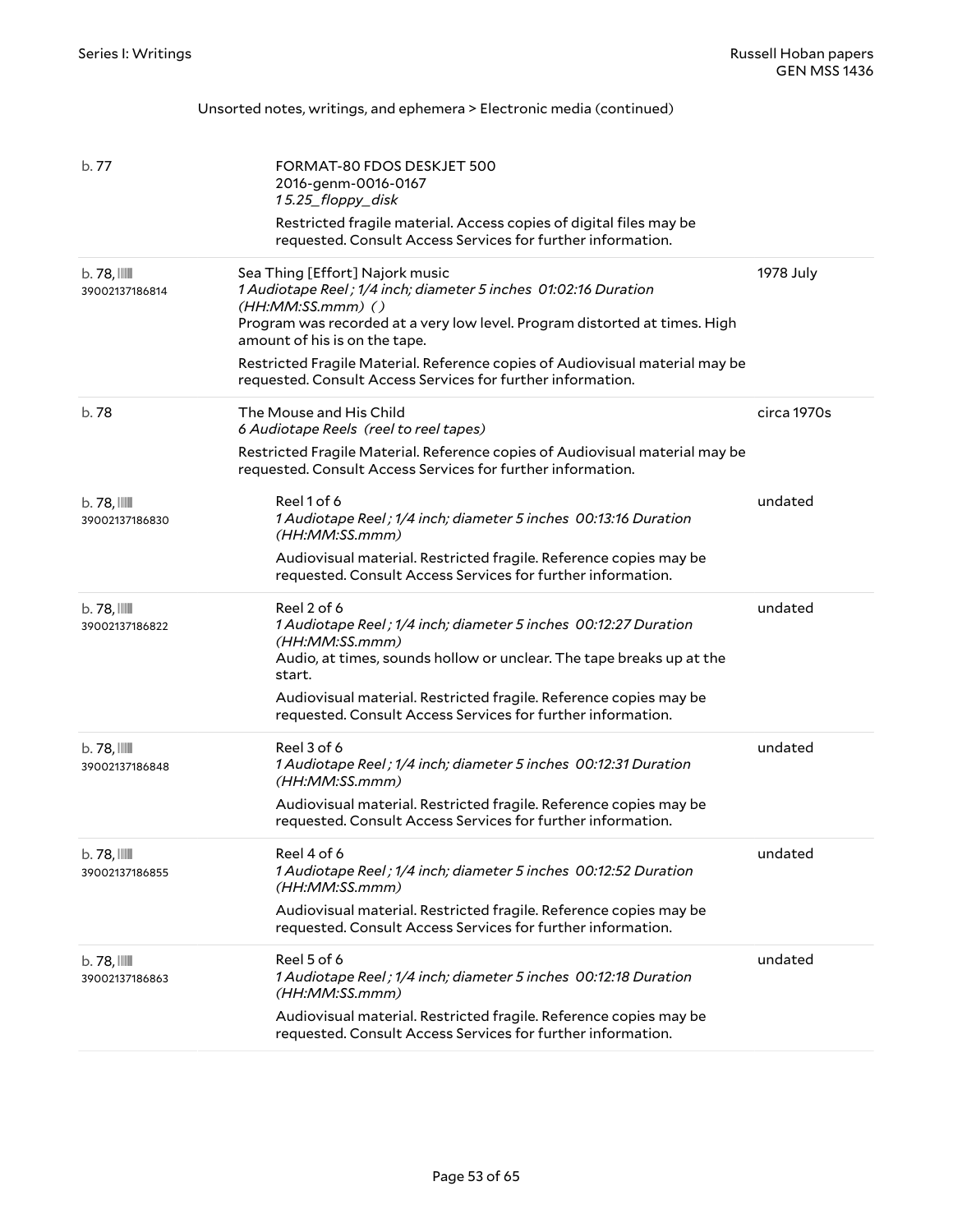Unsorted notes, writings, and ephemera > Electronic media (continued)

| Container | Description | Date |
| --- | --- | --- |
| b. 77 | FORMAT-80 FDOS DESKJET 500<br>2016-genm-0016-0167<br>*1 5.25_floppy_disk*<br>Restricted fragile material. Access copies of digital files may be requested. Consult Access Services for further information. | |
| b. 78, 39002137186814 | Sea Thing [Effort] Najork music<br>*1 Audiotape Reel ; 1/4 inch; diameter 5 inches 01:02:16 Duration (HH:MM:SS.mmm) ( )*<br>Program was recorded at a very low level. Program distorted at times. High amount of his is on the tape.<br>Restricted Fragile Material. Reference copies of Audiovisual material may be requested. Consult Access Services for further information. | 1978 July |
| b. 78 | The Mouse and His Child<br>*6 Audiotape Reels (reel to reel tapes)*<br>Restricted Fragile Material. Reference copies of Audiovisual material may be requested. Consult Access Services for further information. | circa 1970s |
| b. 78, 39002137186830 | Reel 1 of 6<br>*1 Audiotape Reel ; 1/4 inch; diameter 5 inches 00:13:16 Duration (HH:MM:SS.mmm)*<br>Audiovisual material. Restricted fragile. Reference copies may be requested. Consult Access Services for further information. | undated |
| b. 78, 39002137186822 | Reel 2 of 6<br>*1 Audiotape Reel ; 1/4 inch; diameter 5 inches 00:12:27 Duration (HH:MM:SS.mmm)*<br>Audio, at times, sounds hollow or unclear. The tape breaks up at the start.<br>Audiovisual material. Restricted fragile. Reference copies may be requested. Consult Access Services for further information. | undated |
| b. 78, 39002137186848 | Reel 3 of 6<br>*1 Audiotape Reel ; 1/4 inch; diameter 5 inches 00:12:31 Duration (HH:MM:SS.mmm)*<br>Audiovisual material. Restricted fragile. Reference copies may be requested. Consult Access Services for further information. | undated |
| b. 78, 39002137186855 | Reel 4 of 6<br>*1 Audiotape Reel ; 1/4 inch; diameter 5 inches 00:12:52 Duration (HH:MM:SS.mmm)*<br>Audiovisual material. Restricted fragile. Reference copies may be requested. Consult Access Services for further information. | undated |
| b. 78, 39002137186863 | Reel 5 of 6<br>*1 Audiotape Reel ; 1/4 inch; diameter 5 inches 00:12:18 Duration (HH:MM:SS.mmm)*<br>Audiovisual material. Restricted fragile. Reference copies may be requested. Consult Access Services for further information. | undated |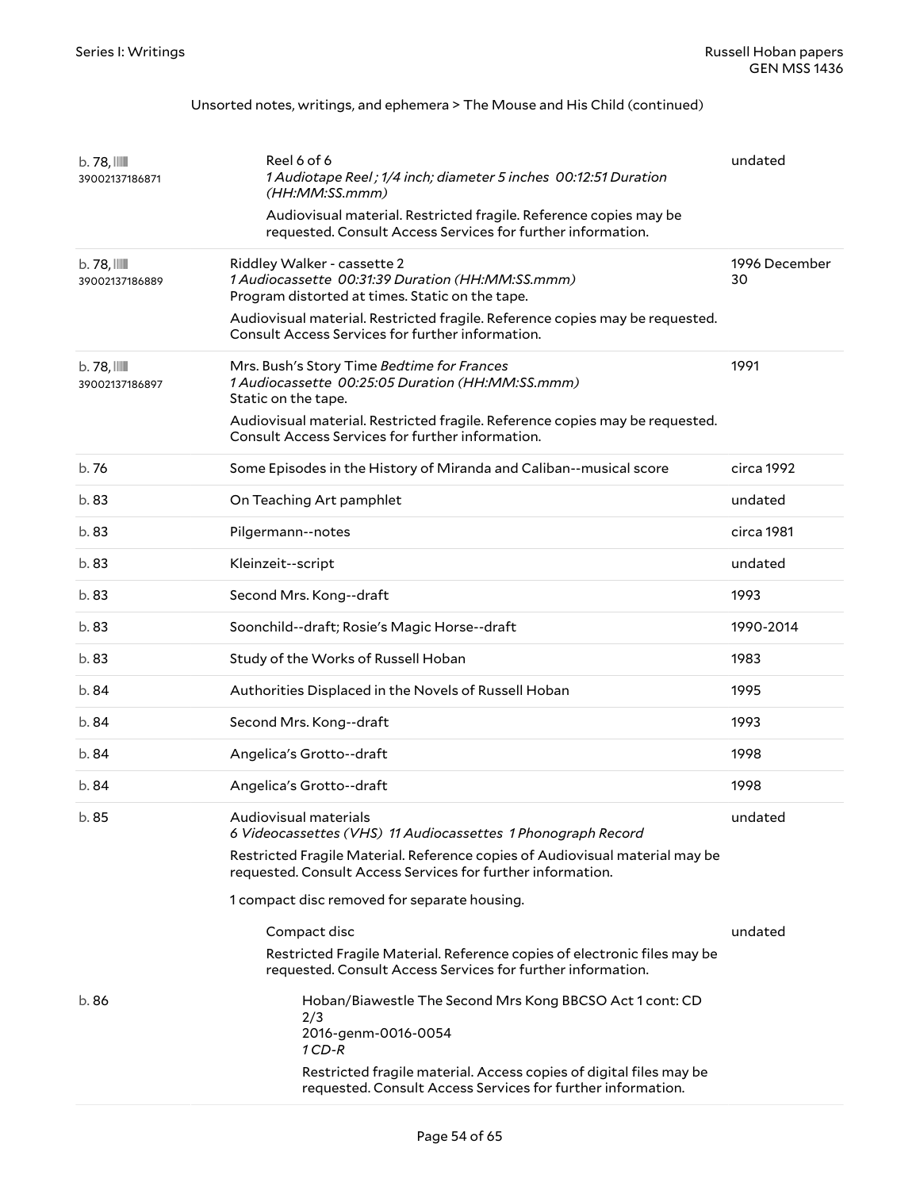Unsorted notes, writings, and ephemera > The Mouse and His Child (continued)

| | | |
|---|---|---|
| b. 78, 39002137186871 | Reel 6 of 6<br>*1 Audiotape Reel ; 1/4 inch; diameter 5 inches 00:12:51 Duration (HH:MM:SS.mmm)*<br>Audiovisual material. Restricted fragile. Reference copies may be requested. Consult Access Services for further information. | undated |
| b. 78, 39002137186889 | Riddley Walker - cassette 2<br>*1 Audiocassette 00:31:39 Duration (HH:MM:SS.mmm)*<br>Program distorted at times. Static on the tape.<br>Audiovisual material. Restricted fragile. Reference copies may be requested. Consult Access Services for further information. | 1996 December 30 |
| b. 78, 39002137186897 | Mrs. Bush's Story Time *Bedtime for Frances*<br>*1 Audiocassette 00:25:05 Duration (HH:MM:SS.mmm)*<br>Static on the tape.<br>Audiovisual material. Restricted fragile. Reference copies may be requested. Consult Access Services for further information. | 1991 |
| b. 76 | Some Episodes in the History of Miranda and Caliban--musical score | circa 1992 |
| b. 83 | On Teaching Art pamphlet | undated |
| b. 83 | Pilgermann--notes | circa 1981 |
| b. 83 | Kleinzeit--script | undated |
| b. 83 | Second Mrs. Kong--draft | 1993 |
| b. 83 | Soonchild--draft; Rosie's Magic Horse--draft | 1990-2014 |
| b. 83 | Study of the Works of Russell Hoban | 1983 |
| b. 84 | Authorities Displaced in the Novels of Russell Hoban | 1995 |
| b. 84 | Second Mrs. Kong--draft | 1993 |
| b. 84 | Angelica's Grotto--draft | 1998 |
| b. 84 | Angelica's Grotto--draft | 1998 |
| b. 85 | Audiovisual materials<br>*6 Videocassettes (VHS) 11 Audiocassettes 1 Phonograph Record*<br>Restricted Fragile Material. Reference copies of Audiovisual material may be requested. Consult Access Services for further information.<br>1 compact disc removed for separate housing. | undated |
| | Compact disc<br>Restricted Fragile Material. Reference copies of electronic files may be requested. Consult Access Services for further information. | undated |
| b. 86 | Hoban/Biawestle The Second Mrs Kong BBCSO Act 1 cont: CD 2/3<br>2016-genm-0016-0054<br>*1 CD-R*<br>Restricted fragile material. Access copies of digital files may be requested. Consult Access Services for further information. | |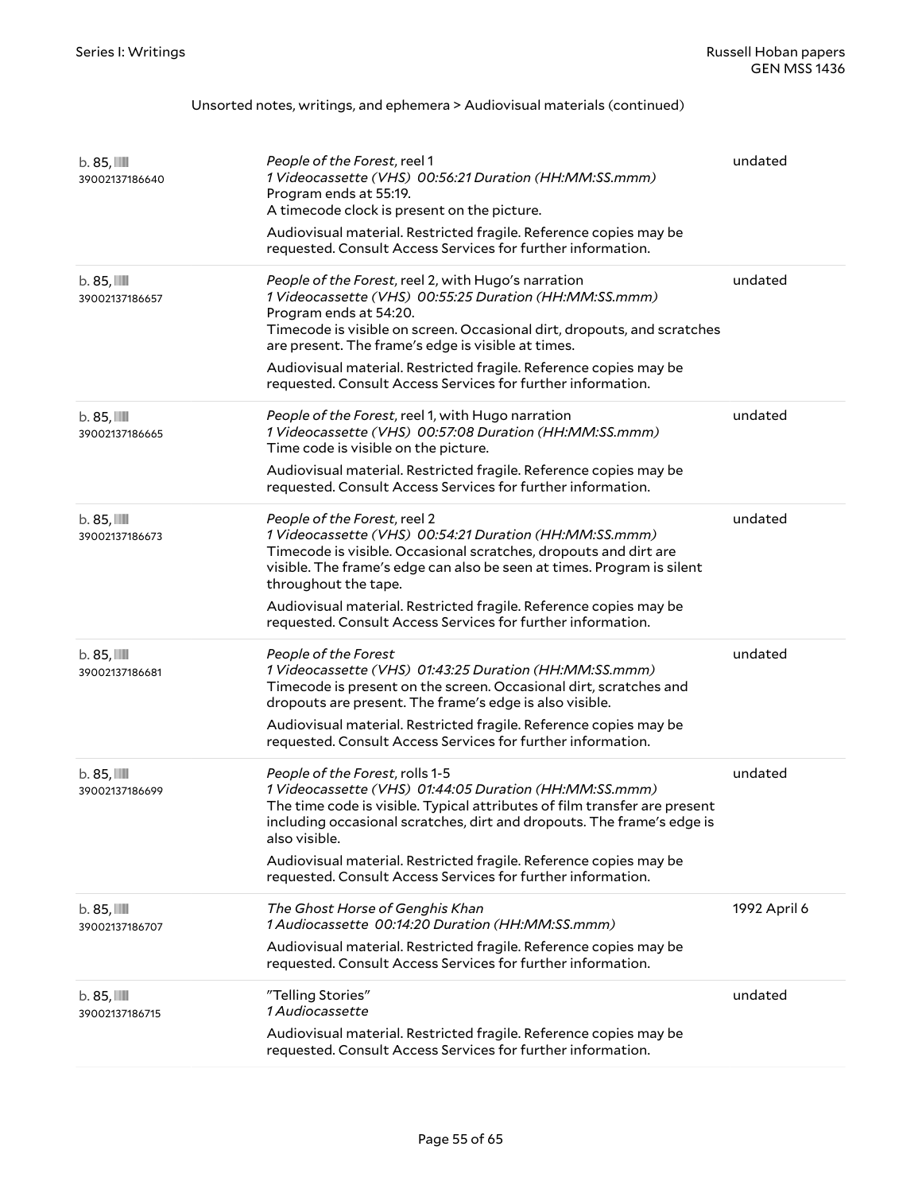Unsorted notes, writings, and ephemera > Audiovisual materials (continued)

| | | |
|---|---|---|
| b. 85, 39002137186640 | *People of the Forest*, reel 1<br>*1 Videocassette (VHS) 00:56:21 Duration (HH:MM:SS.mmm)*<br>Program ends at 55:19.<br>A timecode clock is present on the picture.<br>Audiovisual material. Restricted fragile. Reference copies may be requested. Consult Access Services for further information. | undated |
| b. 85, 39002137186657 | *People of the Forest*, reel 2, with Hugo's narration<br>*1 Videocassette (VHS) 00:55:25 Duration (HH:MM:SS.mmm)*<br>Program ends at 54:20.<br>Timecode is visible on screen. Occasional dirt, dropouts, and scratches are present. The frame's edge is visible at times.<br>Audiovisual material. Restricted fragile. Reference copies may be requested. Consult Access Services for further information. | undated |
| b. 85, 39002137186665 | *People of the Forest*, reel 1, with Hugo narration<br>*1 Videocassette (VHS) 00:57:08 Duration (HH:MM:SS.mmm)*<br>Time code is visible on the picture.<br>Audiovisual material. Restricted fragile. Reference copies may be requested. Consult Access Services for further information. | undated |
| b. 85, 39002137186673 | *People of the Forest*, reel 2<br>*1 Videocassette (VHS) 00:54:21 Duration (HH:MM:SS.mmm)*<br>Timecode is visible. Occasional scratches, dropouts and dirt are visible. The frame's edge can also be seen at times. Program is silent throughout the tape.<br>Audiovisual material. Restricted fragile. Reference copies may be requested. Consult Access Services for further information. | undated |
| b. 85, 39002137186681 | *People of the Forest*<br>*1 Videocassette (VHS) 01:43:25 Duration (HH:MM:SS.mmm)*<br>Timecode is present on the screen. Occasional dirt, scratches and dropouts are present. The frame's edge is also visible.<br>Audiovisual material. Restricted fragile. Reference copies may be requested. Consult Access Services for further information. | undated |
| b. 85, 39002137186699 | *People of the Forest*, rolls 1-5<br>*1 Videocassette (VHS) 01:44:05 Duration (HH:MM:SS.mmm)*<br>The time code is visible. Typical attributes of film transfer are present including occasional scratches, dirt and dropouts. The frame's edge is also visible.<br>Audiovisual material. Restricted fragile. Reference copies may be requested. Consult Access Services for further information. | undated |
| b. 85, 39002137186707 | *The Ghost Horse of Genghis Khan*<br>*1 Audiocassette 00:14:20 Duration (HH:MM:SS.mmm)*<br>Audiovisual material. Restricted fragile. Reference copies may be requested. Consult Access Services for further information. | 1992 April 6 |
| b. 85, 39002137186715 | "Telling Stories"<br>*1 Audiocassette*<br>Audiovisual material. Restricted fragile. Reference copies may be requested. Consult Access Services for further information. | undated |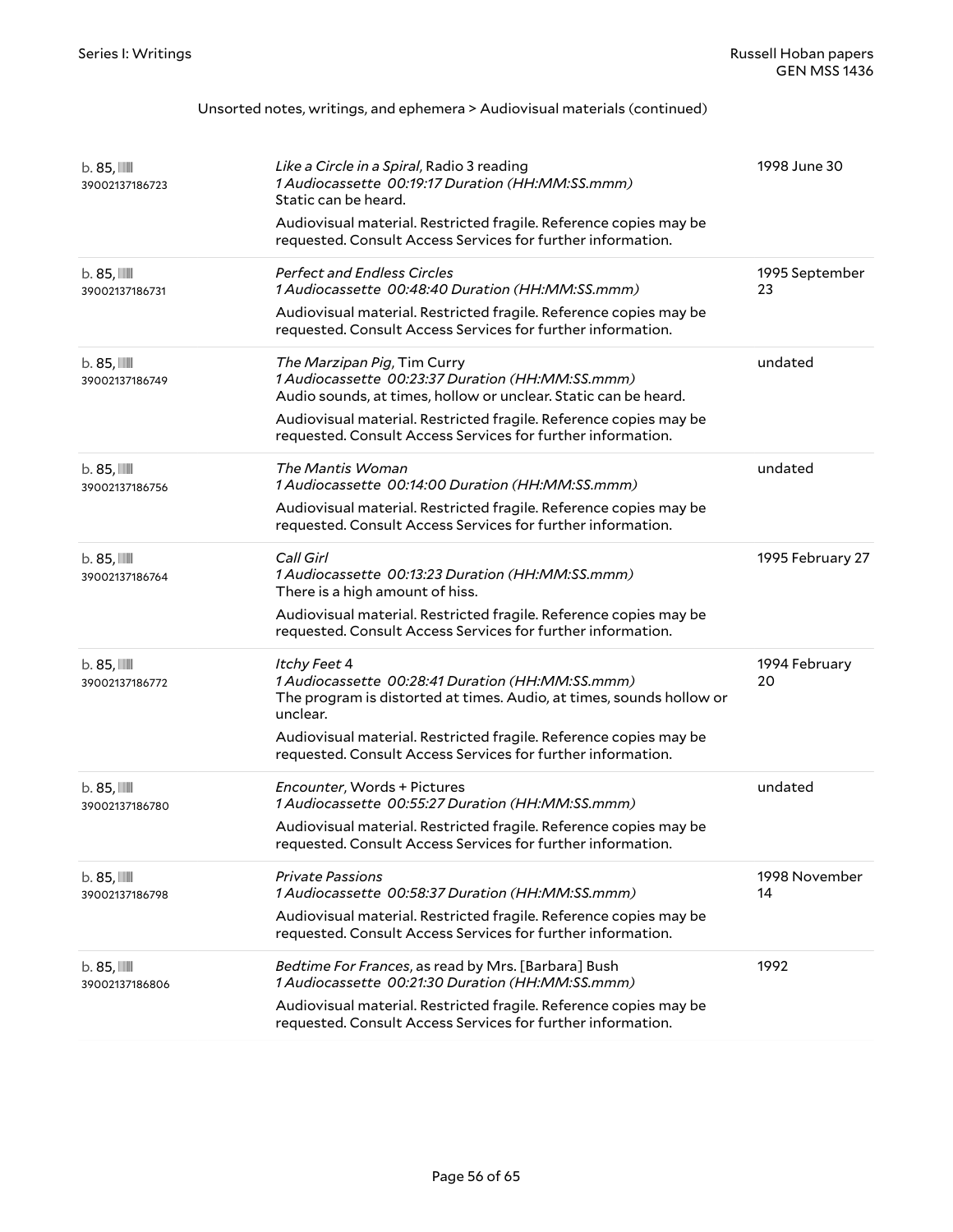Unsorted notes, writings, and ephemera > Audiovisual materials (continued)

| | | |
|---|---|---|
| b. 85, 39002137186723 | *Like a Circle in a Spiral*, Radio 3 reading<br>*1 Audiocassette 00:19:17 Duration (HH:MM:SS.mmm)*<br>Static can be heard.<br>Audiovisual material. Restricted fragile. Reference copies may be requested. Consult Access Services for further information. | 1998 June 30 |
| b. 85, 39002137186731 | *Perfect and Endless Circles*<br>*1 Audiocassette 00:48:40 Duration (HH:MM:SS.mmm)*<br>Audiovisual material. Restricted fragile. Reference copies may be requested. Consult Access Services for further information. | 1995 September 23 |
| b. 85, 39002137186749 | *The Marzipan Pig*, Tim Curry<br>*1 Audiocassette 00:23:37 Duration (HH:MM:SS.mmm)*<br>Audio sounds, at times, hollow or unclear. Static can be heard.<br>Audiovisual material. Restricted fragile. Reference copies may be requested. Consult Access Services for further information. | undated |
| b. 85, 39002137186756 | *The Mantis Woman*<br>*1 Audiocassette 00:14:00 Duration (HH:MM:SS.mmm)*<br>Audiovisual material. Restricted fragile. Reference copies may be requested. Consult Access Services for further information. | undated |
| b. 85, 39002137186764 | *Call Girl*<br>*1 Audiocassette 00:13:23 Duration (HH:MM:SS.mmm)*<br>There is a high amount of hiss.<br>Audiovisual material. Restricted fragile. Reference copies may be requested. Consult Access Services for further information. | 1995 February 27 |
| b. 85, 39002137186772 | *Itchy Feet* 4<br>*1 Audiocassette 00:28:41 Duration (HH:MM:SS.mmm)*<br>The program is distorted at times. Audio, at times, sounds hollow or unclear.<br>Audiovisual material. Restricted fragile. Reference copies may be requested. Consult Access Services for further information. | 1994 February 20 |
| b. 85, 39002137186780 | *Encounter*, Words + Pictures<br>*1 Audiocassette 00:55:27 Duration (HH:MM:SS.mmm)*<br>Audiovisual material. Restricted fragile. Reference copies may be requested. Consult Access Services for further information. | undated |
| b. 85, 39002137186798 | *Private Passions*<br>*1 Audiocassette 00:58:37 Duration (HH:MM:SS.mmm)*<br>Audiovisual material. Restricted fragile. Reference copies may be requested. Consult Access Services for further information. | 1998 November 14 |
| b. 85, 39002137186806 | *Bedtime For Frances*, as read by Mrs. [Barbara] Bush<br>*1 Audiocassette 00:21:30 Duration (HH:MM:SS.mmm)*<br>Audiovisual material. Restricted fragile. Reference copies may be requested. Consult Access Services for further information. | 1992 |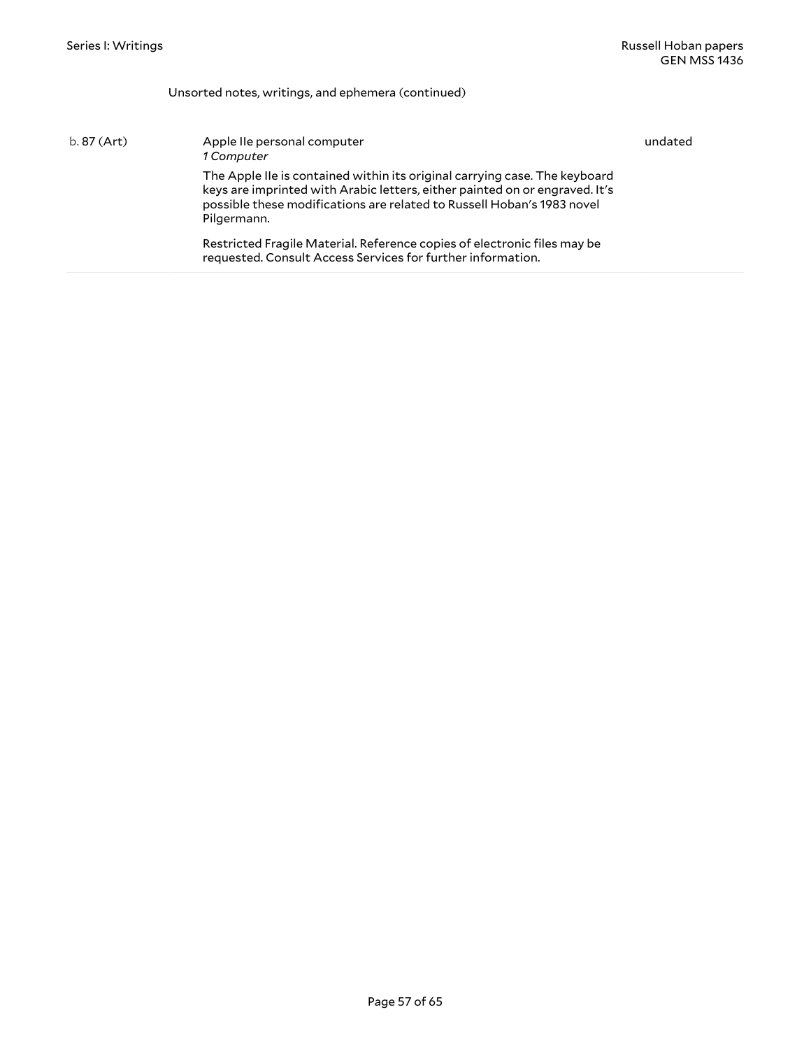Unsorted notes, writings, and ephemera (continued)

| | | |
|---|---|---|
| b. 87 (Art) | Apple IIe personal computer<br>*1 Computer*<br><br>The Apple IIe is contained within its original carrying case. The keyboard keys are imprinted with Arabic letters, either painted on or engraved. It's possible these modifications are related to Russell Hoban's 1983 novel Pilgermann.<br><br>Restricted Fragile Material. Reference copies of electronic files may be requested. Consult Access Services for further information. | undated |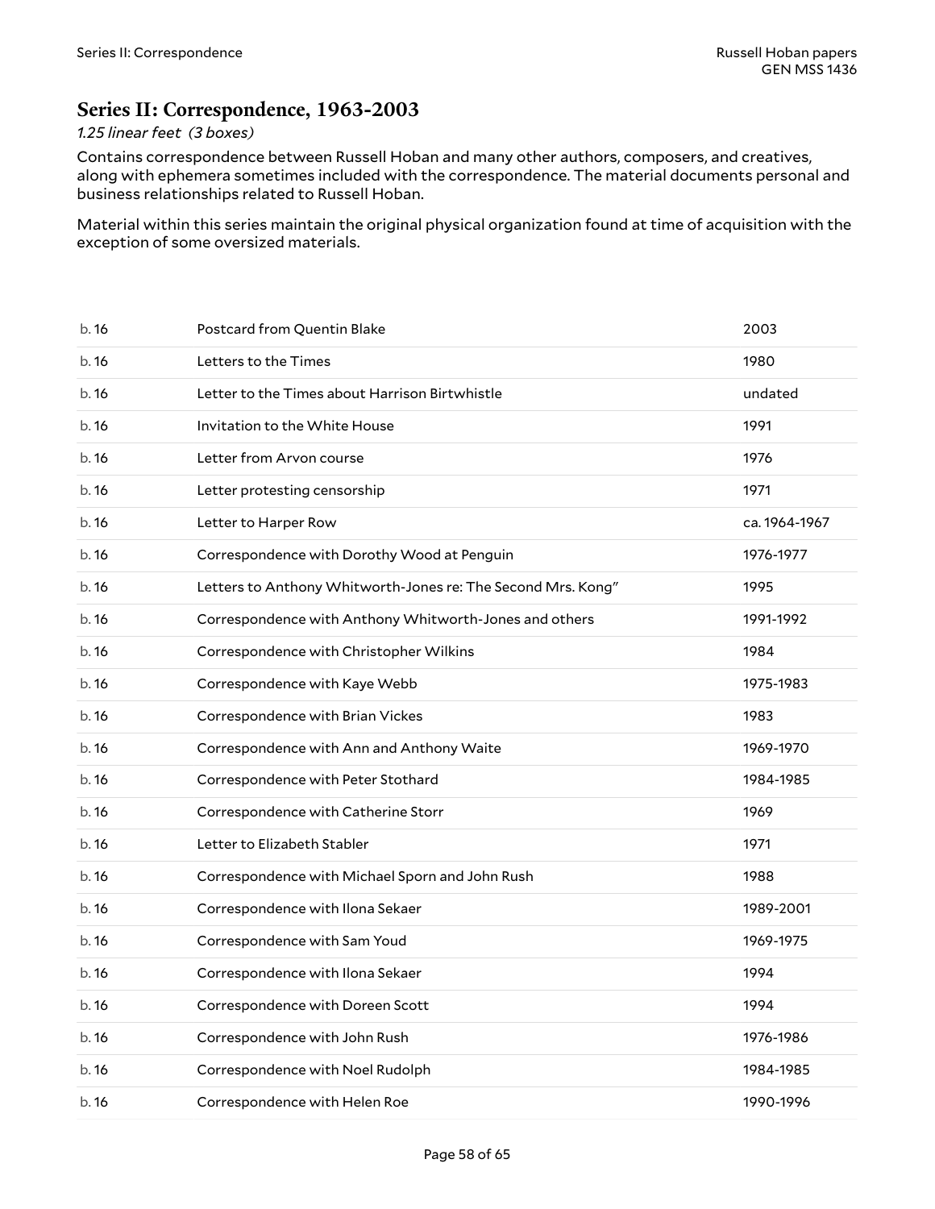## Series II: Correspondence, 1963-2003

*1.25 linear feet (3 boxes)*

Contains correspondence between Russell Hoban and many other authors, composers, and creatives, along with ephemera sometimes included with the correspondence. The material documents personal and business relationships related to Russell Hoban.

Material within this series maintain the original physical organization found at time of acquisition with the exception of some oversized materials.

| | | |
|---|---|---|
| b. 16 | Postcard from Quentin Blake | 2003 |
| b. 16 | Letters to the Times | 1980 |
| b. 16 | Letter to the Times about Harrison Birtwhistle | undated |
| b. 16 | Invitation to the White House | 1991 |
| b. 16 | Letter from Arvon course | 1976 |
| b. 16 | Letter protesting censorship | 1971 |
| b. 16 | Letter to Harper Row | ca. 1964-1967 |
| b. 16 | Correspondence with Dorothy Wood at Penguin | 1976-1977 |
| b. 16 | Letters to Anthony Whitworth-Jones re: The Second Mrs. Kong" | 1995 |
| b. 16 | Correspondence with Anthony Whitworth-Jones and others | 1991-1992 |
| b. 16 | Correspondence with Christopher Wilkins | 1984 |
| b. 16 | Correspondence with Kaye Webb | 1975-1983 |
| b. 16 | Correspondence with Brian Vickes | 1983 |
| b. 16 | Correspondence with Ann and Anthony Waite | 1969-1970 |
| b. 16 | Correspondence with Peter Stothard | 1984-1985 |
| b. 16 | Correspondence with Catherine Storr | 1969 |
| b. 16 | Letter to Elizabeth Stabler | 1971 |
| b. 16 | Correspondence with Michael Sporn and John Rush | 1988 |
| b. 16 | Correspondence with Ilona Sekaer | 1989-2001 |
| b. 16 | Correspondence with Sam Youd | 1969-1975 |
| b. 16 | Correspondence with Ilona Sekaer | 1994 |
| b. 16 | Correspondence with Doreen Scott | 1994 |
| b. 16 | Correspondence with John Rush | 1976-1986 |
| b. 16 | Correspondence with Noel Rudolph | 1984-1985 |
| b. 16 | Correspondence with Helen Roe | 1990-1996 |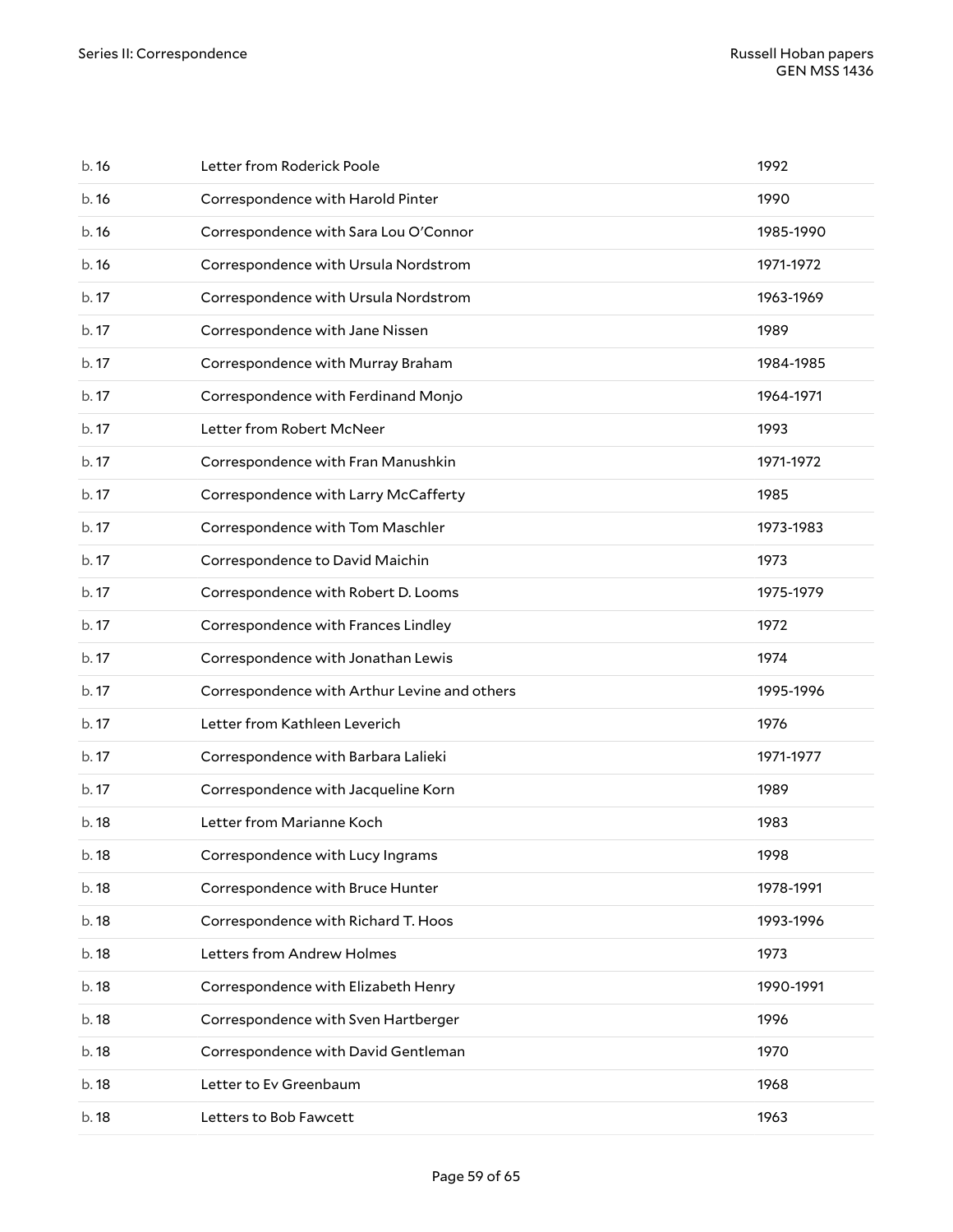| | | |
|---|---|---|
| b. 16 | Letter from Roderick Poole | 1992 |
| b. 16 | Correspondence with Harold Pinter | 1990 |
| b. 16 | Correspondence with Sara Lou O'Connor | 1985-1990 |
| b. 16 | Correspondence with Ursula Nordstrom | 1971-1972 |
| b. 17 | Correspondence with Ursula Nordstrom | 1963-1969 |
| b. 17 | Correspondence with Jane Nissen | 1989 |
| b. 17 | Correspondence with Murray Braham | 1984-1985 |
| b. 17 | Correspondence with Ferdinand Monjo | 1964-1971 |
| b. 17 | Letter from Robert McNeer | 1993 |
| b. 17 | Correspondence with Fran Manushkin | 1971-1972 |
| b. 17 | Correspondence with Larry McCafferty | 1985 |
| b. 17 | Correspondence with Tom Maschler | 1973-1983 |
| b. 17 | Correspondence to David Maichin | 1973 |
| b. 17 | Correspondence with Robert D. Looms | 1975-1979 |
| b. 17 | Correspondence with Frances Lindley | 1972 |
| b. 17 | Correspondence with Jonathan Lewis | 1974 |
| b. 17 | Correspondence with Arthur Levine and others | 1995-1996 |
| b. 17 | Letter from Kathleen Leverich | 1976 |
| b. 17 | Correspondence with Barbara Lalieki | 1971-1977 |
| b. 17 | Correspondence with Jacqueline Korn | 1989 |
| b. 18 | Letter from Marianne Koch | 1983 |
| b. 18 | Correspondence with Lucy Ingrams | 1998 |
| b. 18 | Correspondence with Bruce Hunter | 1978-1991 |
| b. 18 | Correspondence with Richard T. Hoos | 1993-1996 |
| b. 18 | Letters from Andrew Holmes | 1973 |
| b. 18 | Correspondence with Elizabeth Henry | 1990-1991 |
| b. 18 | Correspondence with Sven Hartberger | 1996 |
| b. 18 | Correspondence with David Gentleman | 1970 |
| b. 18 | Letter to Ev Greenbaum | 1968 |
| b. 18 | Letters to Bob Fawcett | 1963 |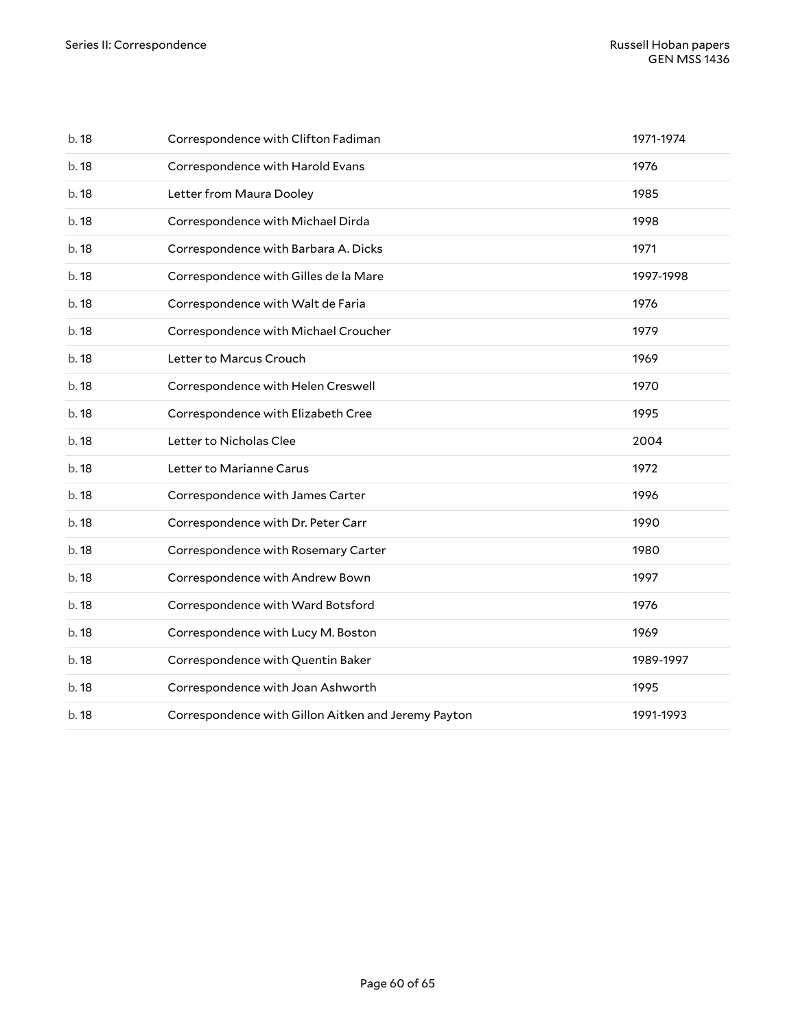| | | |
|---|---|---|
| b. 18 | Correspondence with Clifton Fadiman | 1971-1974 |
| b. 18 | Correspondence with Harold Evans | 1976 |
| b. 18 | Letter from Maura Dooley | 1985 |
| b. 18 | Correspondence with Michael Dirda | 1998 |
| b. 18 | Correspondence with Barbara A. Dicks | 1971 |
| b. 18 | Correspondence with Gilles de la Mare | 1997-1998 |
| b. 18 | Correspondence with Walt de Faria | 1976 |
| b. 18 | Correspondence with Michael Croucher | 1979 |
| b. 18 | Letter to Marcus Crouch | 1969 |
| b. 18 | Correspondence with Helen Creswell | 1970 |
| b. 18 | Correspondence with Elizabeth Cree | 1995 |
| b. 18 | Letter to Nicholas Clee | 2004 |
| b. 18 | Letter to Marianne Carus | 1972 |
| b. 18 | Correspondence with James Carter | 1996 |
| b. 18 | Correspondence with Dr. Peter Carr | 1990 |
| b. 18 | Correspondence with Rosemary Carter | 1980 |
| b. 18 | Correspondence with Andrew Bown | 1997 |
| b. 18 | Correspondence with Ward Botsford | 1976 |
| b. 18 | Correspondence with Lucy M. Boston | 1969 |
| b. 18 | Correspondence with Quentin Baker | 1989-1997 |
| b. 18 | Correspondence with Joan Ashworth | 1995 |
| b. 18 | Correspondence with Gillon Aitken and Jeremy Payton | 1991-1993 |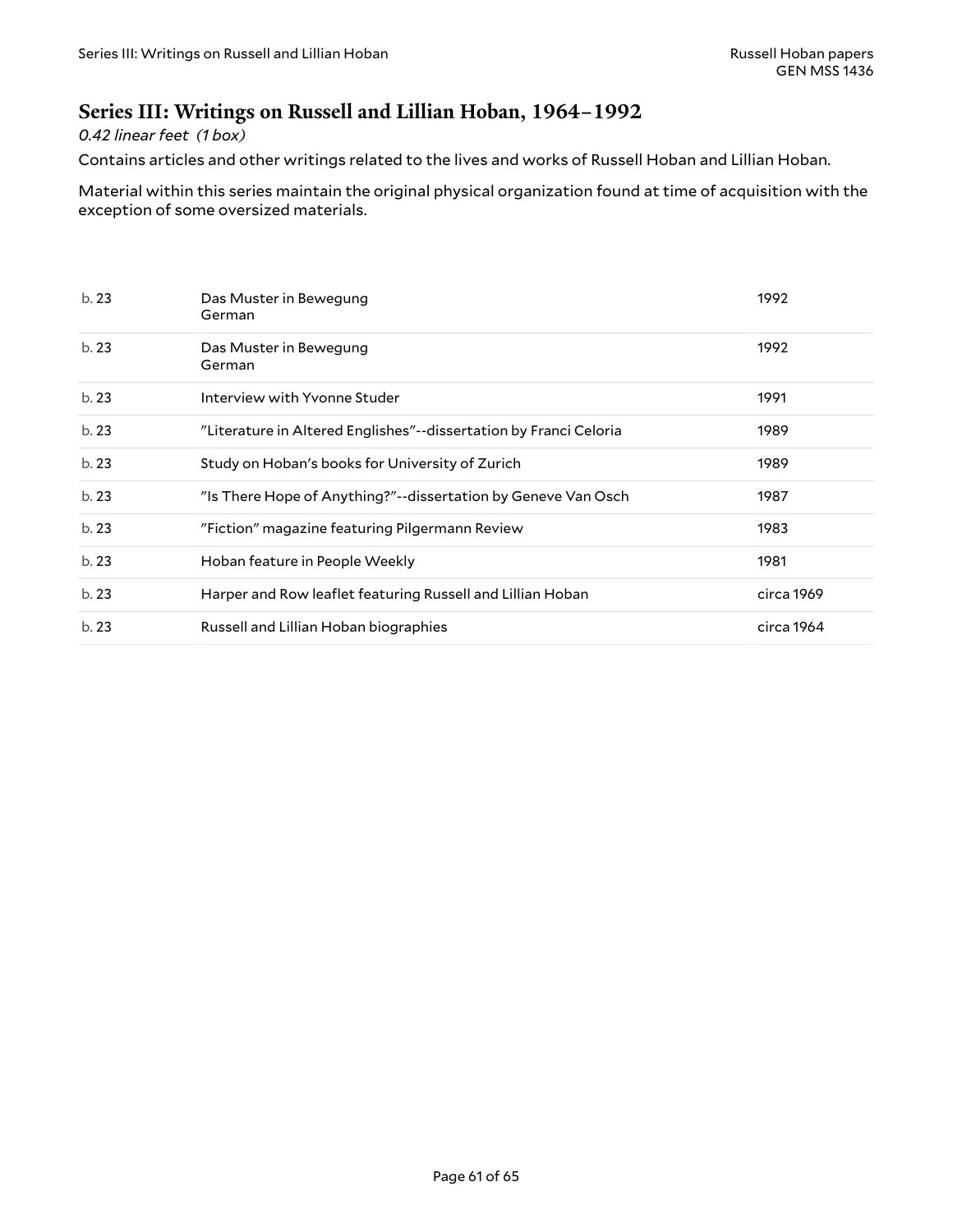## Series III: Writings on Russell and Lillian Hoban, 1964–1992

*0.42 linear feet (1 box)*

Contains articles and other writings related to the lives and works of Russell Hoban and Lillian Hoban.

Material within this series maintain the original physical organization found at time of acquisition with the exception of some oversized materials.

| | | |
|---|---|---|
| b. 23 | Das Muster in Bewegung<br>German | 1992 |
| b. 23 | Das Muster in Bewegung<br>German | 1992 |
| b. 23 | Interview with Yvonne Studer | 1991 |
| b. 23 | "Literature in Altered Englishes"--dissertation by Franci Celoria | 1989 |
| b. 23 | Study on Hoban's books for University of Zurich | 1989 |
| b. 23 | "Is There Hope of Anything?"--dissertation by Geneve Van Osch | 1987 |
| b. 23 | "Fiction" magazine featuring Pilgermann Review | 1983 |
| b. 23 | Hoban feature in People Weekly | 1981 |
| b. 23 | Harper and Row leaflet featuring Russell and Lillian Hoban | circa 1969 |
| b. 23 | Russell and Lillian Hoban biographies | circa 1964 |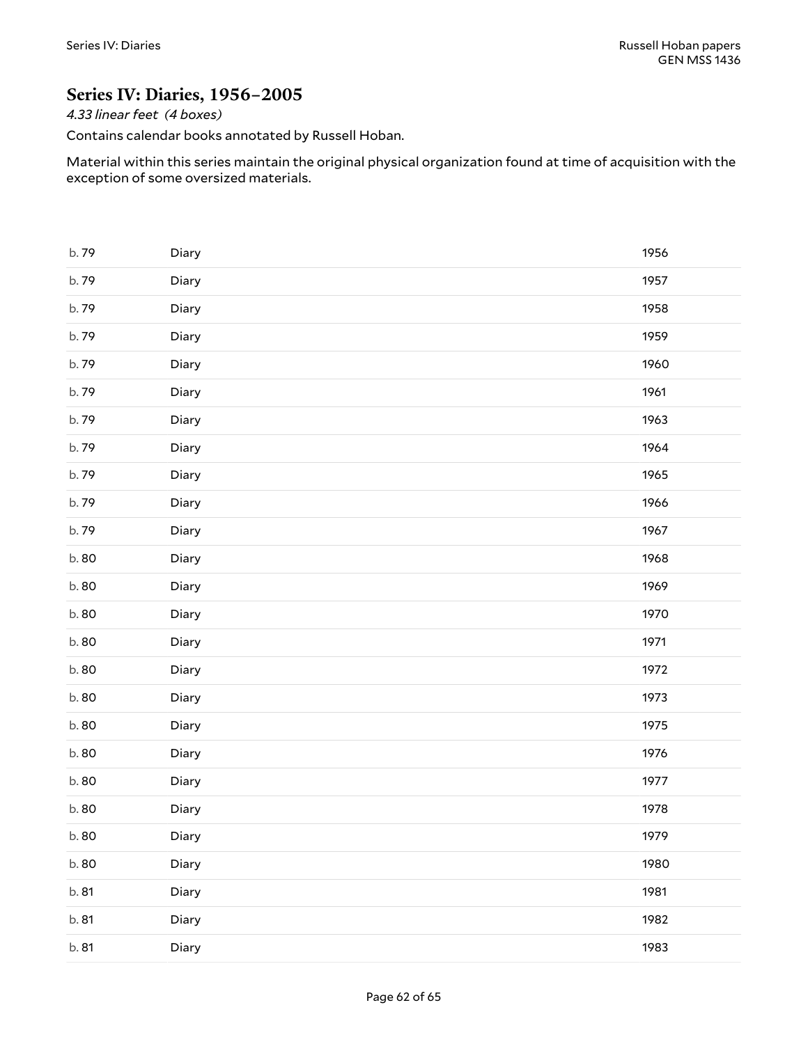## Series IV: Diaries, 1956–2005

*4.33 linear feet (4 boxes)*

Contains calendar books annotated by Russell Hoban.

Material within this series maintain the original physical organization found at time of acquisition with the exception of some oversized materials.

| | | |
|---|---|---|
| b. 79 | Diary | 1956 |
| b. 79 | Diary | 1957 |
| b. 79 | Diary | 1958 |
| b. 79 | Diary | 1959 |
| b. 79 | Diary | 1960 |
| b. 79 | Diary | 1961 |
| b. 79 | Diary | 1963 |
| b. 79 | Diary | 1964 |
| b. 79 | Diary | 1965 |
| b. 79 | Diary | 1966 |
| b. 79 | Diary | 1967 |
| b. 80 | Diary | 1968 |
| b. 80 | Diary | 1969 |
| b. 80 | Diary | 1970 |
| b. 80 | Diary | 1971 |
| b. 80 | Diary | 1972 |
| b. 80 | Diary | 1973 |
| b. 80 | Diary | 1975 |
| b. 80 | Diary | 1976 |
| b. 80 | Diary | 1977 |
| b. 80 | Diary | 1978 |
| b. 80 | Diary | 1979 |
| b. 80 | Diary | 1980 |
| b. 81 | Diary | 1981 |
| b. 81 | Diary | 1982 |
| b. 81 | Diary | 1983 |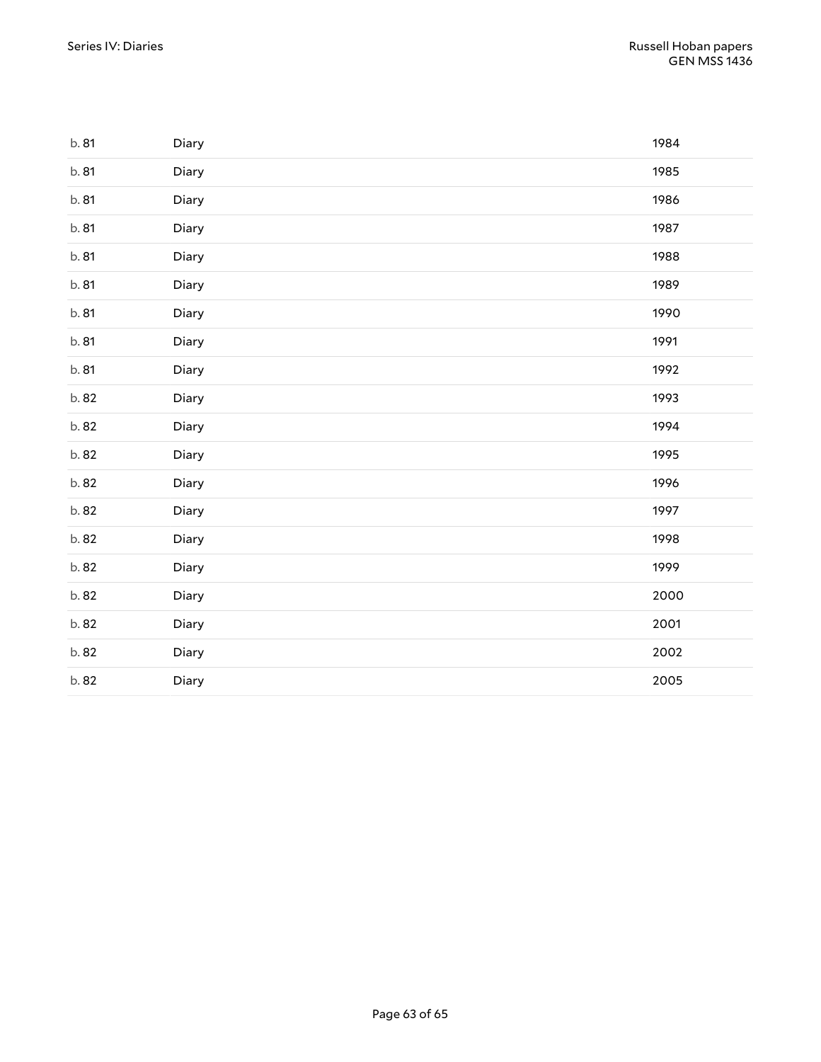| | | |
|---|---|---|
| b. 81 | Diary | 1984 |
| b. 81 | Diary | 1985 |
| b. 81 | Diary | 1986 |
| b. 81 | Diary | 1987 |
| b. 81 | Diary | 1988 |
| b. 81 | Diary | 1989 |
| b. 81 | Diary | 1990 |
| b. 81 | Diary | 1991 |
| b. 81 | Diary | 1992 |
| b. 82 | Diary | 1993 |
| b. 82 | Diary | 1994 |
| b. 82 | Diary | 1995 |
| b. 82 | Diary | 1996 |
| b. 82 | Diary | 1997 |
| b. 82 | Diary | 1998 |
| b. 82 | Diary | 1999 |
| b. 82 | Diary | 2000 |
| b. 82 | Diary | 2001 |
| b. 82 | Diary | 2002 |
| b. 82 | Diary | 2005 |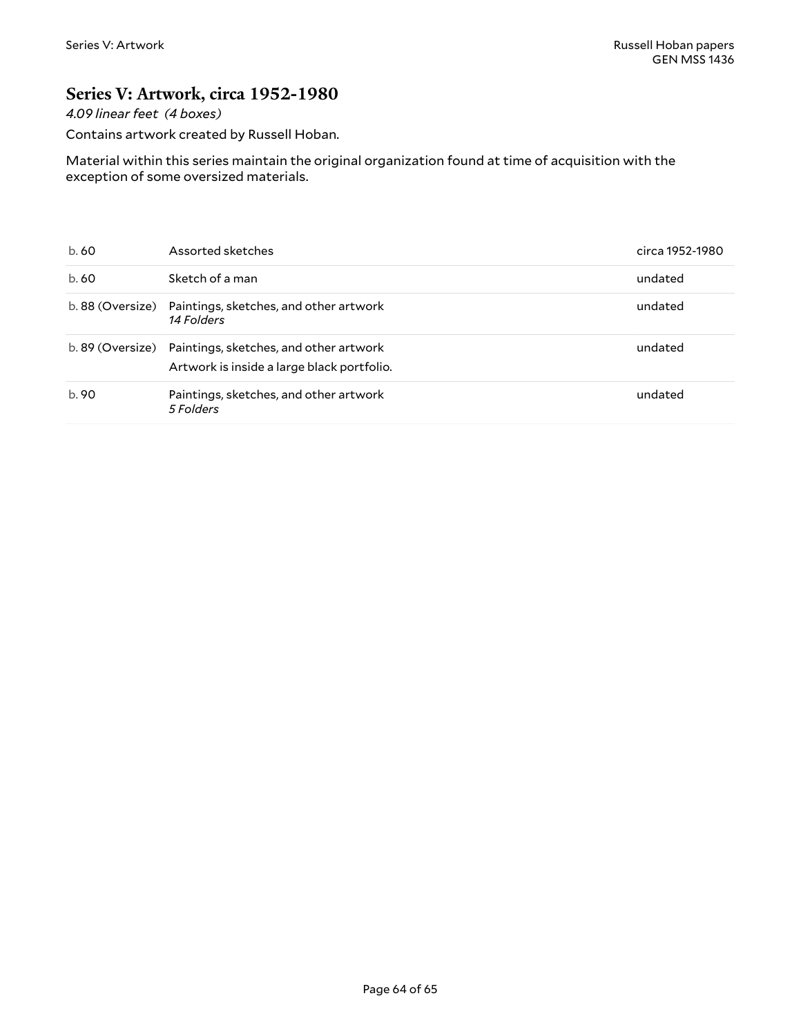## Series V: Artwork, circa 1952-1980

*4.09 linear feet (4 boxes)*

Contains artwork created by Russell Hoban.

Material within this series maintain the original organization found at time of acquisition with the exception of some oversized materials.

| | | |
|---|---|---|
| b. 60 | Assorted sketches | circa 1952-1980 |
| b. 60 | Sketch of a man | undated |
| b. 88 (Oversize) | Paintings, sketches, and other artwork<br>*14 Folders* | undated |
| b. 89 (Oversize) | Paintings, sketches, and other artwork<br>Artwork is inside a large black portfolio. | undated |
| b. 90 | Paintings, sketches, and other artwork<br>*5 Folders* | undated |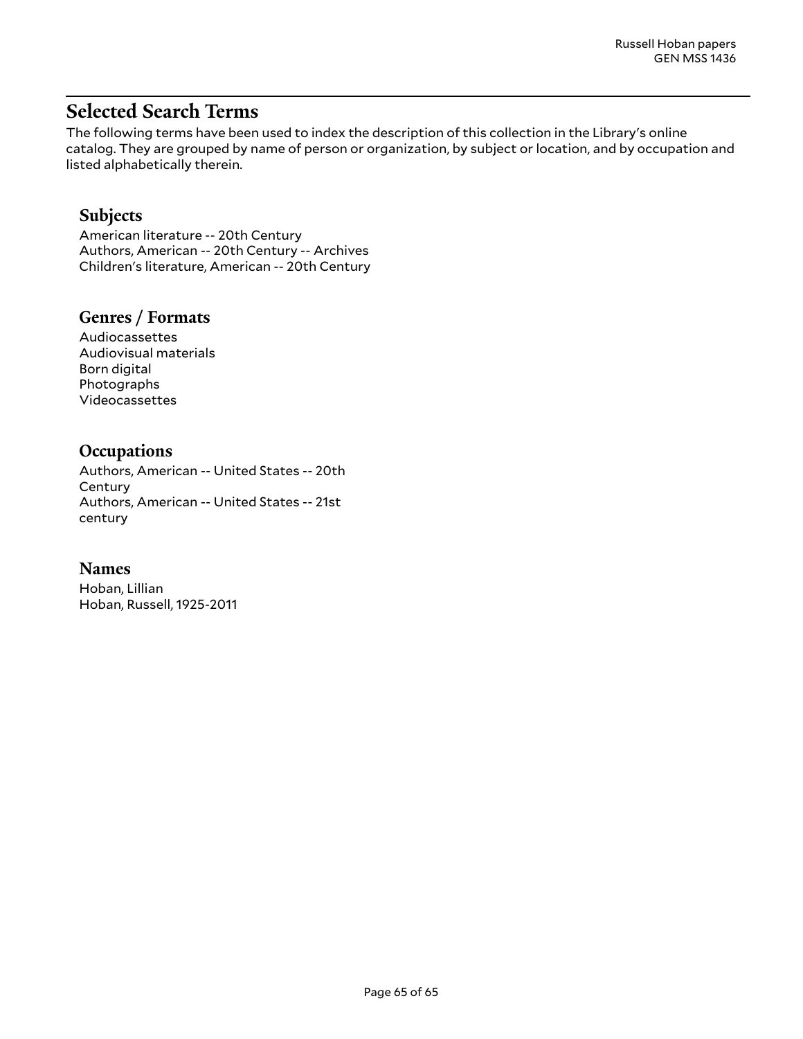## Selected Search Terms

The following terms have been used to index the description of this collection in the Library's online catalog. They are grouped by name of person or organization, by subject or location, and by occupation and listed alphabetically therein.

### Subjects

American literature -- 20th Century
Authors, American -- 20th Century -- Archives
Children's literature, American -- 20th Century

### Genres / Formats

Audiocassettes
Audiovisual materials
Born digital
Photographs
Videocassettes

### Occupations

Authors, American -- United States -- 20th Century
Authors, American -- United States -- 21st century

### Names

Hoban, Lillian
Hoban, Russell, 1925-2011